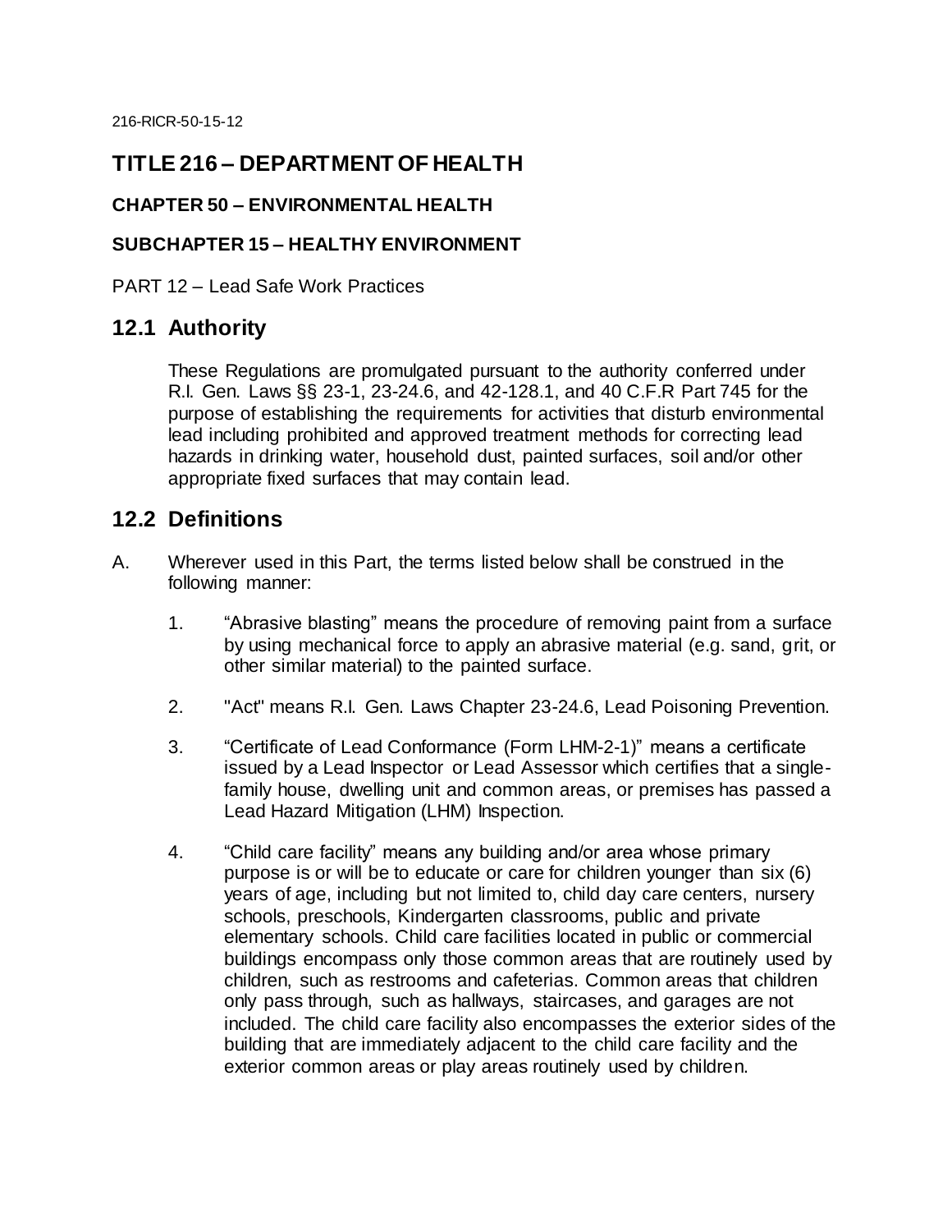216-RICR-50-15-12

# TITLE 216 – DEPARTMENT OF HEALTH

### CHAPTER 50 – ENVIRONMENTAL HEALTH

### SUBCHAPTER 15 – HEALTHY ENVIRONMENT

PART 12 – Lead Safe Work Practices

## 12.1 Authority

These Regulations are promulgated pursuant to the authority conferred under R.I. Gen. Laws §§ 23-1, 23-24.6, and 42-128.1, and 40 C.F.R Part 745 for the purpose of establishing the requirements for activities that disturb environmental lead including prohibited and approved treatment methods for correcting lead hazards in drinking water, household dust, painted surfaces, soil and/or other appropriate fixed surfaces that may contain lead.

## 12.2 Definitions

A. Wherever used in this Part, the terms listed below shall be construed in the following manner:

1. "Abrasive blasting" means the procedure of removing paint from a surface by using mechanical force to apply an abrasive material (e.g. sand, grit, or other similar material) to the painted surface.

2. "Act" means R.I. Gen. Laws Chapter 23-24.6, Lead Poisoning Prevention.

3. "Certificate of Lead Conformance (Form LHM-2-1)" means a certificate issued by a Lead Inspector or Lead Assessor which certifies that a single-family house, dwelling unit and common areas, or premises has passed a Lead Hazard Mitigation (LHM) Inspection.

4. "Child care facility" means any building and/or area whose primary purpose is or will be to educate or care for children younger than six (6) years of age, including but not limited to, child day care centers, nursery schools, preschools, Kindergarten classrooms, public and private elementary schools. Child care facilities located in public or commercial buildings encompass only those common areas that are routinely used by children, such as restrooms and cafeterias. Common areas that children only pass through, such as hallways, staircases, and garages are not included. The child care facility also encompasses the exterior sides of the building that are immediately adjacent to the child care facility and the exterior common areas or play areas routinely used by children.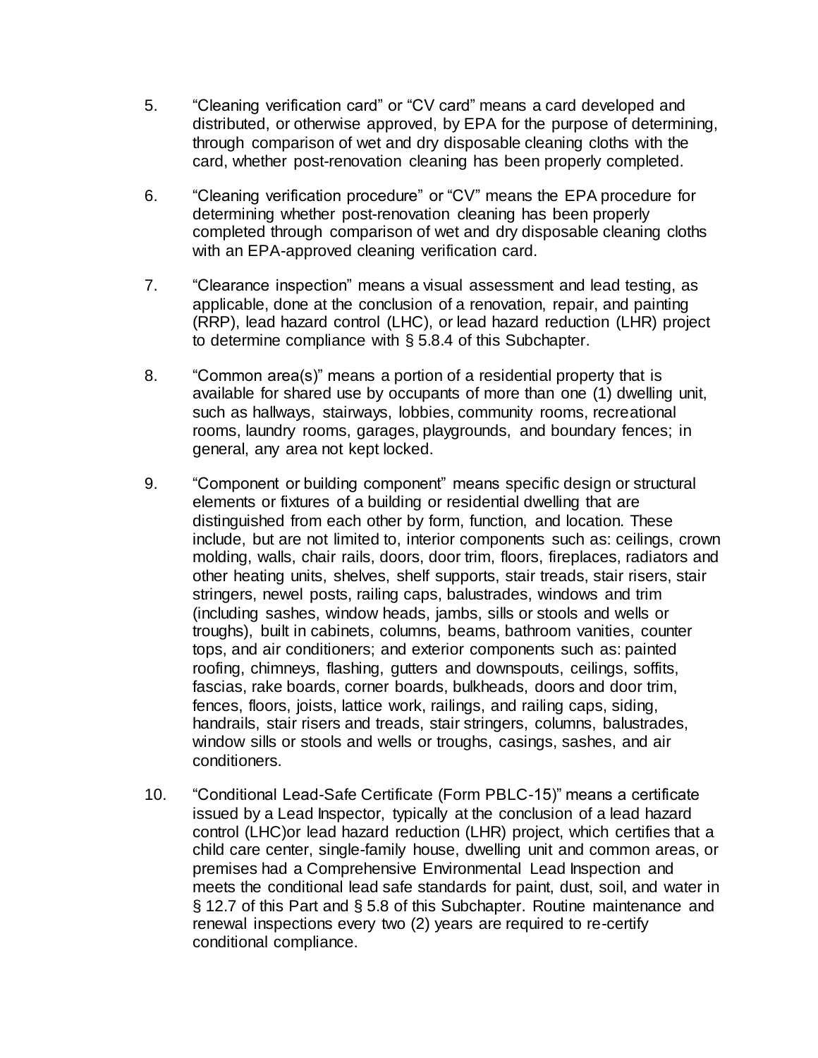5. "Cleaning verification card" or "CV card" means a card developed and distributed, or otherwise approved, by EPA for the purpose of determining, through comparison of wet and dry disposable cleaning cloths with the card, whether post-renovation cleaning has been properly completed.

6. "Cleaning verification procedure" or "CV" means the EPA procedure for determining whether post-renovation cleaning has been properly completed through comparison of wet and dry disposable cleaning cloths with an EPA-approved cleaning verification card.

7. "Clearance inspection" means a visual assessment and lead testing, as applicable, done at the conclusion of a renovation, repair, and painting (RRP), lead hazard control (LHC), or lead hazard reduction (LHR) project to determine compliance with § 5.8.4 of this Subchapter.

8. "Common area(s)" means a portion of a residential property that is available for shared use by occupants of more than one (1) dwelling unit, such as hallways, stairways, lobbies, community rooms, recreational rooms, laundry rooms, garages, playgrounds, and boundary fences; in general, any area not kept locked.

9. "Component or building component" means specific design or structural elements or fixtures of a building or residential dwelling that are distinguished from each other by form, function, and location. These include, but are not limited to, interior components such as: ceilings, crown molding, walls, chair rails, doors, door trim, floors, fireplaces, radiators and other heating units, shelves, shelf supports, stair treads, stair risers, stair stringers, newel posts, railing caps, balustrades, windows and trim (including sashes, window heads, jambs, sills or stools and wells or troughs), built in cabinets, columns, beams, bathroom vanities, counter tops, and air conditioners; and exterior components such as: painted roofing, chimneys, flashing, gutters and downspouts, ceilings, soffits, fascias, rake boards, corner boards, bulkheads, doors and door trim, fences, floors, joists, lattice work, railings, and railing caps, siding, handrails, stair risers and treads, stair stringers, columns, balustrades, window sills or stools and wells or troughs, casings, sashes, and air conditioners.

10. "Conditional Lead-Safe Certificate (Form PBLC-15)" means a certificate issued by a Lead Inspector, typically at the conclusion of a lead hazard control (LHC)or lead hazard reduction (LHR) project, which certifies that a child care center, single-family house, dwelling unit and common areas, or premises had a Comprehensive Environmental Lead Inspection and meets the conditional lead safe standards for paint, dust, soil, and water in § 12.7 of this Part and § 5.8 of this Subchapter. Routine maintenance and renewal inspections every two (2) years are required to re-certify conditional compliance.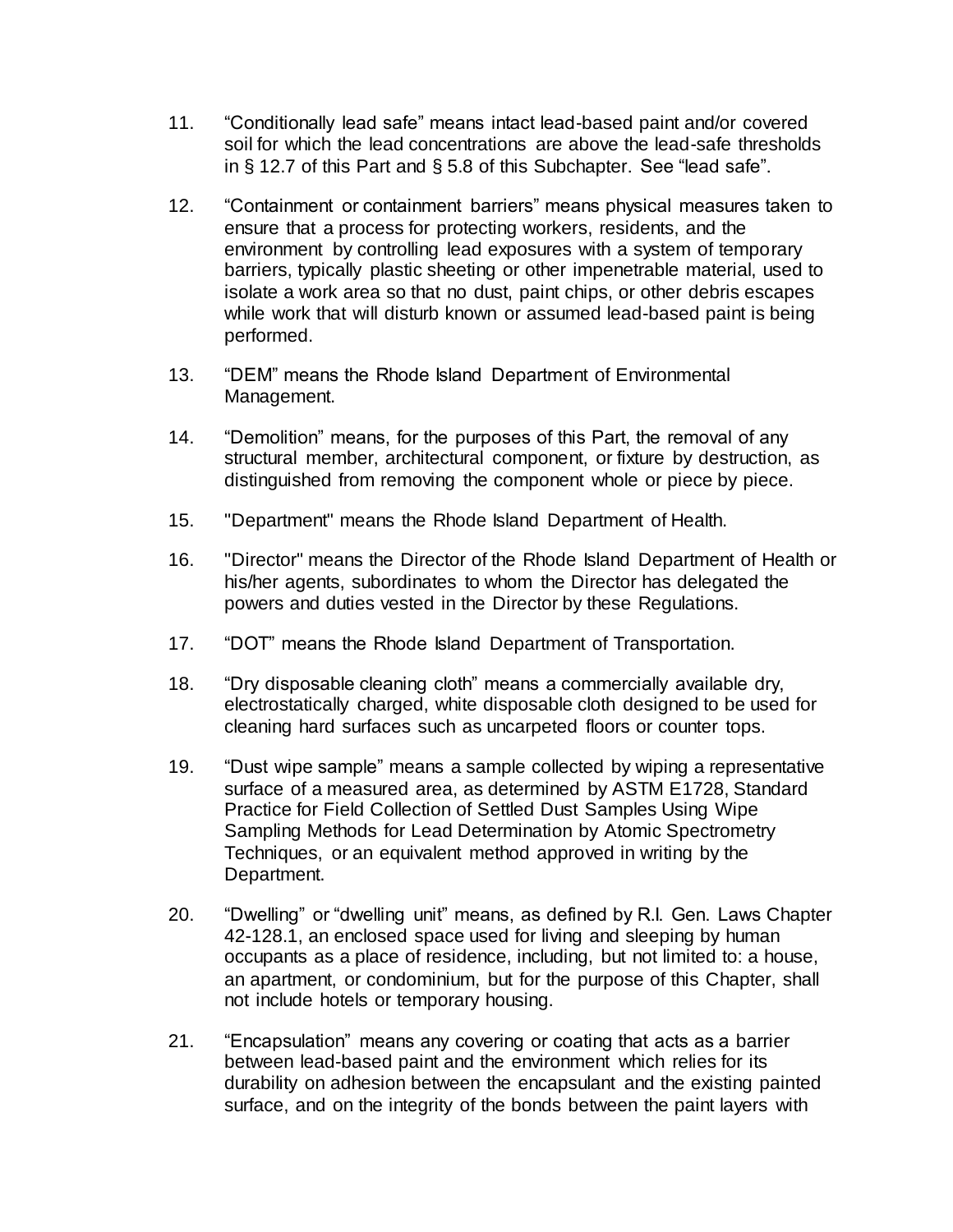11. "Conditionally lead safe" means intact lead-based paint and/or covered soil for which the lead concentrations are above the lead-safe thresholds in § 12.7 of this Part and § 5.8 of this Subchapter. See "lead safe".

12. "Containment or containment barriers" means physical measures taken to ensure that a process for protecting workers, residents, and the environment by controlling lead exposures with a system of temporary barriers, typically plastic sheeting or other impenetrable material, used to isolate a work area so that no dust, paint chips, or other debris escapes while work that will disturb known or assumed lead-based paint is being performed.

13. "DEM" means the Rhode Island Department of Environmental Management.

14. "Demolition" means, for the purposes of this Part, the removal of any structural member, architectural component, or fixture by destruction, as distinguished from removing the component whole or piece by piece.

15. "Department" means the Rhode Island Department of Health.

16. "Director" means the Director of the Rhode Island Department of Health or his/her agents, subordinates to whom the Director has delegated the powers and duties vested in the Director by these Regulations.

17. "DOT" means the Rhode Island Department of Transportation.

18. "Dry disposable cleaning cloth" means a commercially available dry, electrostatically charged, white disposable cloth designed to be used for cleaning hard surfaces such as uncarpeted floors or counter tops.

19. "Dust wipe sample" means a sample collected by wiping a representative surface of a measured area, as determined by ASTM E1728, Standard Practice for Field Collection of Settled Dust Samples Using Wipe Sampling Methods for Lead Determination by Atomic Spectrometry Techniques, or an equivalent method approved in writing by the Department.

20. "Dwelling" or "dwelling unit" means, as defined by R.I. Gen. Laws Chapter 42-128.1, an enclosed space used for living and sleeping by human occupants as a place of residence, including, but not limited to: a house, an apartment, or condominium, but for the purpose of this Chapter, shall not include hotels or temporary housing.

21. "Encapsulation" means any covering or coating that acts as a barrier between lead-based paint and the environment which relies for its durability on adhesion between the encapsulant and the existing painted surface, and on the integrity of the bonds between the paint layers with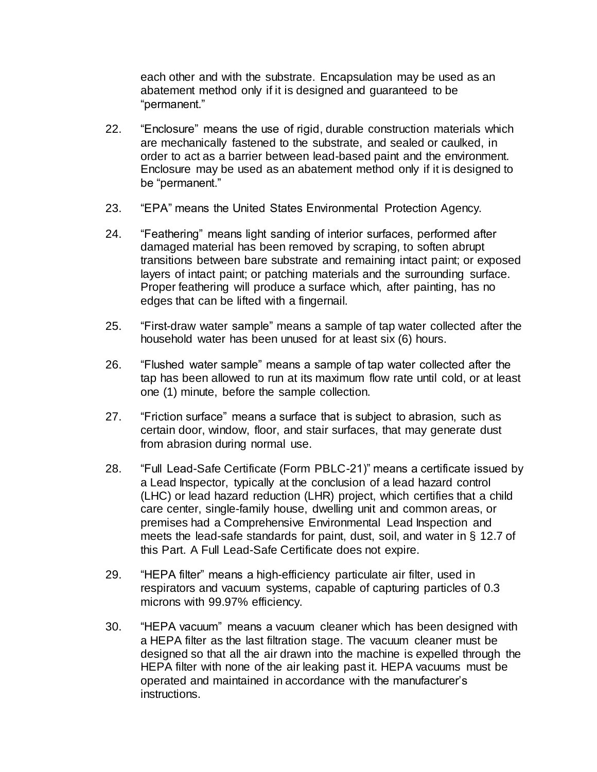each other and with the substrate. Encapsulation may be used as an abatement method only if it is designed and guaranteed to be "permanent."

22. "Enclosure" means the use of rigid, durable construction materials which are mechanically fastened to the substrate, and sealed or caulked, in order to act as a barrier between lead-based paint and the environment. Enclosure may be used as an abatement method only if it is designed to be "permanent."

23. "EPA" means the United States Environmental Protection Agency.

24. "Feathering" means light sanding of interior surfaces, performed after damaged material has been removed by scraping, to soften abrupt transitions between bare substrate and remaining intact paint; or exposed layers of intact paint; or patching materials and the surrounding surface. Proper feathering will produce a surface which, after painting, has no edges that can be lifted with a fingernail.

25. "First-draw water sample" means a sample of tap water collected after the household water has been unused for at least six (6) hours.

26. "Flushed water sample" means a sample of tap water collected after the tap has been allowed to run at its maximum flow rate until cold, or at least one (1) minute, before the sample collection.

27. "Friction surface" means a surface that is subject to abrasion, such as certain door, window, floor, and stair surfaces, that may generate dust from abrasion during normal use.

28. "Full Lead-Safe Certificate (Form PBLC-21)" means a certificate issued by a Lead Inspector, typically at the conclusion of a lead hazard control (LHC) or lead hazard reduction (LHR) project, which certifies that a child care center, single-family house, dwelling unit and common areas, or premises had a Comprehensive Environmental Lead Inspection and meets the lead-safe standards for paint, dust, soil, and water in § 12.7 of this Part. A Full Lead-Safe Certificate does not expire.

29. "HEPA filter" means a high-efficiency particulate air filter, used in respirators and vacuum systems, capable of capturing particles of 0.3 microns with 99.97% efficiency.

30. "HEPA vacuum" means a vacuum cleaner which has been designed with a HEPA filter as the last filtration stage. The vacuum cleaner must be designed so that all the air drawn into the machine is expelled through the HEPA filter with none of the air leaking past it. HEPA vacuums must be operated and maintained in accordance with the manufacturer's instructions.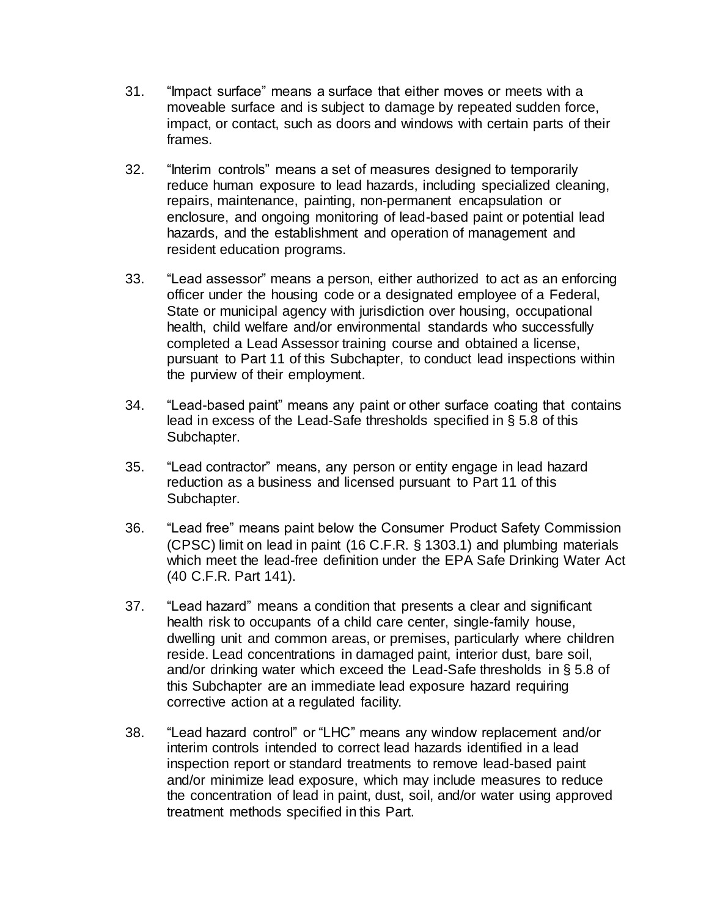31. "Impact surface" means a surface that either moves or meets with a moveable surface and is subject to damage by repeated sudden force, impact, or contact, such as doors and windows with certain parts of their frames.

32. "Interim controls" means a set of measures designed to temporarily reduce human exposure to lead hazards, including specialized cleaning, repairs, maintenance, painting, non-permanent encapsulation or enclosure, and ongoing monitoring of lead-based paint or potential lead hazards, and the establishment and operation of management and resident education programs.

33. "Lead assessor" means a person, either authorized to act as an enforcing officer under the housing code or a designated employee of a Federal, State or municipal agency with jurisdiction over housing, occupational health, child welfare and/or environmental standards who successfully completed a Lead Assessor training course and obtained a license, pursuant to Part 11 of this Subchapter, to conduct lead inspections within the purview of their employment.

34. "Lead-based paint" means any paint or other surface coating that contains lead in excess of the Lead-Safe thresholds specified in § 5.8 of this Subchapter.

35. "Lead contractor" means, any person or entity engage in lead hazard reduction as a business and licensed pursuant to Part 11 of this Subchapter.

36. "Lead free" means paint below the Consumer Product Safety Commission (CPSC) limit on lead in paint (16 C.F.R. § 1303.1) and plumbing materials which meet the lead-free definition under the EPA Safe Drinking Water Act (40 C.F.R. Part 141).

37. "Lead hazard" means a condition that presents a clear and significant health risk to occupants of a child care center, single-family house, dwelling unit and common areas, or premises, particularly where children reside. Lead concentrations in damaged paint, interior dust, bare soil, and/or drinking water which exceed the Lead-Safe thresholds in § 5.8 of this Subchapter are an immediate lead exposure hazard requiring corrective action at a regulated facility.

38. "Lead hazard control" or "LHC" means any window replacement and/or interim controls intended to correct lead hazards identified in a lead inspection report or standard treatments to remove lead-based paint and/or minimize lead exposure, which may include measures to reduce the concentration of lead in paint, dust, soil, and/or water using approved treatment methods specified in this Part.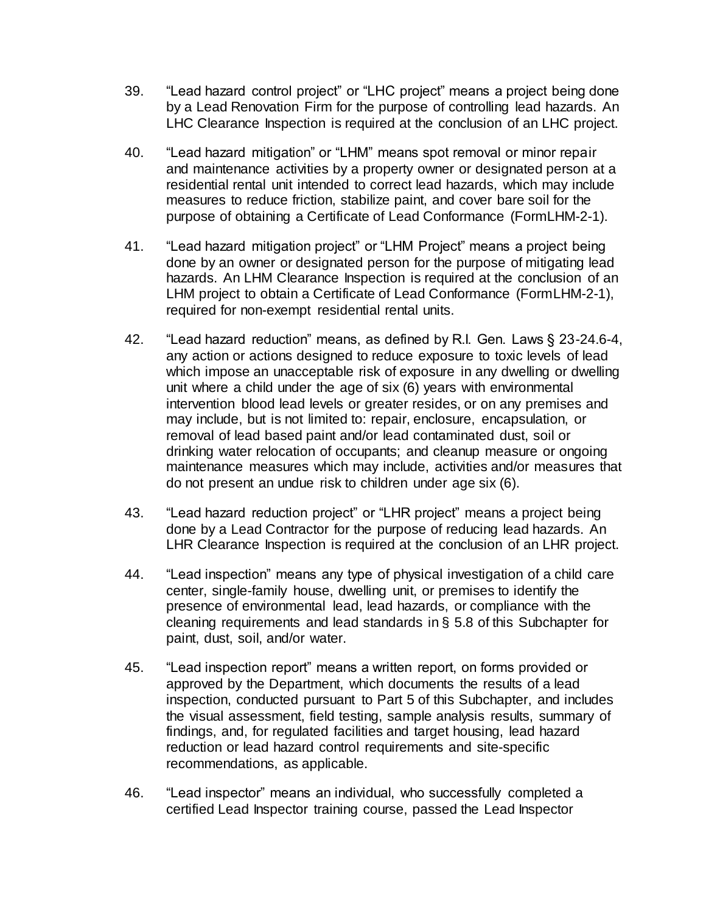39. "Lead hazard control project" or "LHC project" means a project being done by a Lead Renovation Firm for the purpose of controlling lead hazards. An LHC Clearance Inspection is required at the conclusion of an LHC project.

40. "Lead hazard mitigation" or "LHM" means spot removal or minor repair and maintenance activities by a property owner or designated person at a residential rental unit intended to correct lead hazards, which may include measures to reduce friction, stabilize paint, and cover bare soil for the purpose of obtaining a Certificate of Lead Conformance (FormLHM-2-1).

41. "Lead hazard mitigation project" or "LHM Project" means a project being done by an owner or designated person for the purpose of mitigating lead hazards. An LHM Clearance Inspection is required at the conclusion of an LHM project to obtain a Certificate of Lead Conformance (FormLHM-2-1), required for non-exempt residential rental units.

42. "Lead hazard reduction" means, as defined by R.I. Gen. Laws § 23-24.6-4, any action or actions designed to reduce exposure to toxic levels of lead which impose an unacceptable risk of exposure in any dwelling or dwelling unit where a child under the age of six (6) years with environmental intervention blood lead levels or greater resides, or on any premises and may include, but is not limited to: repair, enclosure, encapsulation, or removal of lead based paint and/or lead contaminated dust, soil or drinking water relocation of occupants; and cleanup measure or ongoing maintenance measures which may include, activities and/or measures that do not present an undue risk to children under age six (6).

43. "Lead hazard reduction project" or "LHR project" means a project being done by a Lead Contractor for the purpose of reducing lead hazards. An LHR Clearance Inspection is required at the conclusion of an LHR project.

44. "Lead inspection" means any type of physical investigation of a child care center, single-family house, dwelling unit, or premises to identify the presence of environmental lead, lead hazards, or compliance with the cleaning requirements and lead standards in § 5.8 of this Subchapter for paint, dust, soil, and/or water.

45. "Lead inspection report" means a written report, on forms provided or approved by the Department, which documents the results of a lead inspection, conducted pursuant to Part 5 of this Subchapter, and includes the visual assessment, field testing, sample analysis results, summary of findings, and, for regulated facilities and target housing, lead hazard reduction or lead hazard control requirements and site-specific recommendations, as applicable.

46. "Lead inspector" means an individual, who successfully completed a certified Lead Inspector training course, passed the Lead Inspector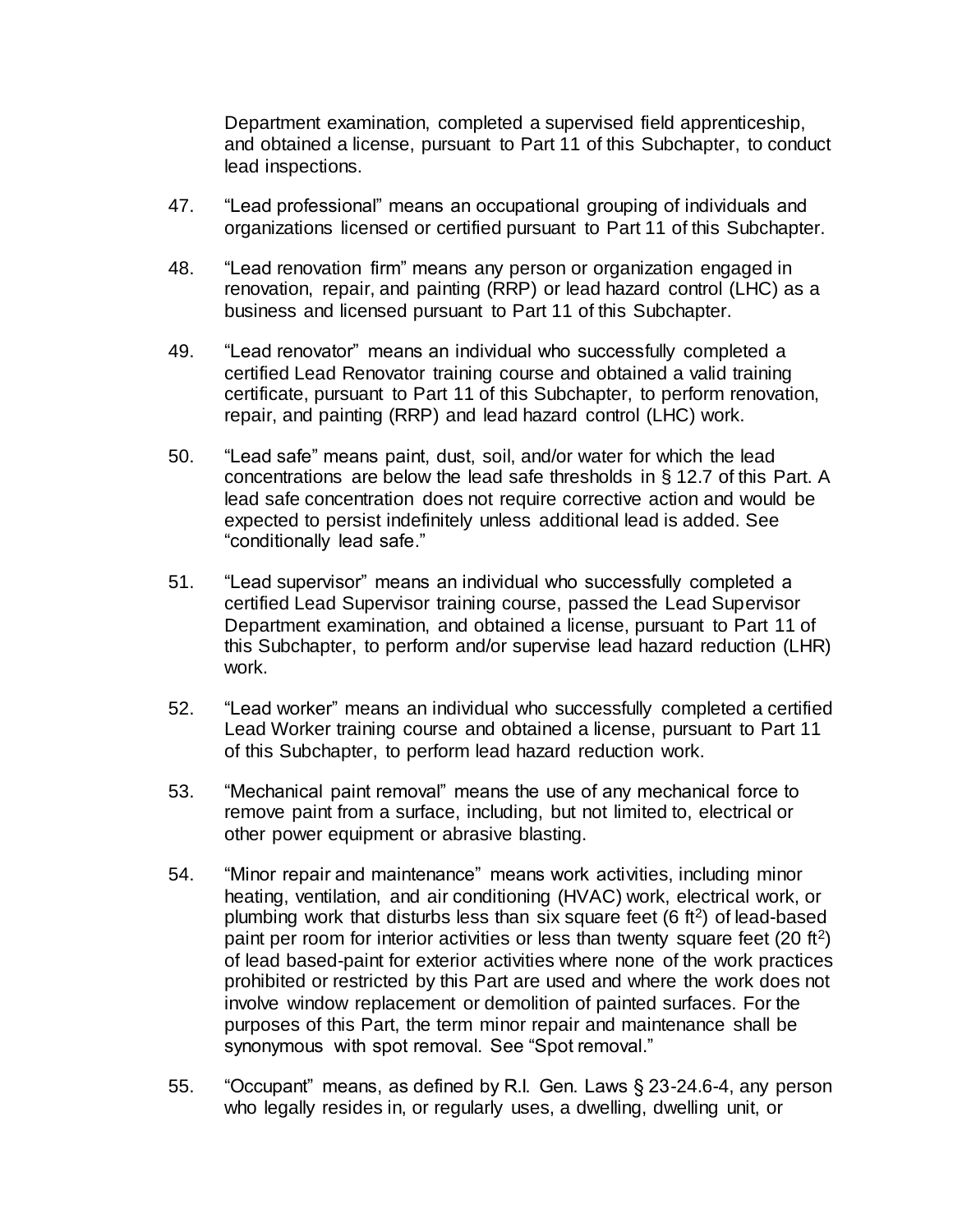Department examination, completed a supervised field apprenticeship, and obtained a license, pursuant to Part 11 of this Subchapter, to conduct lead inspections.

47. "Lead professional" means an occupational grouping of individuals and organizations licensed or certified pursuant to Part 11 of this Subchapter.

48. "Lead renovation firm" means any person or organization engaged in renovation, repair, and painting (RRP) or lead hazard control (LHC) as a business and licensed pursuant to Part 11 of this Subchapter.

49. "Lead renovator" means an individual who successfully completed a certified Lead Renovator training course and obtained a valid training certificate, pursuant to Part 11 of this Subchapter, to perform renovation, repair, and painting (RRP) and lead hazard control (LHC) work.

50. "Lead safe" means paint, dust, soil, and/or water for which the lead concentrations are below the lead safe thresholds in § 12.7 of this Part. A lead safe concentration does not require corrective action and would be expected to persist indefinitely unless additional lead is added. See "conditionally lead safe."

51. "Lead supervisor" means an individual who successfully completed a certified Lead Supervisor training course, passed the Lead Supervisor Department examination, and obtained a license, pursuant to Part 11 of this Subchapter, to perform and/or supervise lead hazard reduction (LHR) work.

52. "Lead worker" means an individual who successfully completed a certified Lead Worker training course and obtained a license, pursuant to Part 11 of this Subchapter, to perform lead hazard reduction work.

53. "Mechanical paint removal" means the use of any mechanical force to remove paint from a surface, including, but not limited to, electrical or other power equipment or abrasive blasting.

54. "Minor repair and maintenance" means work activities, including minor heating, ventilation, and air conditioning (HVAC) work, electrical work, or plumbing work that disturbs less than six square feet (6 $ft^2$) of lead-based paint per room for interior activities or less than twenty square feet (20 $ft^2$) of lead based-paint for exterior activities where none of the work practices prohibited or restricted by this Part are used and where the work does not involve window replacement or demolition of painted surfaces. For the purposes of this Part, the term minor repair and maintenance shall be synonymous with spot removal. See "Spot removal."

55. "Occupant" means, as defined by R.I. Gen. Laws § 23-24.6-4, any person who legally resides in, or regularly uses, a dwelling, dwelling unit, or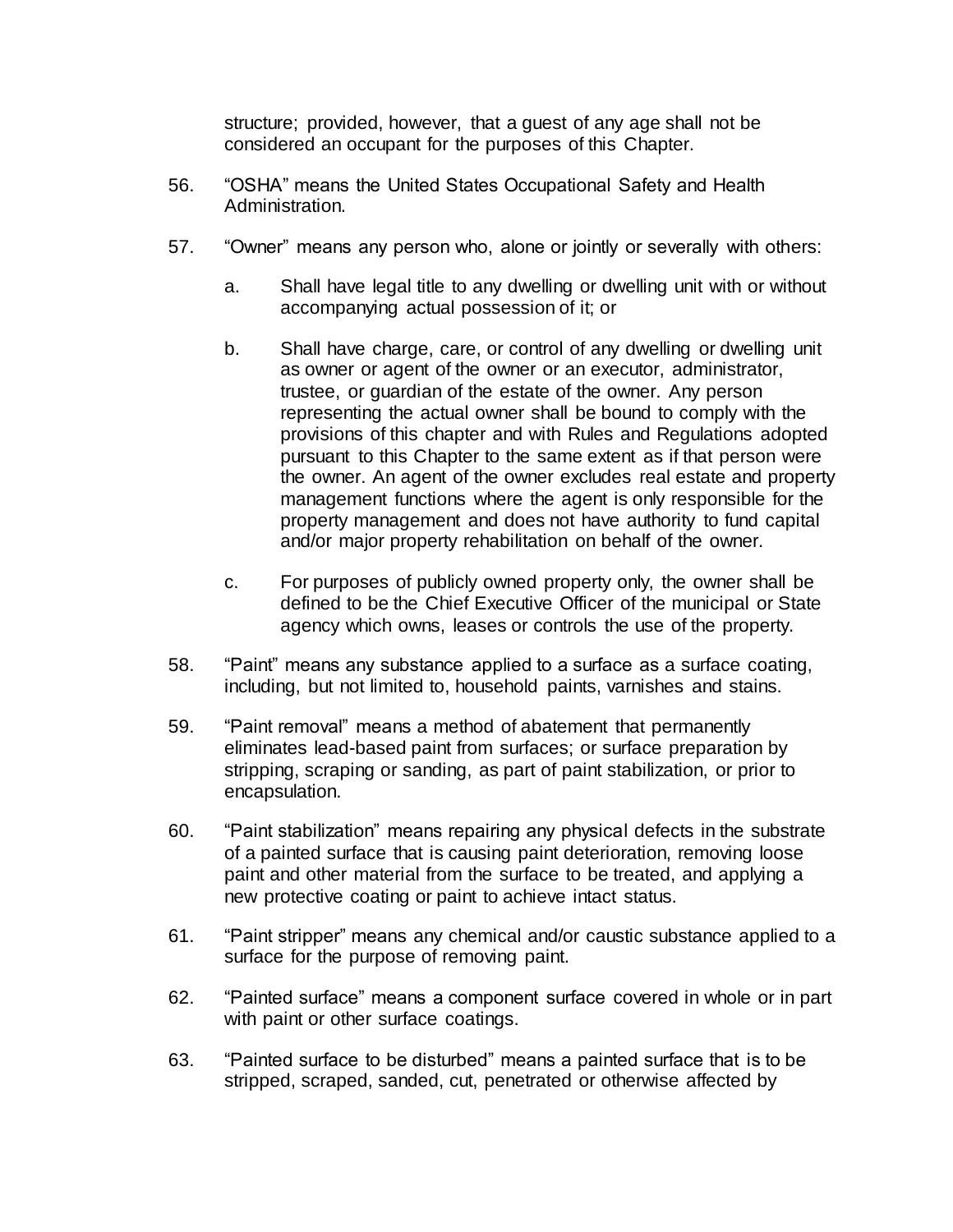structure; provided, however, that a guest of any age shall not be considered an occupant for the purposes of this Chapter.

56. "OSHA" means the United States Occupational Safety and Health Administration.

57. "Owner" means any person who, alone or jointly or severally with others:

    a. Shall have legal title to any dwelling or dwelling unit with or without accompanying actual possession of it; or

    b. Shall have charge, care, or control of any dwelling or dwelling unit as owner or agent of the owner or an executor, administrator, trustee, or guardian of the estate of the owner. Any person representing the actual owner shall be bound to comply with the provisions of this chapter and with Rules and Regulations adopted pursuant to this Chapter to the same extent as if that person were the owner. An agent of the owner excludes real estate and property management functions where the agent is only responsible for the property management and does not have authority to fund capital and/or major property rehabilitation on behalf of the owner.

    c. For purposes of publicly owned property only, the owner shall be defined to be the Chief Executive Officer of the municipal or State agency which owns, leases or controls the use of the property.

58. "Paint" means any substance applied to a surface as a surface coating, including, but not limited to, household paints, varnishes and stains.

59. "Paint removal" means a method of abatement that permanently eliminates lead-based paint from surfaces; or surface preparation by stripping, scraping or sanding, as part of paint stabilization, or prior to encapsulation.

60. "Paint stabilization" means repairing any physical defects in the substrate of a painted surface that is causing paint deterioration, removing loose paint and other material from the surface to be treated, and applying a new protective coating or paint to achieve intact status.

61. "Paint stripper" means any chemical and/or caustic substance applied to a surface for the purpose of removing paint.

62. "Painted surface" means a component surface covered in whole or in part with paint or other surface coatings.

63. "Painted surface to be disturbed" means a painted surface that is to be stripped, scraped, sanded, cut, penetrated or otherwise affected by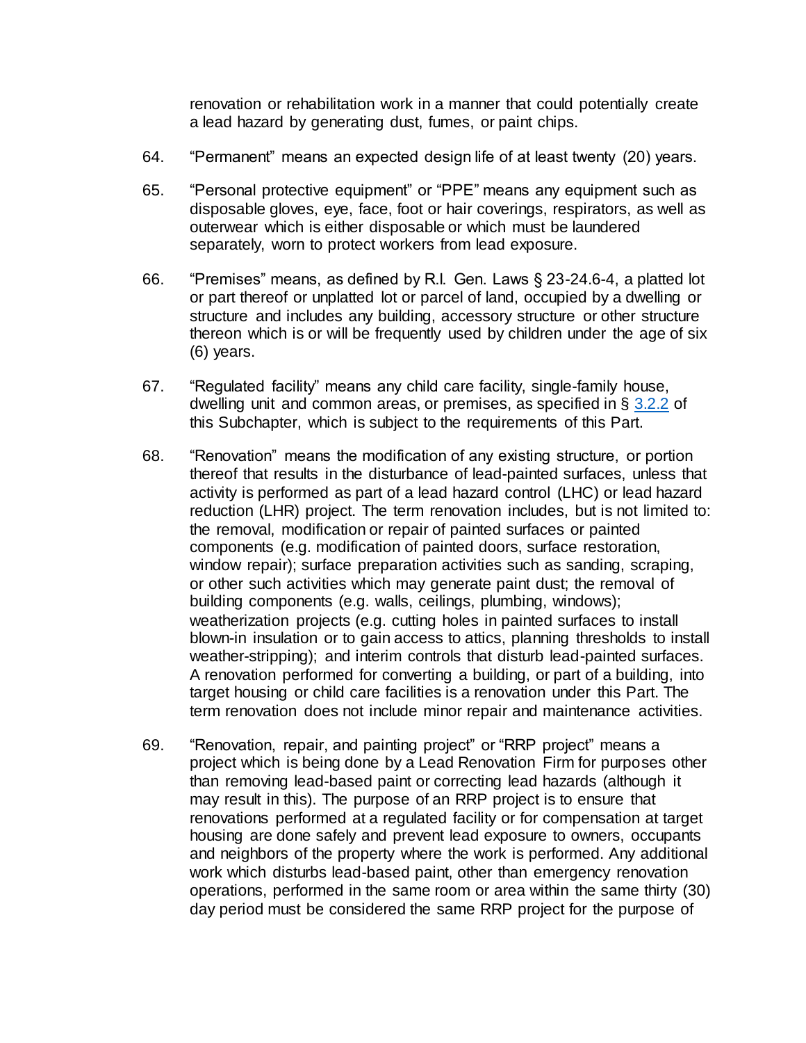renovation or rehabilitation work in a manner that could potentially create a lead hazard by generating dust, fumes, or paint chips.

64. "Permanent" means an expected design life of at least twenty (20) years.

65. "Personal protective equipment" or "PPE" means any equipment such as disposable gloves, eye, face, foot or hair coverings, respirators, as well as outerwear which is either disposable or which must be laundered separately, worn to protect workers from lead exposure.

66. "Premises" means, as defined by R.I. Gen. Laws § 23-24.6-4, a platted lot or part thereof or unplatted lot or parcel of land, occupied by a dwelling or structure and includes any building, accessory structure or other structure thereon which is or will be frequently used by children under the age of six (6) years.

67. "Regulated facility" means any child care facility, single-family house, dwelling unit and common areas, or premises, as specified in § 3.2.2 of this Subchapter, which is subject to the requirements of this Part.

68. "Renovation" means the modification of any existing structure, or portion thereof that results in the disturbance of lead-painted surfaces, unless that activity is performed as part of a lead hazard control (LHC) or lead hazard reduction (LHR) project. The term renovation includes, but is not limited to: the removal, modification or repair of painted surfaces or painted components (e.g. modification of painted doors, surface restoration, window repair); surface preparation activities such as sanding, scraping, or other such activities which may generate paint dust; the removal of building components (e.g. walls, ceilings, plumbing, windows); weatherization projects (e.g. cutting holes in painted surfaces to install blown-in insulation or to gain access to attics, planning thresholds to install weather-stripping); and interim controls that disturb lead-painted surfaces. A renovation performed for converting a building, or part of a building, into target housing or child care facilities is a renovation under this Part. The term renovation does not include minor repair and maintenance activities.

69. "Renovation, repair, and painting project" or "RRP project" means a project which is being done by a Lead Renovation Firm for purposes other than removing lead-based paint or correcting lead hazards (although it may result in this). The purpose of an RRP project is to ensure that renovations performed at a regulated facility or for compensation at target housing are done safely and prevent lead exposure to owners, occupants and neighbors of the property where the work is performed. Any additional work which disturbs lead-based paint, other than emergency renovation operations, performed in the same room or area within the same thirty (30) day period must be considered the same RRP project for the purpose of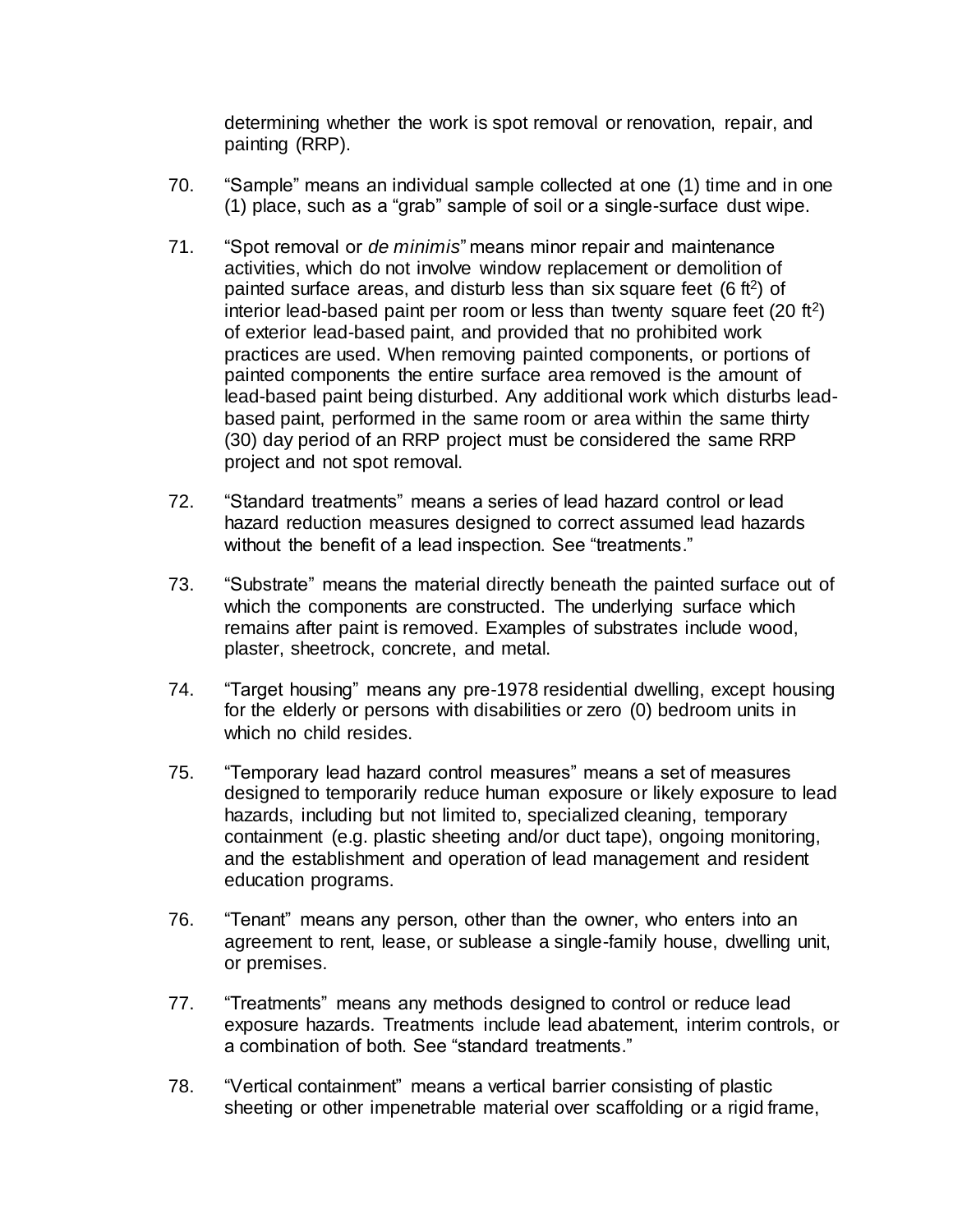determining whether the work is spot removal or renovation, repair, and painting (RRP).

70. "Sample" means an individual sample collected at one (1) time and in one (1) place, such as a "grab" sample of soil or a single-surface dust wipe.

71. "Spot removal or *de minimis*" means minor repair and maintenance activities, which do not involve window replacement or demolition of painted surface areas, and disturb less than six square feet (6 $ft^2$) of interior lead-based paint per room or less than twenty square feet (20 $ft^2$) of exterior lead-based paint, and provided that no prohibited work practices are used. When removing painted components, or portions of painted components the entire surface area removed is the amount of lead-based paint being disturbed. Any additional work which disturbs lead-based paint, performed in the same room or area within the same thirty (30) day period of an RRP project must be considered the same RRP project and not spot removal.

72. "Standard treatments" means a series of lead hazard control or lead hazard reduction measures designed to correct assumed lead hazards without the benefit of a lead inspection. See "treatments."

73. "Substrate" means the material directly beneath the painted surface out of which the components are constructed. The underlying surface which remains after paint is removed. Examples of substrates include wood, plaster, sheetrock, concrete, and metal.

74. "Target housing" means any pre-1978 residential dwelling, except housing for the elderly or persons with disabilities or zero (0) bedroom units in which no child resides.

75. "Temporary lead hazard control measures" means a set of measures designed to temporarily reduce human exposure or likely exposure to lead hazards, including but not limited to, specialized cleaning, temporary containment (e.g. plastic sheeting and/or duct tape), ongoing monitoring, and the establishment and operation of lead management and resident education programs.

76. "Tenant" means any person, other than the owner, who enters into an agreement to rent, lease, or sublease a single-family house, dwelling unit, or premises.

77. "Treatments" means any methods designed to control or reduce lead exposure hazards. Treatments include lead abatement, interim controls, or a combination of both. See "standard treatments."

78. "Vertical containment" means a vertical barrier consisting of plastic sheeting or other impenetrable material over scaffolding or a rigid frame,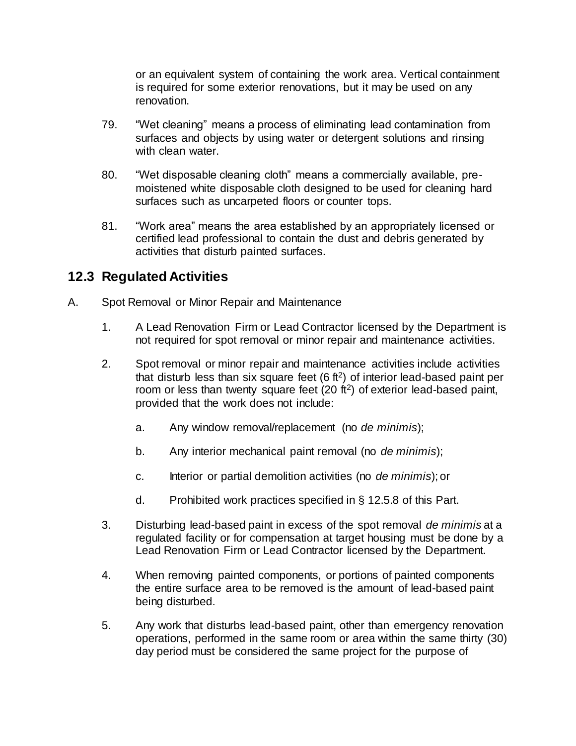or an equivalent system of containing the work area. Vertical containment is required for some exterior renovations, but it may be used on any renovation.

79. "Wet cleaning" means a process of eliminating lead contamination from surfaces and objects by using water or detergent solutions and rinsing with clean water.

80. "Wet disposable cleaning cloth" means a commercially available, pre-moistened white disposable cloth designed to be used for cleaning hard surfaces such as uncarpeted floors or counter tops.

81. "Work area" means the area established by an appropriately licensed or certified lead professional to contain the dust and debris generated by activities that disturb painted surfaces.

## 12.3 Regulated Activities

A. Spot Removal or Minor Repair and Maintenance

1. A Lead Renovation Firm or Lead Contractor licensed by the Department is not required for spot removal or minor repair and maintenance activities.

2. Spot removal or minor repair and maintenance activities include activities that disturb less than six square feet (6 $ft^2$) of interior lead-based paint per room or less than twenty square feet (20 $ft^2$) of exterior lead-based paint, provided that the work does not include:

   a. Any window removal/replacement (no *de minimis*);

   b. Any interior mechanical paint removal (no *de minimis*);

   c. Interior or partial demolition activities (no *de minimis*); or

   d. Prohibited work practices specified in § 12.5.8 of this Part.

3. Disturbing lead-based paint in excess of the spot removal *de minimis* at a regulated facility or for compensation at target housing must be done by a Lead Renovation Firm or Lead Contractor licensed by the Department.

4. When removing painted components, or portions of painted components the entire surface area to be removed is the amount of lead-based paint being disturbed.

5. Any work that disturbs lead-based paint, other than emergency renovation operations, performed in the same room or area within the same thirty (30) day period must be considered the same project for the purpose of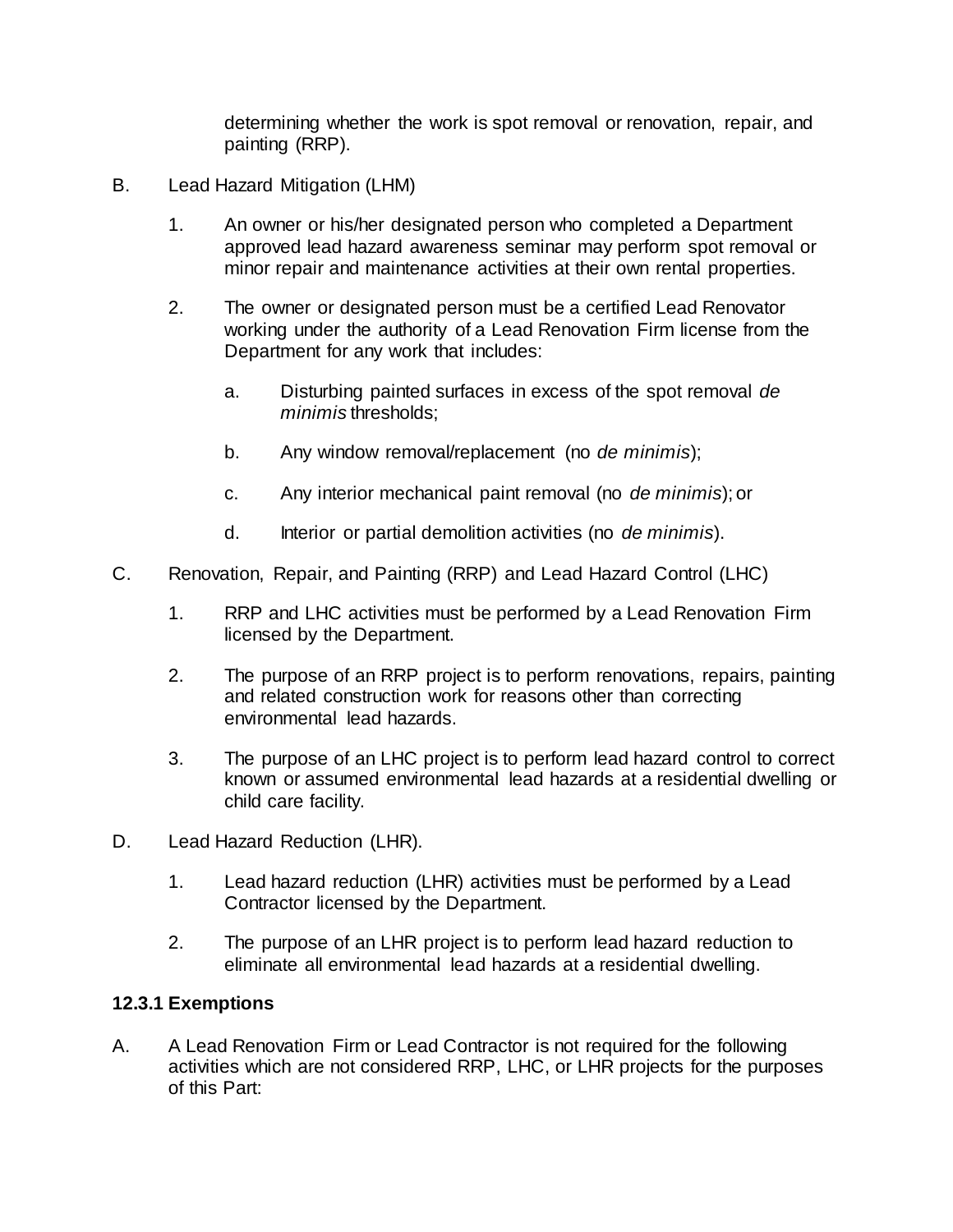determining whether the work is spot removal or renovation, repair, and painting (RRP).

B. Lead Hazard Mitigation (LHM)

1. An owner or his/her designated person who completed a Department approved lead hazard awareness seminar may perform spot removal or minor repair and maintenance activities at their own rental properties.

2. The owner or designated person must be a certified Lead Renovator working under the authority of a Lead Renovation Firm license from the Department for any work that includes:

   a. Disturbing painted surfaces in excess of the spot removal *de minimis* thresholds;

   b. Any window removal/replacement (no *de minimis*);

   c. Any interior mechanical paint removal (no *de minimis*); or

   d. Interior or partial demolition activities (no *de minimis*).

C. Renovation, Repair, and Painting (RRP) and Lead Hazard Control (LHC)

1. RRP and LHC activities must be performed by a Lead Renovation Firm licensed by the Department.

2. The purpose of an RRP project is to perform renovations, repairs, painting and related construction work for reasons other than correcting environmental lead hazards.

3. The purpose of an LHC project is to perform lead hazard control to correct known or assumed environmental lead hazards at a residential dwelling or child care facility.

D. Lead Hazard Reduction (LHR).

1. Lead hazard reduction (LHR) activities must be performed by a Lead Contractor licensed by the Department.

2. The purpose of an LHR project is to perform lead hazard reduction to eliminate all environmental lead hazards at a residential dwelling.

**12.3.1 Exemptions**

A. A Lead Renovation Firm or Lead Contractor is not required for the following activities which are not considered RRP, LHC, or LHR projects for the purposes of this Part: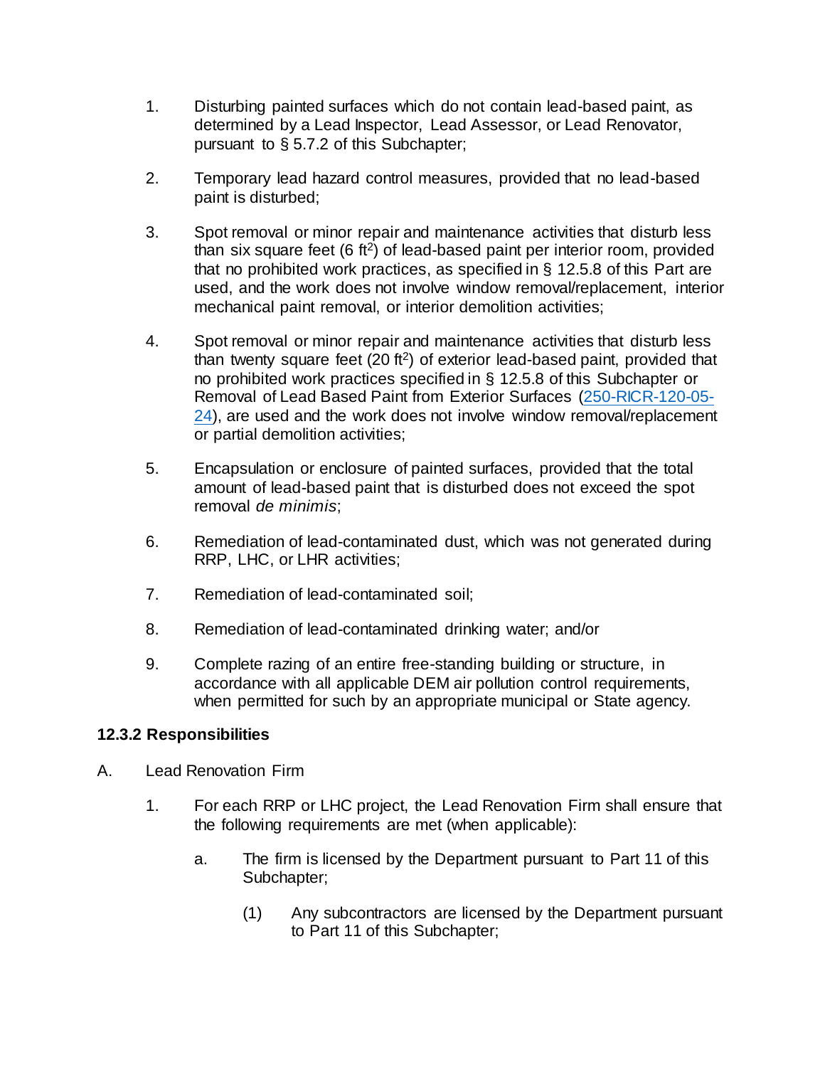1. Disturbing painted surfaces which do not contain lead-based paint, as determined by a Lead Inspector, Lead Assessor, or Lead Renovator, pursuant to § 5.7.2 of this Subchapter;

2. Temporary lead hazard control measures, provided that no lead-based paint is disturbed;

3. Spot removal or minor repair and maintenance activities that disturb less than six square feet (6 $ft^2$) of lead-based paint per interior room, provided that no prohibited work practices, as specified in § 12.5.8 of this Part are used, and the work does not involve window removal/replacement, interior mechanical paint removal, or interior demolition activities;

4. Spot removal or minor repair and maintenance activities that disturb less than twenty square feet (20 $ft^2$) of exterior lead-based paint, provided that no prohibited work practices specified in § 12.5.8 of this Subchapter or Removal of Lead Based Paint from Exterior Surfaces ([250-RICR-120-05-24](250-RICR-120-05-24)), are used and the work does not involve window removal/replacement or partial demolition activities;

5. Encapsulation or enclosure of painted surfaces, provided that the total amount of lead-based paint that is disturbed does not exceed the spot removal *de minimis*;

6. Remediation of lead-contaminated dust, which was not generated during RRP, LHC, or LHR activities;

7. Remediation of lead-contaminated soil;

8. Remediation of lead-contaminated drinking water; and/or

9. Complete razing of an entire free-standing building or structure, in accordance with all applicable DEM air pollution control requirements, when permitted for such by an appropriate municipal or State agency.

### 12.3.2 Responsibilities

A. Lead Renovation Firm

1. For each RRP or LHC project, the Lead Renovation Firm shall ensure that the following requirements are met (when applicable):

   a. The firm is licensed by the Department pursuant to Part 11 of this Subchapter;

      (1) Any subcontractors are licensed by the Department pursuant to Part 11 of this Subchapter;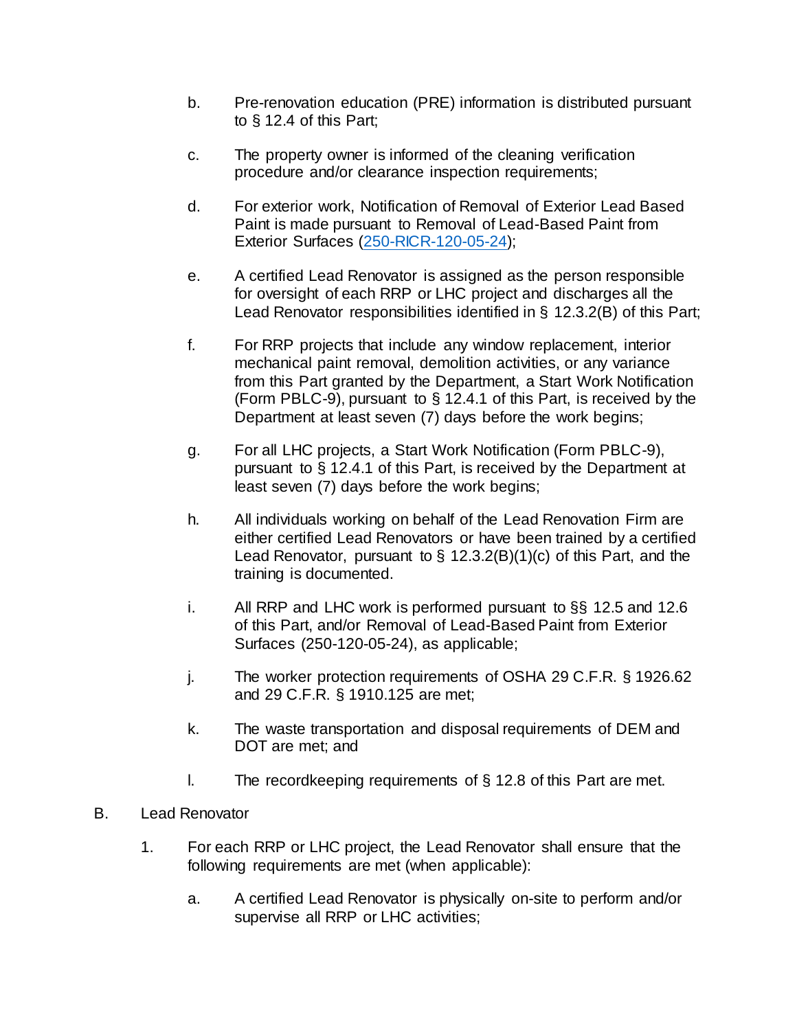b. Pre-renovation education (PRE) information is distributed pursuant to § 12.4 of this Part;

c. The property owner is informed of the cleaning verification procedure and/or clearance inspection requirements;

d. For exterior work, Notification of Removal of Exterior Lead Based Paint is made pursuant to Removal of Lead-Based Paint from Exterior Surfaces (250-RICR-120-05-24);

e. A certified Lead Renovator is assigned as the person responsible for oversight of each RRP or LHC project and discharges all the Lead Renovator responsibilities identified in § 12.3.2(B) of this Part;

f. For RRP projects that include any window replacement, interior mechanical paint removal, demolition activities, or any variance from this Part granted by the Department, a Start Work Notification (Form PBLC-9), pursuant to § 12.4.1 of this Part, is received by the Department at least seven (7) days before the work begins;

g. For all LHC projects, a Start Work Notification (Form PBLC-9), pursuant to § 12.4.1 of this Part, is received by the Department at least seven (7) days before the work begins;

h. All individuals working on behalf of the Lead Renovation Firm are either certified Lead Renovators or have been trained by a certified Lead Renovator, pursuant to § 12.3.2(B)(1)(c) of this Part, and the training is documented.

i. All RRP and LHC work is performed pursuant to §§ 12.5 and 12.6 of this Part, and/or Removal of Lead-Based Paint from Exterior Surfaces (250-120-05-24), as applicable;

j. The worker protection requirements of OSHA 29 C.F.R. § 1926.62 and 29 C.F.R. § 1910.125 are met;

k. The waste transportation and disposal requirements of DEM and DOT are met; and

l. The recordkeeping requirements of § 12.8 of this Part are met.

B. Lead Renovator

1. For each RRP or LHC project, the Lead Renovator shall ensure that the following requirements are met (when applicable):

a. A certified Lead Renovator is physically on-site to perform and/or supervise all RRP or LHC activities;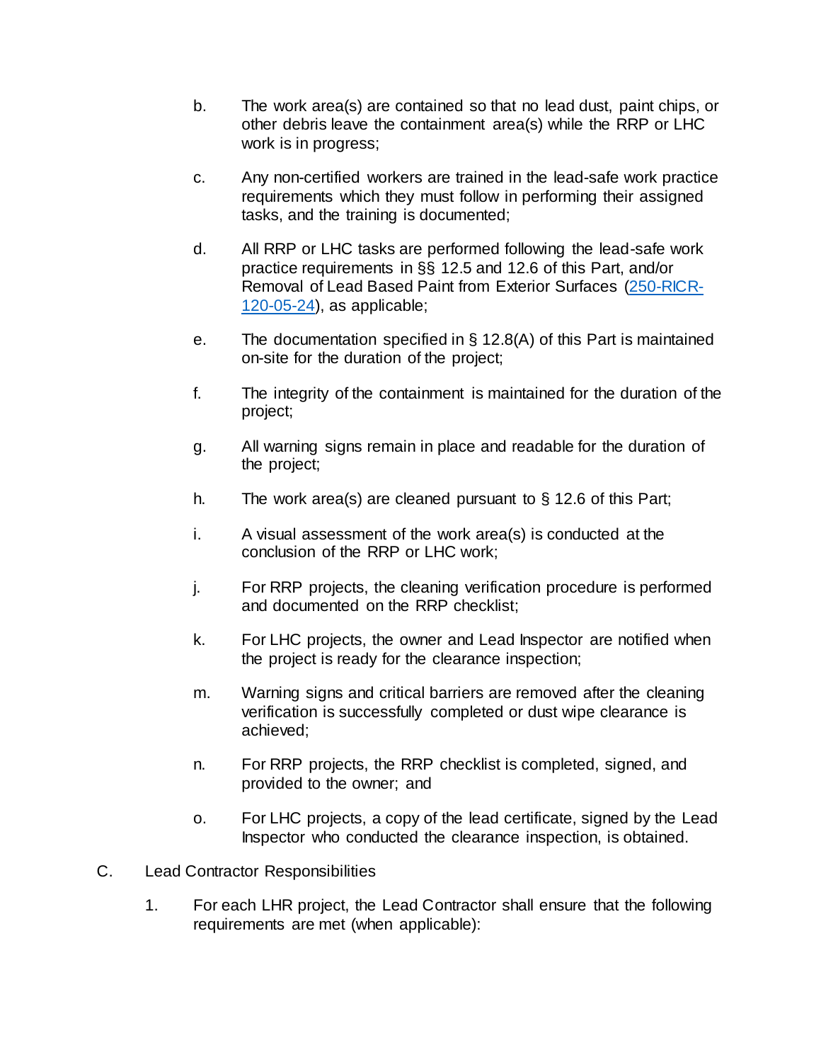b. The work area(s) are contained so that no lead dust, paint chips, or other debris leave the containment area(s) while the RRP or LHC work is in progress;

c. Any non-certified workers are trained in the lead-safe work practice requirements which they must follow in performing their assigned tasks, and the training is documented;

d. All RRP or LHC tasks are performed following the lead-safe work practice requirements in §§ 12.5 and 12.6 of this Part, and/or Removal of Lead Based Paint from Exterior Surfaces ([250-RICR-120-05-24](250-RICR-120-05-24)), as applicable;

e. The documentation specified in § 12.8(A) of this Part is maintained on-site for the duration of the project;

f. The integrity of the containment is maintained for the duration of the project;

g. All warning signs remain in place and readable for the duration of the project;

h. The work area(s) are cleaned pursuant to § 12.6 of this Part;

i. A visual assessment of the work area(s) is conducted at the conclusion of the RRP or LHC work;

j. For RRP projects, the cleaning verification procedure is performed and documented on the RRP checklist;

k. For LHC projects, the owner and Lead Inspector are notified when the project is ready for the clearance inspection;

m. Warning signs and critical barriers are removed after the cleaning verification is successfully completed or dust wipe clearance is achieved;

n. For RRP projects, the RRP checklist is completed, signed, and provided to the owner; and

o. For LHC projects, a copy of the lead certificate, signed by the Lead Inspector who conducted the clearance inspection, is obtained.

C. Lead Contractor Responsibilities

1. For each LHR project, the Lead Contractor shall ensure that the following requirements are met (when applicable):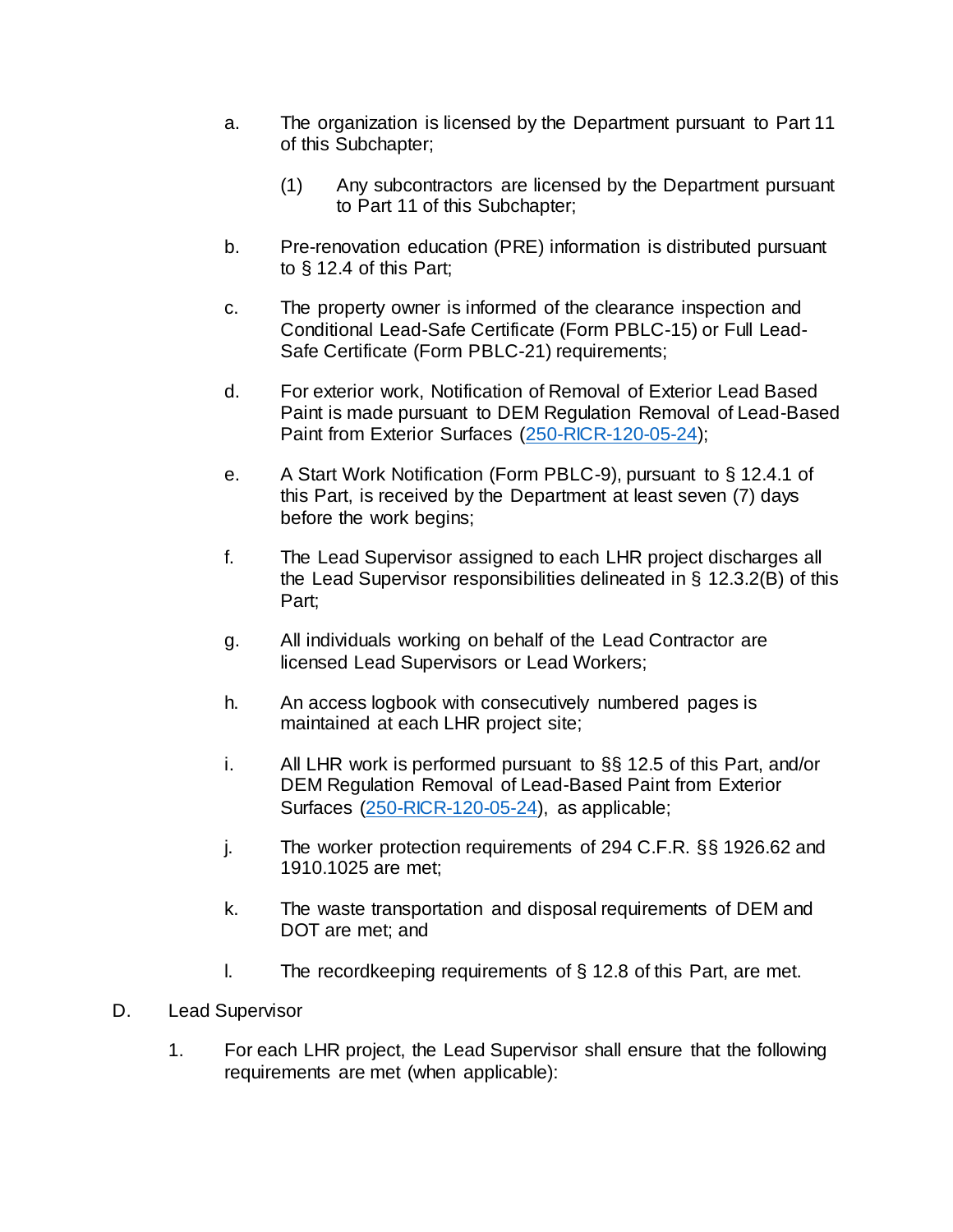a. The organization is licensed by the Department pursuant to Part 11 of this Subchapter;

   (1) Any subcontractors are licensed by the Department pursuant to Part 11 of this Subchapter;

b. Pre-renovation education (PRE) information is distributed pursuant to § 12.4 of this Part;

c. The property owner is informed of the clearance inspection and Conditional Lead-Safe Certificate (Form PBLC-15) or Full Lead-Safe Certificate (Form PBLC-21) requirements;

d. For exterior work, Notification of Removal of Exterior Lead Based Paint is made pursuant to DEM Regulation Removal of Lead-Based Paint from Exterior Surfaces (250-RICR-120-05-24);

e. A Start Work Notification (Form PBLC-9), pursuant to § 12.4.1 of this Part, is received by the Department at least seven (7) days before the work begins;

f. The Lead Supervisor assigned to each LHR project discharges all the Lead Supervisor responsibilities delineated in § 12.3.2(B) of this Part;

g. All individuals working on behalf of the Lead Contractor are licensed Lead Supervisors or Lead Workers;

h. An access logbook with consecutively numbered pages is maintained at each LHR project site;

i. All LHR work is performed pursuant to §§ 12.5 of this Part, and/or DEM Regulation Removal of Lead-Based Paint from Exterior Surfaces (250-RICR-120-05-24), as applicable;

j. The worker protection requirements of 294 C.F.R. §§ 1926.62 and 1910.1025 are met;

k. The waste transportation and disposal requirements of DEM and DOT are met; and

l. The recordkeeping requirements of § 12.8 of this Part, are met.

D. Lead Supervisor

   1. For each LHR project, the Lead Supervisor shall ensure that the following requirements are met (when applicable):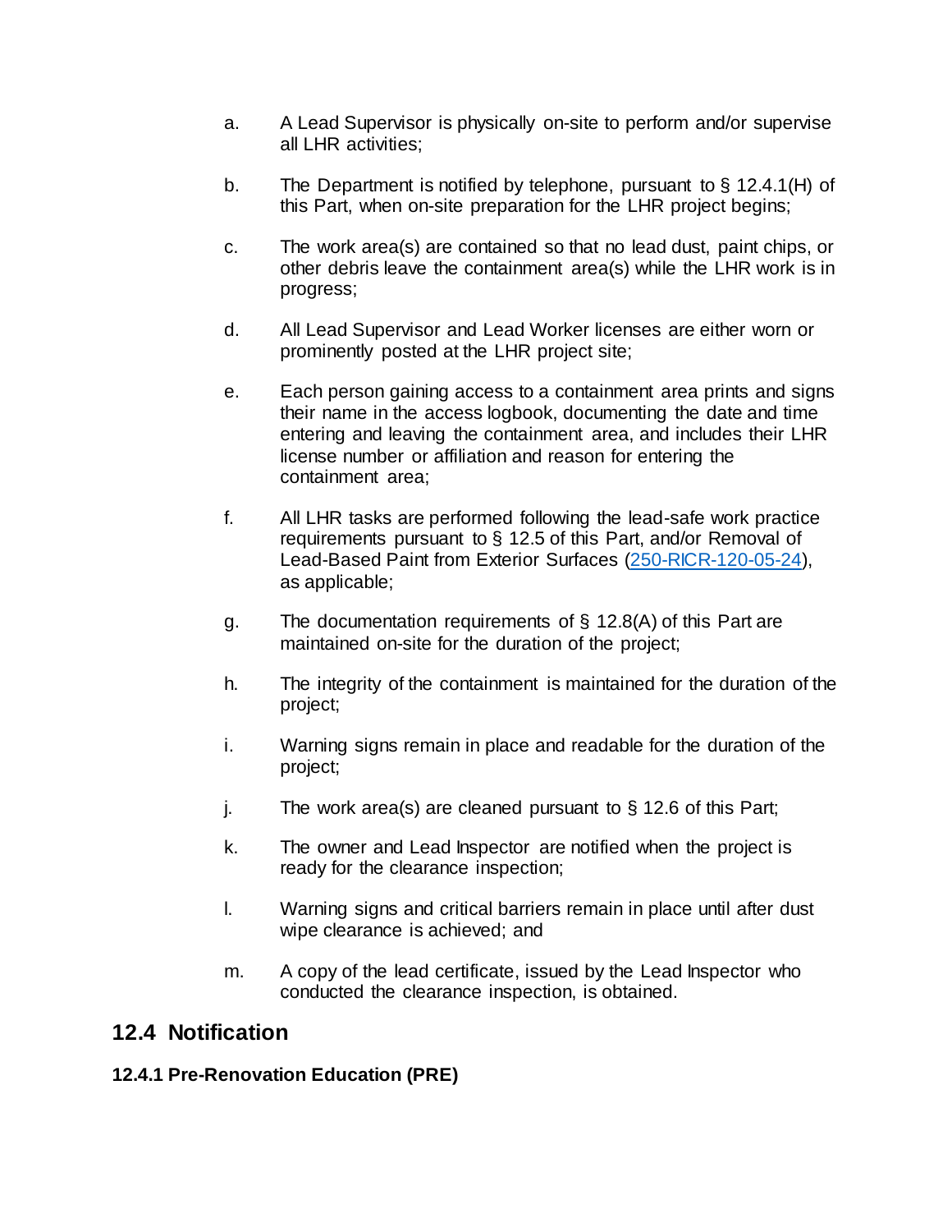a. A Lead Supervisor is physically on-site to perform and/or supervise all LHR activities;

b. The Department is notified by telephone, pursuant to § 12.4.1(H) of this Part, when on-site preparation for the LHR project begins;

c. The work area(s) are contained so that no lead dust, paint chips, or other debris leave the containment area(s) while the LHR work is in progress;

d. All Lead Supervisor and Lead Worker licenses are either worn or prominently posted at the LHR project site;

e. Each person gaining access to a containment area prints and signs their name in the access logbook, documenting the date and time entering and leaving the containment area, and includes their LHR license number or affiliation and reason for entering the containment area;

f. All LHR tasks are performed following the lead-safe work practice requirements pursuant to § 12.5 of this Part, and/or Removal of Lead-Based Paint from Exterior Surfaces (250-RICR-120-05-24), as applicable;

g. The documentation requirements of § 12.8(A) of this Part are maintained on-site for the duration of the project;

h. The integrity of the containment is maintained for the duration of the project;

i. Warning signs remain in place and readable for the duration of the project;

j. The work area(s) are cleaned pursuant to § 12.6 of this Part;

k. The owner and Lead Inspector are notified when the project is ready for the clearance inspection;

l. Warning signs and critical barriers remain in place until after dust wipe clearance is achieved; and

m. A copy of the lead certificate, issued by the Lead Inspector who conducted the clearance inspection, is obtained.

## 12.4 Notification

### 12.4.1 Pre-Renovation Education (PRE)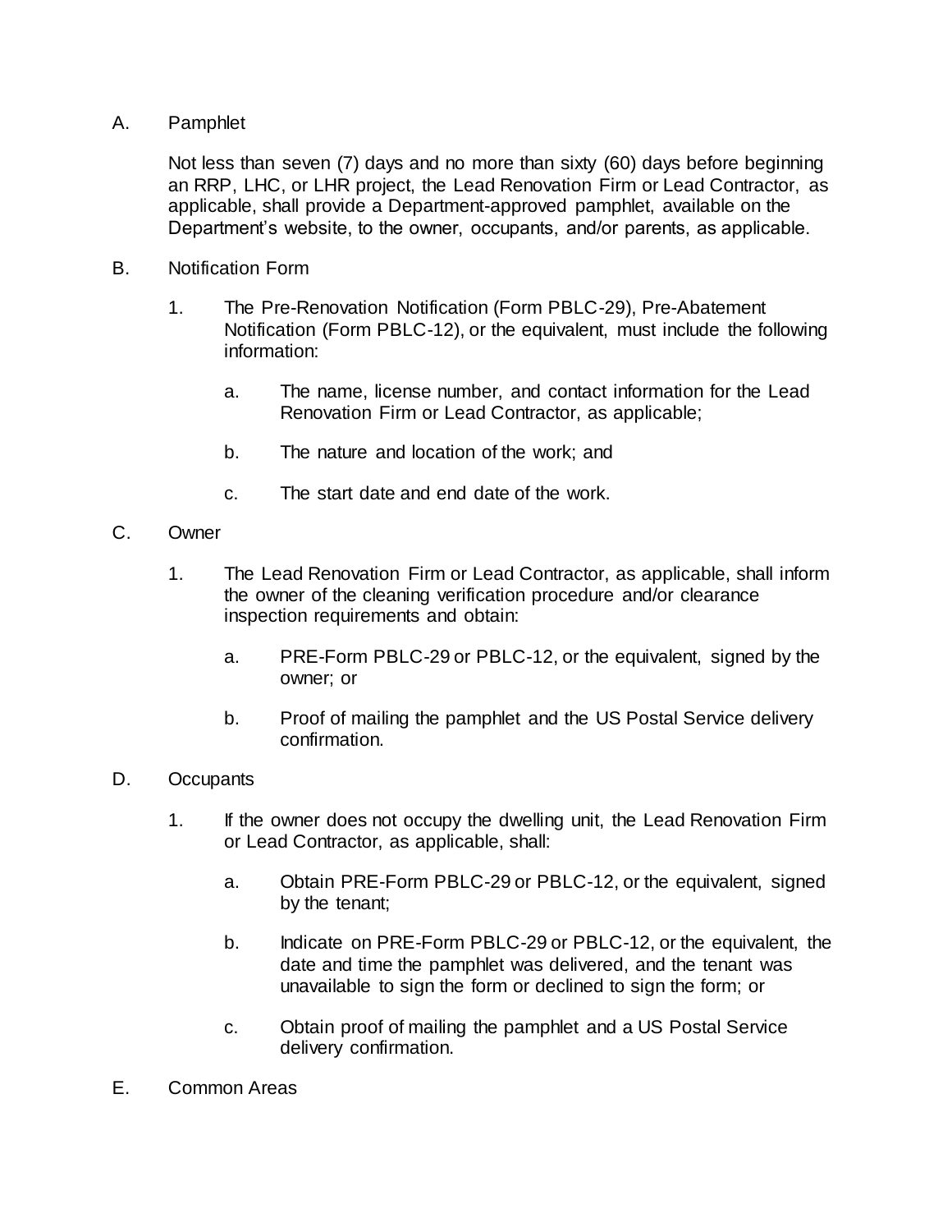A. Pamphlet

Not less than seven (7) days and no more than sixty (60) days before beginning an RRP, LHC, or LHR project, the Lead Renovation Firm or Lead Contractor, as applicable, shall provide a Department-approved pamphlet, available on the Department's website, to the owner, occupants, and/or parents, as applicable.

B. Notification Form

1. The Pre-Renovation Notification (Form PBLC-29), Pre-Abatement Notification (Form PBLC-12), or the equivalent, must include the following information:

   a. The name, license number, and contact information for the Lead Renovation Firm or Lead Contractor, as applicable;

   b. The nature and location of the work; and

   c. The start date and end date of the work.

C. Owner

1. The Lead Renovation Firm or Lead Contractor, as applicable, shall inform the owner of the cleaning verification procedure and/or clearance inspection requirements and obtain:

   a. PRE-Form PBLC-29 or PBLC-12, or the equivalent, signed by the owner; or

   b. Proof of mailing the pamphlet and the US Postal Service delivery confirmation.

D. Occupants

1. If the owner does not occupy the dwelling unit, the Lead Renovation Firm or Lead Contractor, as applicable, shall:

   a. Obtain PRE-Form PBLC-29 or PBLC-12, or the equivalent, signed by the tenant;

   b. Indicate on PRE-Form PBLC-29 or PBLC-12, or the equivalent, the date and time the pamphlet was delivered, and the tenant was unavailable to sign the form or declined to sign the form; or

   c. Obtain proof of mailing the pamphlet and a US Postal Service delivery confirmation.

E. Common Areas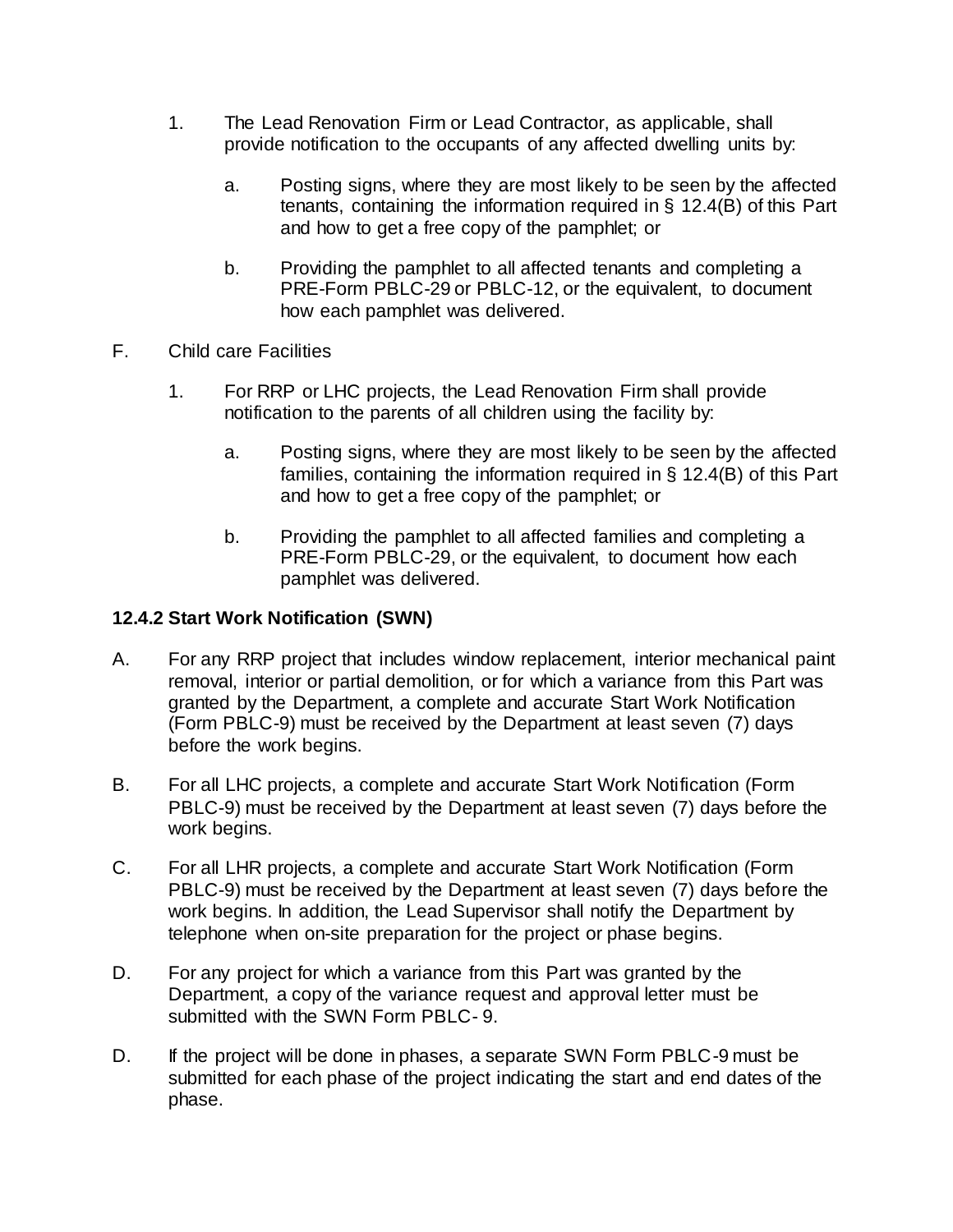1. The Lead Renovation Firm or Lead Contractor, as applicable, shall provide notification to the occupants of any affected dwelling units by:

    a. Posting signs, where they are most likely to be seen by the affected tenants, containing the information required in § 12.4(B) of this Part and how to get a free copy of the pamphlet; or

    b. Providing the pamphlet to all affected tenants and completing a PRE-Form PBLC-29 or PBLC-12, or the equivalent, to document how each pamphlet was delivered.

F. Child care Facilities

1. For RRP or LHC projects, the Lead Renovation Firm shall provide notification to the parents of all children using the facility by:

    a. Posting signs, where they are most likely to be seen by the affected families, containing the information required in § 12.4(B) of this Part and how to get a free copy of the pamphlet; or

    b. Providing the pamphlet to all affected families and completing a PRE-Form PBLC-29, or the equivalent, to document how each pamphlet was delivered.

### 12.4.2 Start Work Notification (SWN)

A. For any RRP project that includes window replacement, interior mechanical paint removal, interior or partial demolition, or for which a variance from this Part was granted by the Department, a complete and accurate Start Work Notification (Form PBLC-9) must be received by the Department at least seven (7) days before the work begins.

B. For all LHC projects, a complete and accurate Start Work Notification (Form PBLC-9) must be received by the Department at least seven (7) days before the work begins.

C. For all LHR projects, a complete and accurate Start Work Notification (Form PBLC-9) must be received by the Department at least seven (7) days before the work begins. In addition, the Lead Supervisor shall notify the Department by telephone when on-site preparation for the project or phase begins.

D. For any project for which a variance from this Part was granted by the Department, a copy of the variance request and approval letter must be submitted with the SWN Form PBLC- 9.

D. If the project will be done in phases, a separate SWN Form PBLC-9 must be submitted for each phase of the project indicating the start and end dates of the phase.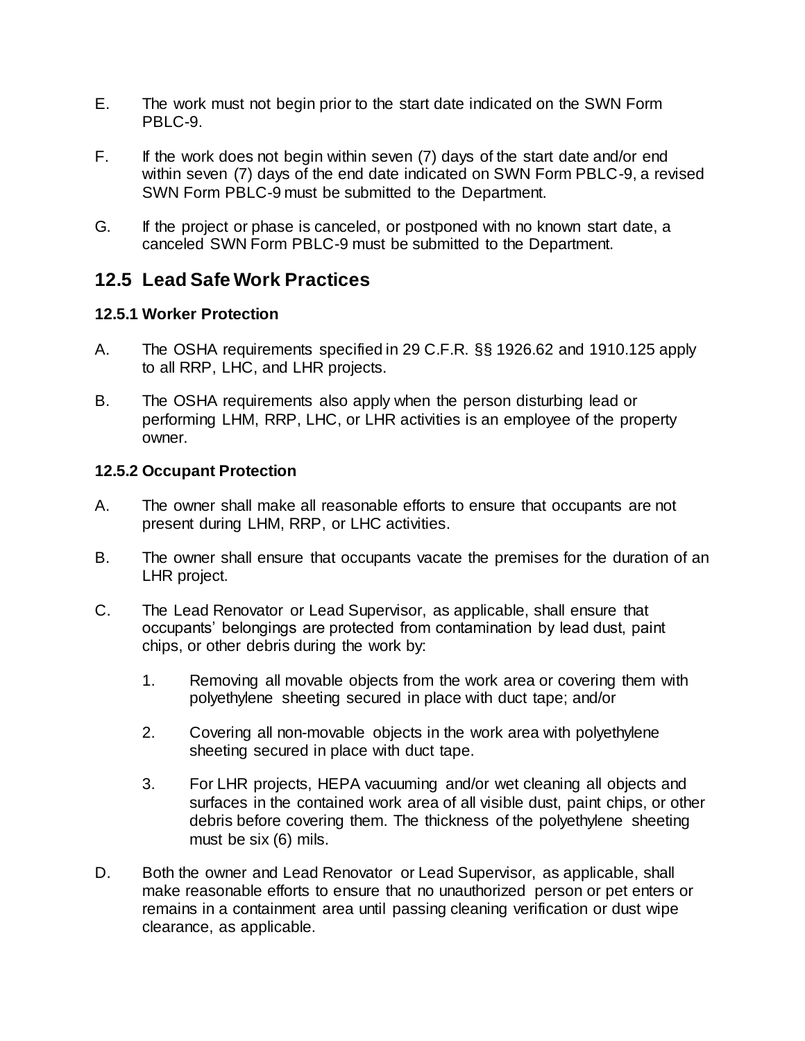E. The work must not begin prior to the start date indicated on the SWN Form PBLC-9.

F. If the work does not begin within seven (7) days of the start date and/or end within seven (7) days of the end date indicated on SWN Form PBLC-9, a revised SWN Form PBLC-9 must be submitted to the Department.

G. If the project or phase is canceled, or postponed with no known start date, a canceled SWN Form PBLC-9 must be submitted to the Department.

## 12.5 Lead Safe Work Practices

### 12.5.1 Worker Protection

A. The OSHA requirements specified in 29 C.F.R. §§ 1926.62 and 1910.125 apply to all RRP, LHC, and LHR projects.

B. The OSHA requirements also apply when the person disturbing lead or performing LHM, RRP, LHC, or LHR activities is an employee of the property owner.

### 12.5.2 Occupant Protection

A. The owner shall make all reasonable efforts to ensure that occupants are not present during LHM, RRP, or LHC activities.

B. The owner shall ensure that occupants vacate the premises for the duration of an LHR project.

C. The Lead Renovator or Lead Supervisor, as applicable, shall ensure that occupants' belongings are protected from contamination by lead dust, paint chips, or other debris during the work by:

   1. Removing all movable objects from the work area or covering them with polyethylene sheeting secured in place with duct tape; and/or

   2. Covering all non-movable objects in the work area with polyethylene sheeting secured in place with duct tape.

   3. For LHR projects, HEPA vacuuming and/or wet cleaning all objects and surfaces in the contained work area of all visible dust, paint chips, or other debris before covering them. The thickness of the polyethylene sheeting must be six (6) mils.

D. Both the owner and Lead Renovator or Lead Supervisor, as applicable, shall make reasonable efforts to ensure that no unauthorized person or pet enters or remains in a containment area until passing cleaning verification or dust wipe clearance, as applicable.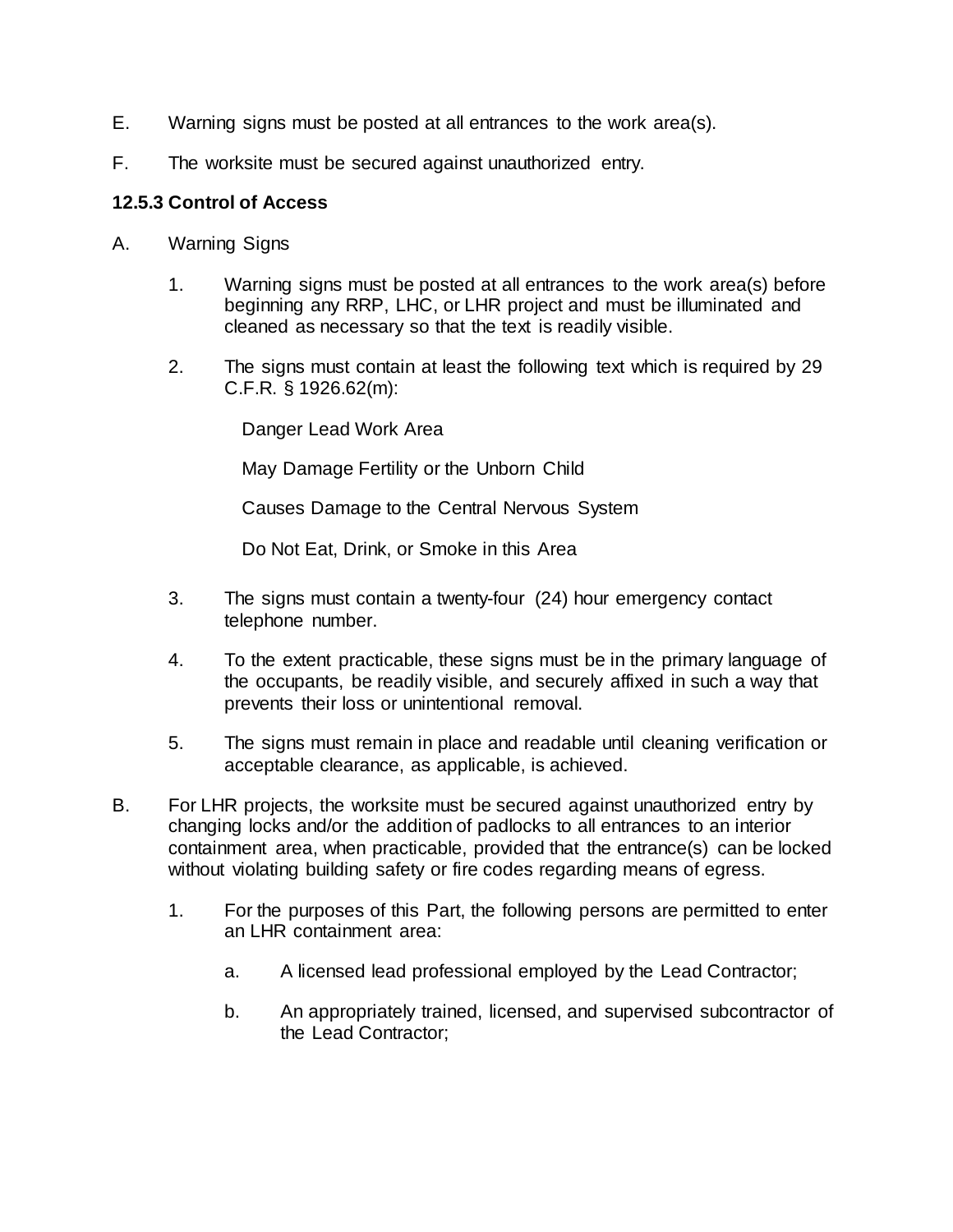E. Warning signs must be posted at all entrances to the work area(s).

F. The worksite must be secured against unauthorized entry.

### 12.5.3 Control of Access

A. Warning Signs

1. Warning signs must be posted at all entrances to the work area(s) before beginning any RRP, LHC, or LHR project and must be illuminated and cleaned as necessary so that the text is readily visible.

2. The signs must contain at least the following text which is required by 29 C.F.R. § 1926.62(m):

   Danger Lead Work Area

   May Damage Fertility or the Unborn Child

   Causes Damage to the Central Nervous System

   Do Not Eat, Drink, or Smoke in this Area

3. The signs must contain a twenty-four (24) hour emergency contact telephone number.

4. To the extent practicable, these signs must be in the primary language of the occupants, be readily visible, and securely affixed in such a way that prevents their loss or unintentional removal.

5. The signs must remain in place and readable until cleaning verification or acceptable clearance, as applicable, is achieved.

B. For LHR projects, the worksite must be secured against unauthorized entry by changing locks and/or the addition of padlocks to all entrances to an interior containment area, when practicable, provided that the entrance(s) can be locked without violating building safety or fire codes regarding means of egress.

1. For the purposes of this Part, the following persons are permitted to enter an LHR containment area:

   a. A licensed lead professional employed by the Lead Contractor;

   b. An appropriately trained, licensed, and supervised subcontractor of the Lead Contractor;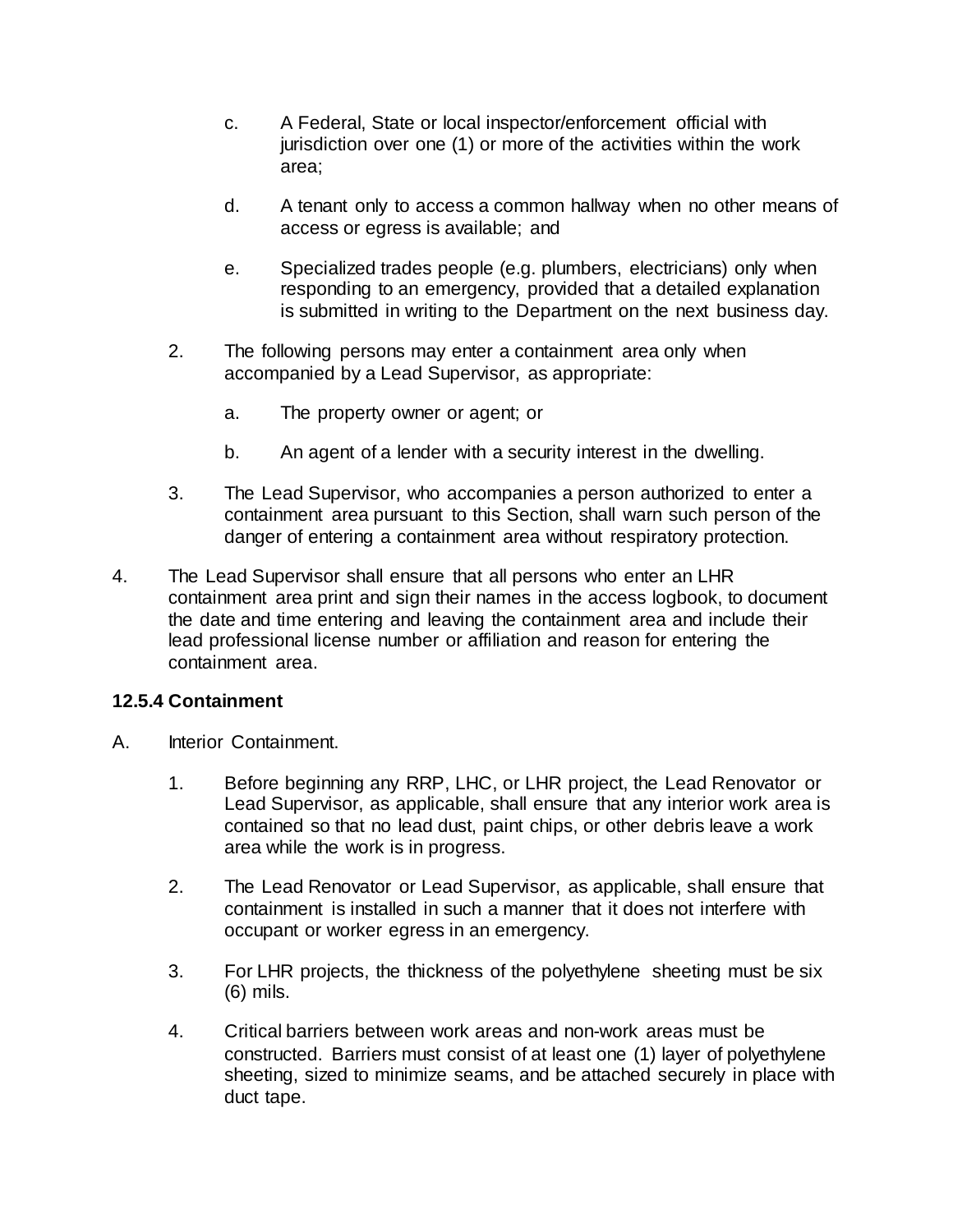c. A Federal, State or local inspector/enforcement official with jurisdiction over one (1) or more of the activities within the work area;

d. A tenant only to access a common hallway when no other means of access or egress is available; and

e. Specialized trades people (e.g. plumbers, electricians) only when responding to an emergency, provided that a detailed explanation is submitted in writing to the Department on the next business day.

2. The following persons may enter a containment area only when accompanied by a Lead Supervisor, as appropriate:

   a. The property owner or agent; or

   b. An agent of a lender with a security interest in the dwelling.

3. The Lead Supervisor, who accompanies a person authorized to enter a containment area pursuant to this Section, shall warn such person of the danger of entering a containment area without respiratory protection.

4. The Lead Supervisor shall ensure that all persons who enter an LHR containment area print and sign their names in the access logbook, to document the date and time entering and leaving the containment area and include their lead professional license number or affiliation and reason for entering the containment area.

### 12.5.4 Containment

A. Interior Containment.

   1. Before beginning any RRP, LHC, or LHR project, the Lead Renovator or Lead Supervisor, as applicable, shall ensure that any interior work area is contained so that no lead dust, paint chips, or other debris leave a work area while the work is in progress.

   2. The Lead Renovator or Lead Supervisor, as applicable, shall ensure that containment is installed in such a manner that it does not interfere with occupant or worker egress in an emergency.

   3. For LHR projects, the thickness of the polyethylene sheeting must be six (6) mils.

   4. Critical barriers between work areas and non-work areas must be constructed. Barriers must consist of at least one (1) layer of polyethylene sheeting, sized to minimize seams, and be attached securely in place with duct tape.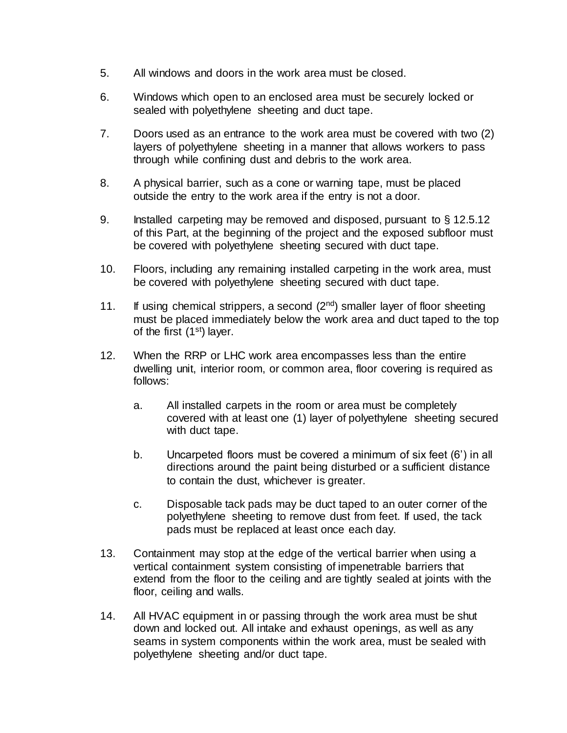5. All windows and doors in the work area must be closed.

6. Windows which open to an enclosed area must be securely locked or sealed with polyethylene sheeting and duct tape.

7. Doors used as an entrance to the work area must be covered with two (2) layers of polyethylene sheeting in a manner that allows workers to pass through while confining dust and debris to the work area.

8. A physical barrier, such as a cone or warning tape, must be placed outside the entry to the work area if the entry is not a door.

9. Installed carpeting may be removed and disposed, pursuant to § 12.5.12 of this Part, at the beginning of the project and the exposed subfloor must be covered with polyethylene sheeting secured with duct tape.

10. Floors, including any remaining installed carpeting in the work area, must be covered with polyethylene sheeting secured with duct tape.

11. If using chemical strippers, a second (2nd) smaller layer of floor sheeting must be placed immediately below the work area and duct taped to the top of the first (1st) layer.

12. When the RRP or LHC work area encompasses less than the entire dwelling unit, interior room, or common area, floor covering is required as follows:

    a. All installed carpets in the room or area must be completely covered with at least one (1) layer of polyethylene sheeting secured with duct tape.

    b. Uncarpeted floors must be covered a minimum of six feet (6') in all directions around the paint being disturbed or a sufficient distance to contain the dust, whichever is greater.

    c. Disposable tack pads may be duct taped to an outer corner of the polyethylene sheeting to remove dust from feet. If used, the tack pads must be replaced at least once each day.

13. Containment may stop at the edge of the vertical barrier when using a vertical containment system consisting of impenetrable barriers that extend from the floor to the ceiling and are tightly sealed at joints with the floor, ceiling and walls.

14. All HVAC equipment in or passing through the work area must be shut down and locked out. All intake and exhaust openings, as well as any seams in system components within the work area, must be sealed with polyethylene sheeting and/or duct tape.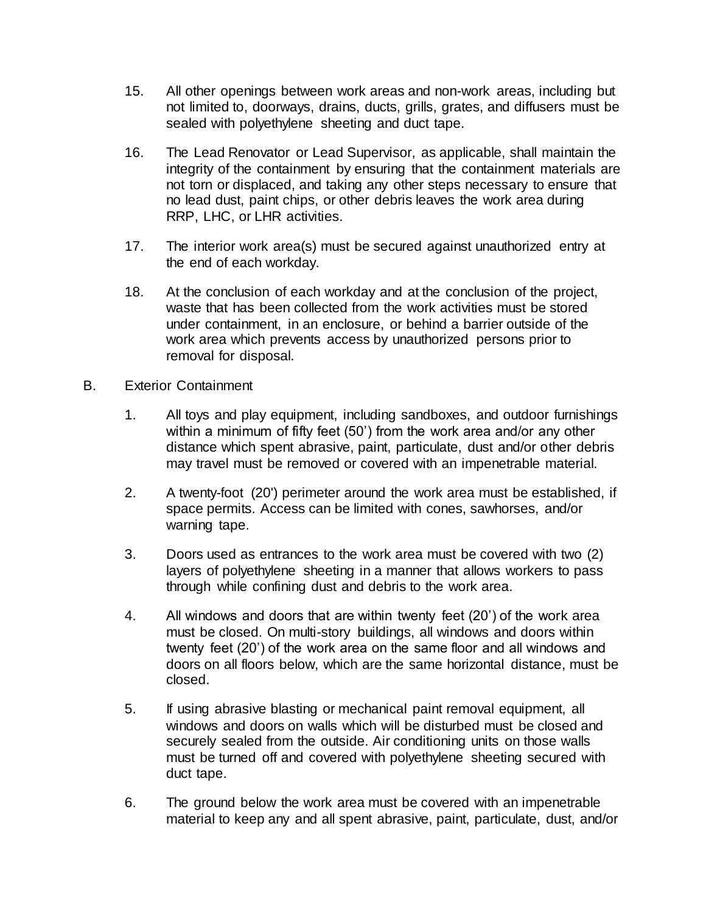15. All other openings between work areas and non-work areas, including but not limited to, doorways, drains, ducts, grills, grates, and diffusers must be sealed with polyethylene sheeting and duct tape.

16. The Lead Renovator or Lead Supervisor, as applicable, shall maintain the integrity of the containment by ensuring that the containment materials are not torn or displaced, and taking any other steps necessary to ensure that no lead dust, paint chips, or other debris leaves the work area during RRP, LHC, or LHR activities.

17. The interior work area(s) must be secured against unauthorized entry at the end of each workday.

18. At the conclusion of each workday and at the conclusion of the project, waste that has been collected from the work activities must be stored under containment, in an enclosure, or behind a barrier outside of the work area which prevents access by unauthorized persons prior to removal for disposal.

B. Exterior Containment

1. All toys and play equipment, including sandboxes, and outdoor furnishings within a minimum of fifty feet (50') from the work area and/or any other distance which spent abrasive, paint, particulate, dust and/or other debris may travel must be removed or covered with an impenetrable material.

2. A twenty-foot (20') perimeter around the work area must be established, if space permits. Access can be limited with cones, sawhorses, and/or warning tape.

3. Doors used as entrances to the work area must be covered with two (2) layers of polyethylene sheeting in a manner that allows workers to pass through while confining dust and debris to the work area.

4. All windows and doors that are within twenty feet (20') of the work area must be closed. On multi-story buildings, all windows and doors within twenty feet (20') of the work area on the same floor and all windows and doors on all floors below, which are the same horizontal distance, must be closed.

5. If using abrasive blasting or mechanical paint removal equipment, all windows and doors on walls which will be disturbed must be closed and securely sealed from the outside. Air conditioning units on those walls must be turned off and covered with polyethylene sheeting secured with duct tape.

6. The ground below the work area must be covered with an impenetrable material to keep any and all spent abrasive, paint, particulate, dust, and/or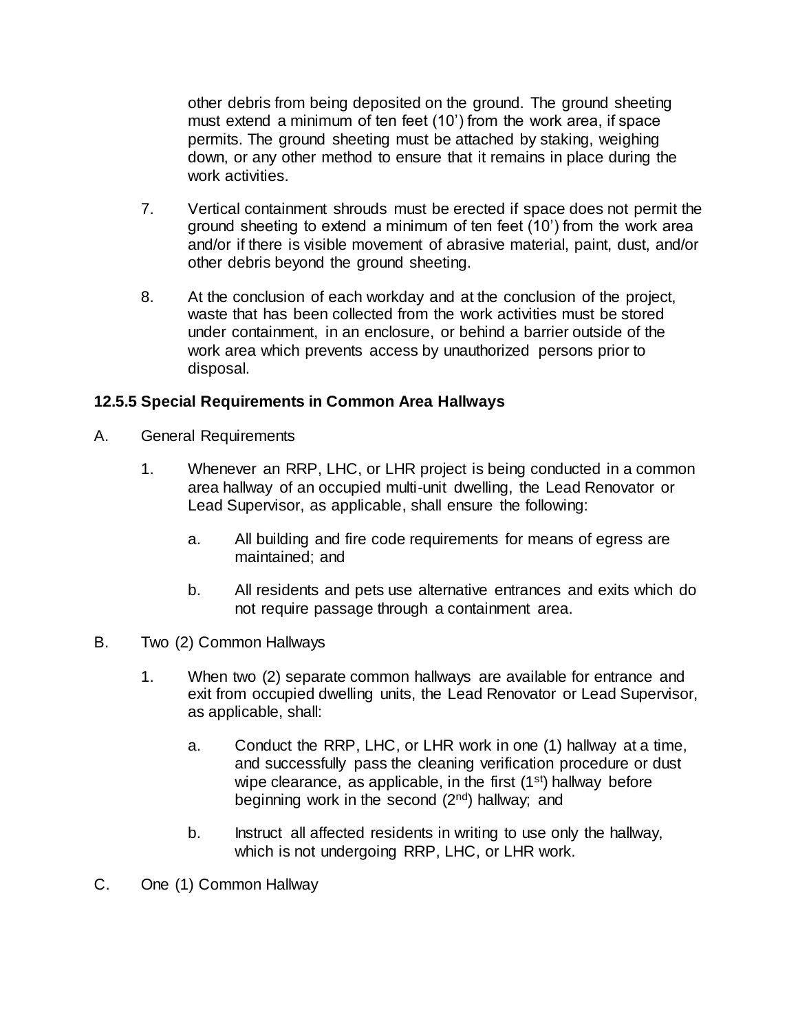other debris from being deposited on the ground. The ground sheeting must extend a minimum of ten feet (10') from the work area, if space permits. The ground sheeting must be attached by staking, weighing down, or any other method to ensure that it remains in place during the work activities.

7. Vertical containment shrouds must be erected if space does not permit the ground sheeting to extend a minimum of ten feet (10') from the work area and/or if there is visible movement of abrasive material, paint, dust, and/or other debris beyond the ground sheeting.

8. At the conclusion of each workday and at the conclusion of the project, waste that has been collected from the work activities must be stored under containment, in an enclosure, or behind a barrier outside of the work area which prevents access by unauthorized persons prior to disposal.

### 12.5.5 Special Requirements in Common Area Hallways

A. General Requirements

1. Whenever an RRP, LHC, or LHR project is being conducted in a common area hallway of an occupied multi-unit dwelling, the Lead Renovator or Lead Supervisor, as applicable, shall ensure the following:

   a. All building and fire code requirements for means of egress are maintained; and

   b. All residents and pets use alternative entrances and exits which do not require passage through a containment area.

B. Two (2) Common Hallways

1. When two (2) separate common hallways are available for entrance and exit from occupied dwelling units, the Lead Renovator or Lead Supervisor, as applicable, shall:

   a. Conduct the RRP, LHC, or LHR work in one (1) hallway at a time, and successfully pass the cleaning verification procedure or dust wipe clearance, as applicable, in the first (1st) hallway before beginning work in the second (2nd) hallway; and

   b. Instruct all affected residents in writing to use only the hallway, which is not undergoing RRP, LHC, or LHR work.

C. One (1) Common Hallway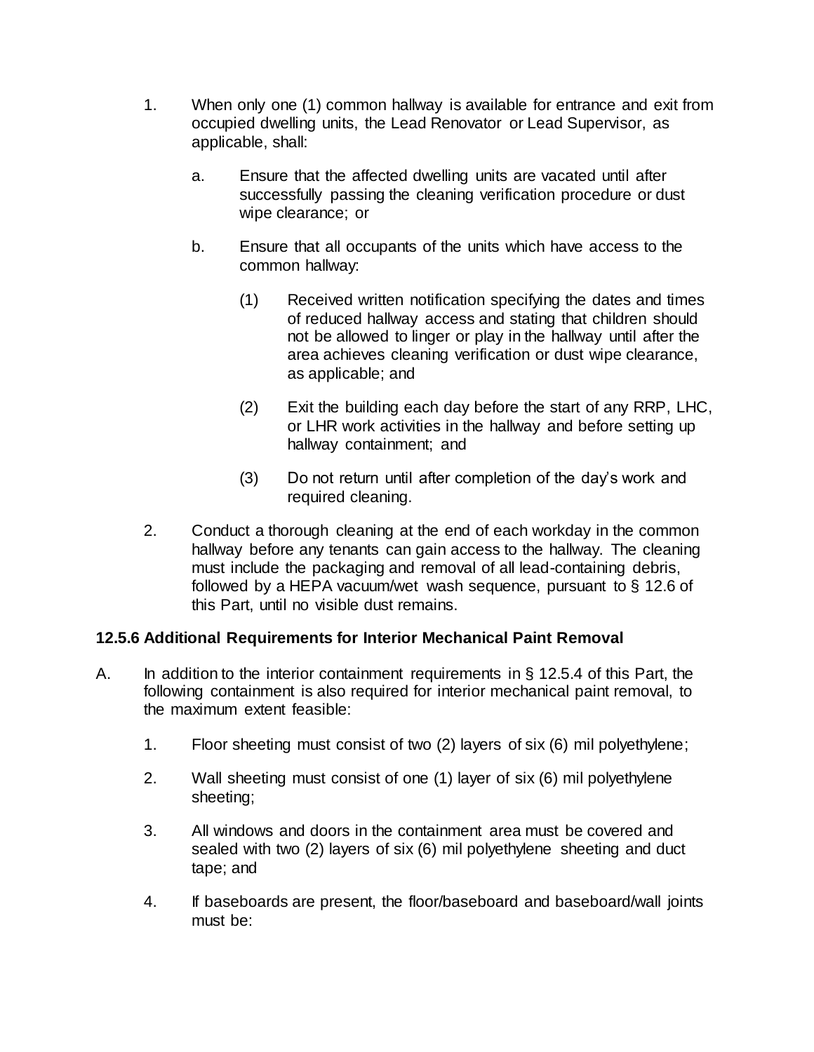1. When only one (1) common hallway is available for entrance and exit from occupied dwelling units, the Lead Renovator or Lead Supervisor, as applicable, shall:

   a. Ensure that the affected dwelling units are vacated until after successfully passing the cleaning verification procedure or dust wipe clearance; or

   b. Ensure that all occupants of the units which have access to the common hallway:

      (1) Received written notification specifying the dates and times of reduced hallway access and stating that children should not be allowed to linger or play in the hallway until after the area achieves cleaning verification or dust wipe clearance, as applicable; and

      (2) Exit the building each day before the start of any RRP, LHC, or LHR work activities in the hallway and before setting up hallway containment; and

      (3) Do not return until after completion of the day's work and required cleaning.

2. Conduct a thorough cleaning at the end of each workday in the common hallway before any tenants can gain access to the hallway. The cleaning must include the packaging and removal of all lead-containing debris, followed by a HEPA vacuum/wet wash sequence, pursuant to § 12.6 of this Part, until no visible dust remains.

### 12.5.6 Additional Requirements for Interior Mechanical Paint Removal

A. In addition to the interior containment requirements in § 12.5.4 of this Part, the following containment is also required for interior mechanical paint removal, to the maximum extent feasible:

   1. Floor sheeting must consist of two (2) layers of six (6) mil polyethylene;

   2. Wall sheeting must consist of one (1) layer of six (6) mil polyethylene sheeting;

   3. All windows and doors in the containment area must be covered and sealed with two (2) layers of six (6) mil polyethylene sheeting and duct tape; and

   4. If baseboards are present, the floor/baseboard and baseboard/wall joints must be: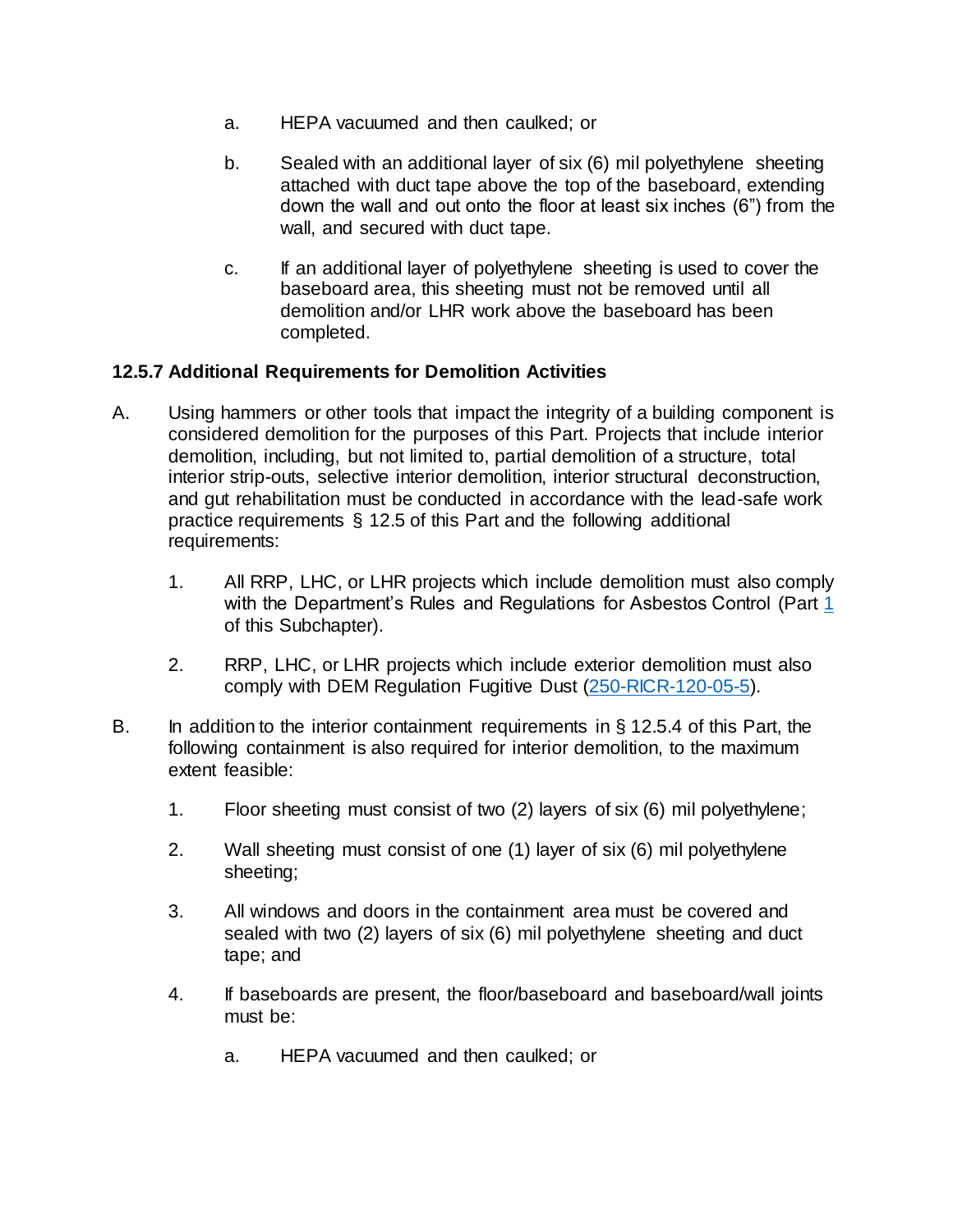a. HEPA vacuumed and then caulked; or

b. Sealed with an additional layer of six (6) mil polyethylene sheeting attached with duct tape above the top of the baseboard, extending down the wall and out onto the floor at least six inches (6") from the wall, and secured with duct tape.

c. If an additional layer of polyethylene sheeting is used to cover the baseboard area, this sheeting must not be removed until all demolition and/or LHR work above the baseboard has been completed.

### 12.5.7 Additional Requirements for Demolition Activities

A. Using hammers or other tools that impact the integrity of a building component is considered demolition for the purposes of this Part. Projects that include interior demolition, including, but not limited to, partial demolition of a structure, total interior strip-outs, selective interior demolition, interior structural deconstruction, and gut rehabilitation must be conducted in accordance with the lead-safe work practice requirements § 12.5 of this Part and the following additional requirements:

1. All RRP, LHC, or LHR projects which include demolition must also comply with the Department's Rules and Regulations for Asbestos Control (Part 1 of this Subchapter).

2. RRP, LHC, or LHR projects which include exterior demolition must also comply with DEM Regulation Fugitive Dust (250-RICR-120-05-5).

B. In addition to the interior containment requirements in § 12.5.4 of this Part, the following containment is also required for interior demolition, to the maximum extent feasible:

1. Floor sheeting must consist of two (2) layers of six (6) mil polyethylene;

2. Wall sheeting must consist of one (1) layer of six (6) mil polyethylene sheeting;

3. All windows and doors in the containment area must be covered and sealed with two (2) layers of six (6) mil polyethylene sheeting and duct tape; and

4. If baseboards are present, the floor/baseboard and baseboard/wall joints must be:

   a. HEPA vacuumed and then caulked; or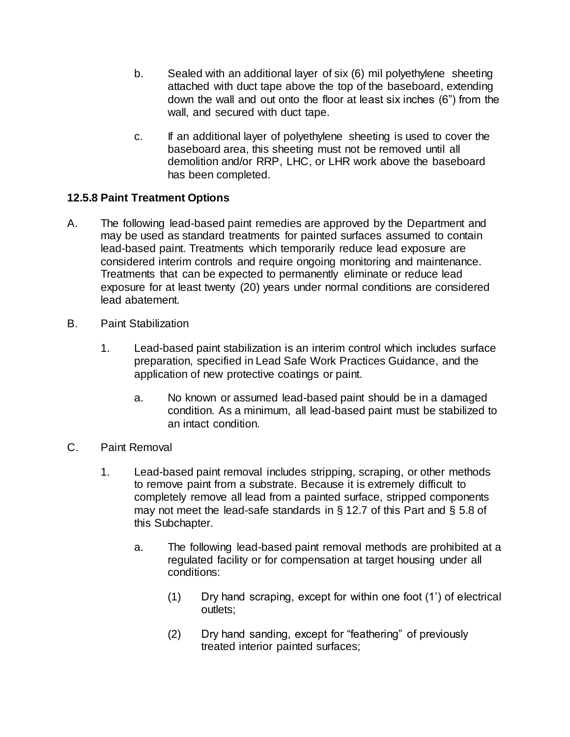b. Sealed with an additional layer of six (6) mil polyethylene sheeting attached with duct tape above the top of the baseboard, extending down the wall and out onto the floor at least six inches (6") from the wall, and secured with duct tape.

c. If an additional layer of polyethylene sheeting is used to cover the baseboard area, this sheeting must not be removed until all demolition and/or RRP, LHC, or LHR work above the baseboard has been completed.

**12.5.8 Paint Treatment Options**

A. The following lead-based paint remedies are approved by the Department and may be used as standard treatments for painted surfaces assumed to contain lead-based paint. Treatments which temporarily reduce lead exposure are considered interim controls and require ongoing monitoring and maintenance. Treatments that can be expected to permanently eliminate or reduce lead exposure for at least twenty (20) years under normal conditions are considered lead abatement.

B. Paint Stabilization

1. Lead-based paint stabilization is an interim control which includes surface preparation, specified in Lead Safe Work Practices Guidance, and the application of new protective coatings or paint.

   a. No known or assumed lead-based paint should be in a damaged condition. As a minimum, all lead-based paint must be stabilized to an intact condition.

C. Paint Removal

1. Lead-based paint removal includes stripping, scraping, or other methods to remove paint from a substrate. Because it is extremely difficult to completely remove all lead from a painted surface, stripped components may not meet the lead-safe standards in § 12.7 of this Part and § 5.8 of this Subchapter.

   a. The following lead-based paint removal methods are prohibited at a regulated facility or for compensation at target housing under all conditions:

      (1) Dry hand scraping, except for within one foot (1') of electrical outlets;

      (2) Dry hand sanding, except for "feathering" of previously treated interior painted surfaces;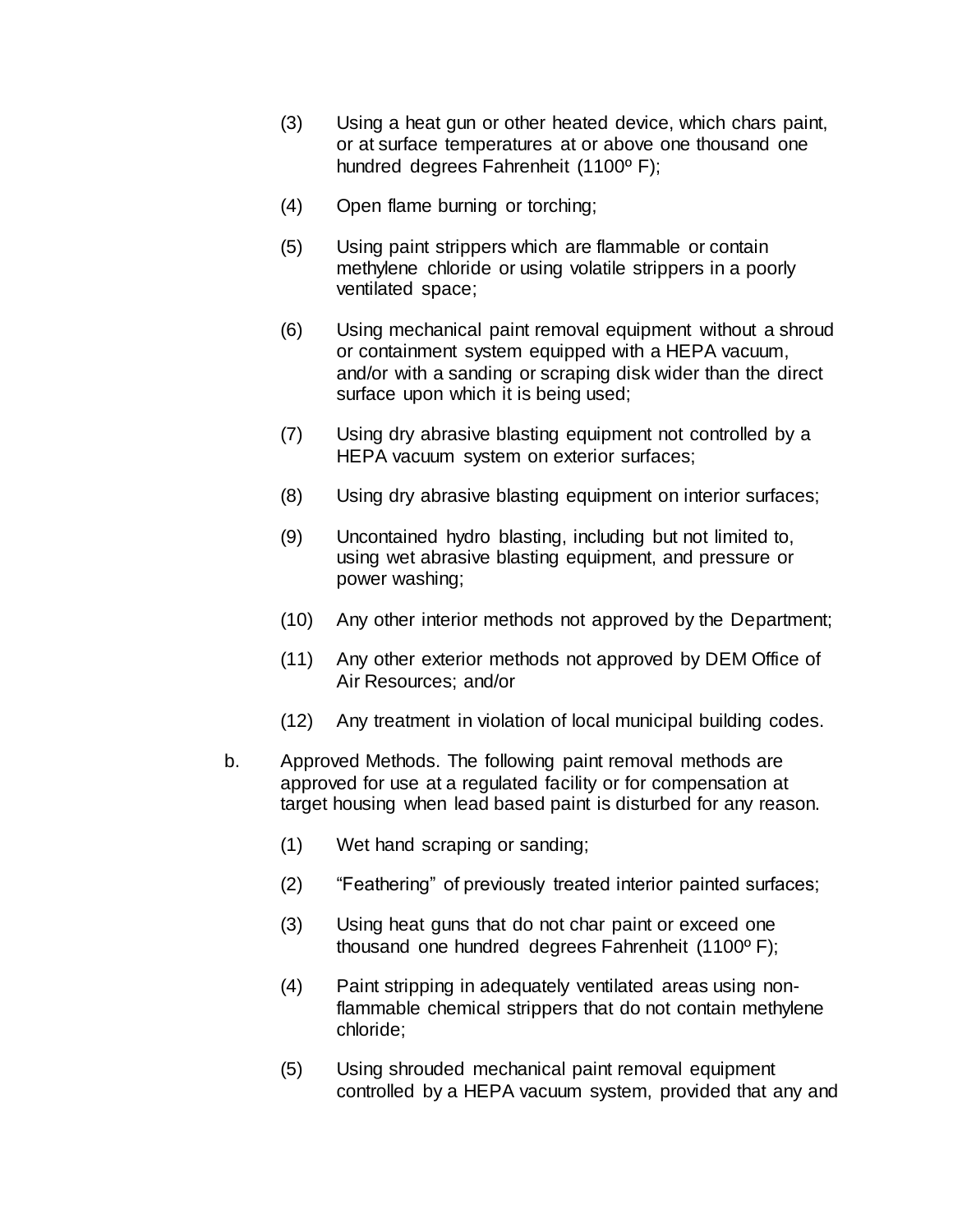(3) Using a heat gun or other heated device, which chars paint, or at surface temperatures at or above one thousand one hundred degrees Fahrenheit (1100º F);

(4) Open flame burning or torching;

(5) Using paint strippers which are flammable or contain methylene chloride or using volatile strippers in a poorly ventilated space;

(6) Using mechanical paint removal equipment without a shroud or containment system equipped with a HEPA vacuum, and/or with a sanding or scraping disk wider than the direct surface upon which it is being used;

(7) Using dry abrasive blasting equipment not controlled by a HEPA vacuum system on exterior surfaces;

(8) Using dry abrasive blasting equipment on interior surfaces;

(9) Uncontained hydro blasting, including but not limited to, using wet abrasive blasting equipment, and pressure or power washing;

(10) Any other interior methods not approved by the Department;

(11) Any other exterior methods not approved by DEM Office of Air Resources; and/or

(12) Any treatment in violation of local municipal building codes.

b. Approved Methods. The following paint removal methods are approved for use at a regulated facility or for compensation at target housing when lead based paint is disturbed for any reason.

(1) Wet hand scraping or sanding;

(2) “Feathering” of previously treated interior painted surfaces;

(3) Using heat guns that do not char paint or exceed one thousand one hundred degrees Fahrenheit (1100º F);

(4) Paint stripping in adequately ventilated areas using non-flammable chemical strippers that do not contain methylene chloride;

(5) Using shrouded mechanical paint removal equipment controlled by a HEPA vacuum system, provided that any and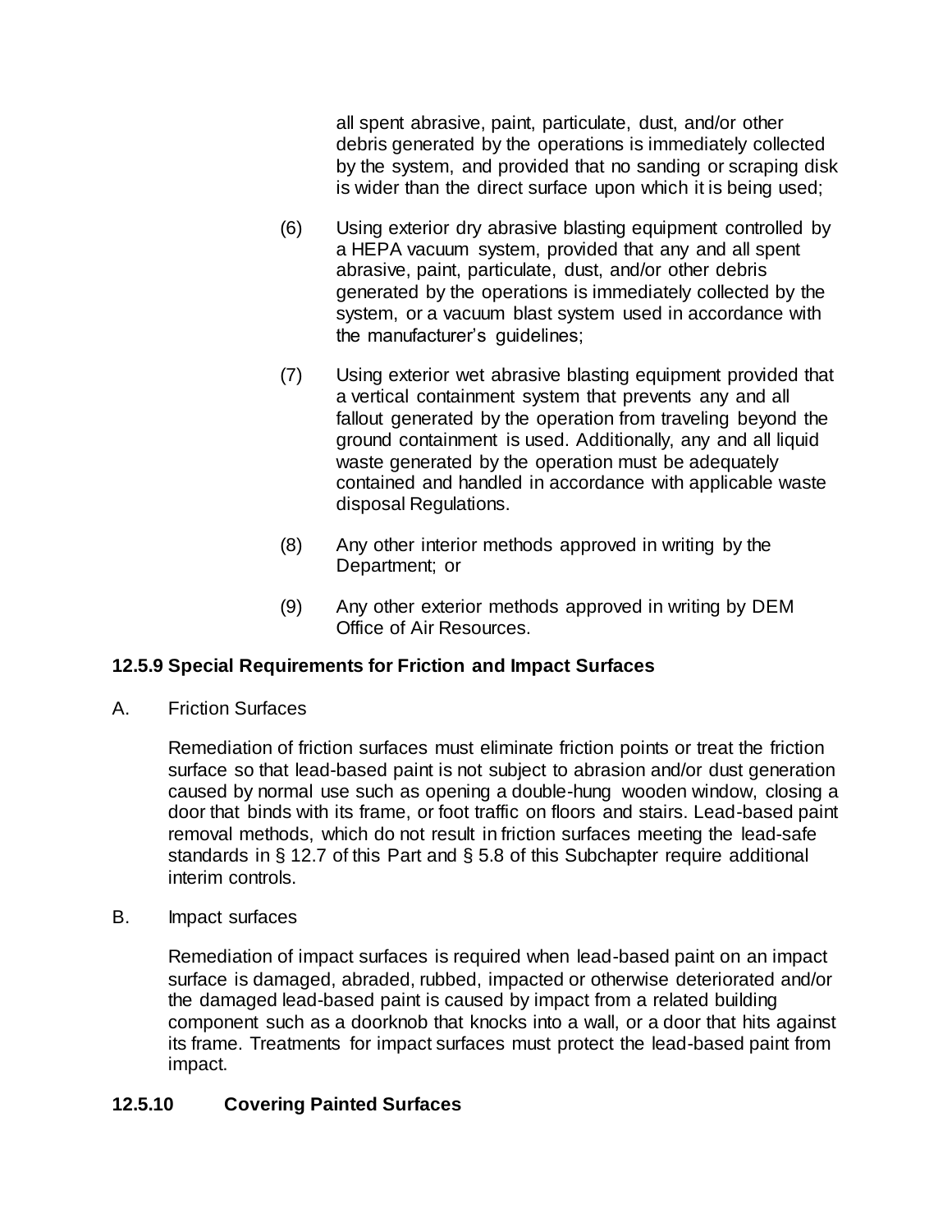all spent abrasive, paint, particulate, dust, and/or other debris generated by the operations is immediately collected by the system, and provided that no sanding or scraping disk is wider than the direct surface upon which it is being used;

(6) Using exterior dry abrasive blasting equipment controlled by a HEPA vacuum system, provided that any and all spent abrasive, paint, particulate, dust, and/or other debris generated by the operations is immediately collected by the system, or a vacuum blast system used in accordance with the manufacturer's guidelines;

(7) Using exterior wet abrasive blasting equipment provided that a vertical containment system that prevents any and all fallout generated by the operation from traveling beyond the ground containment is used. Additionally, any and all liquid waste generated by the operation must be adequately contained and handled in accordance with applicable waste disposal Regulations.

(8) Any other interior methods approved in writing by the Department; or

(9) Any other exterior methods approved in writing by DEM Office of Air Resources.

### 12.5.9 Special Requirements for Friction and Impact Surfaces

A. Friction Surfaces

Remediation of friction surfaces must eliminate friction points or treat the friction surface so that lead-based paint is not subject to abrasion and/or dust generation caused by normal use such as opening a double-hung wooden window, closing a door that binds with its frame, or foot traffic on floors and stairs. Lead-based paint removal methods, which do not result in friction surfaces meeting the lead-safe standards in § 12.7 of this Part and § 5.8 of this Subchapter require additional interim controls.

B. Impact surfaces

Remediation of impact surfaces is required when lead-based paint on an impact surface is damaged, abraded, rubbed, impacted or otherwise deteriorated and/or the damaged lead-based paint is caused by impact from a related building component such as a doorknob that knocks into a wall, or a door that hits against its frame. Treatments for impact surfaces must protect the lead-based paint from impact.

### 12.5.10 Covering Painted Surfaces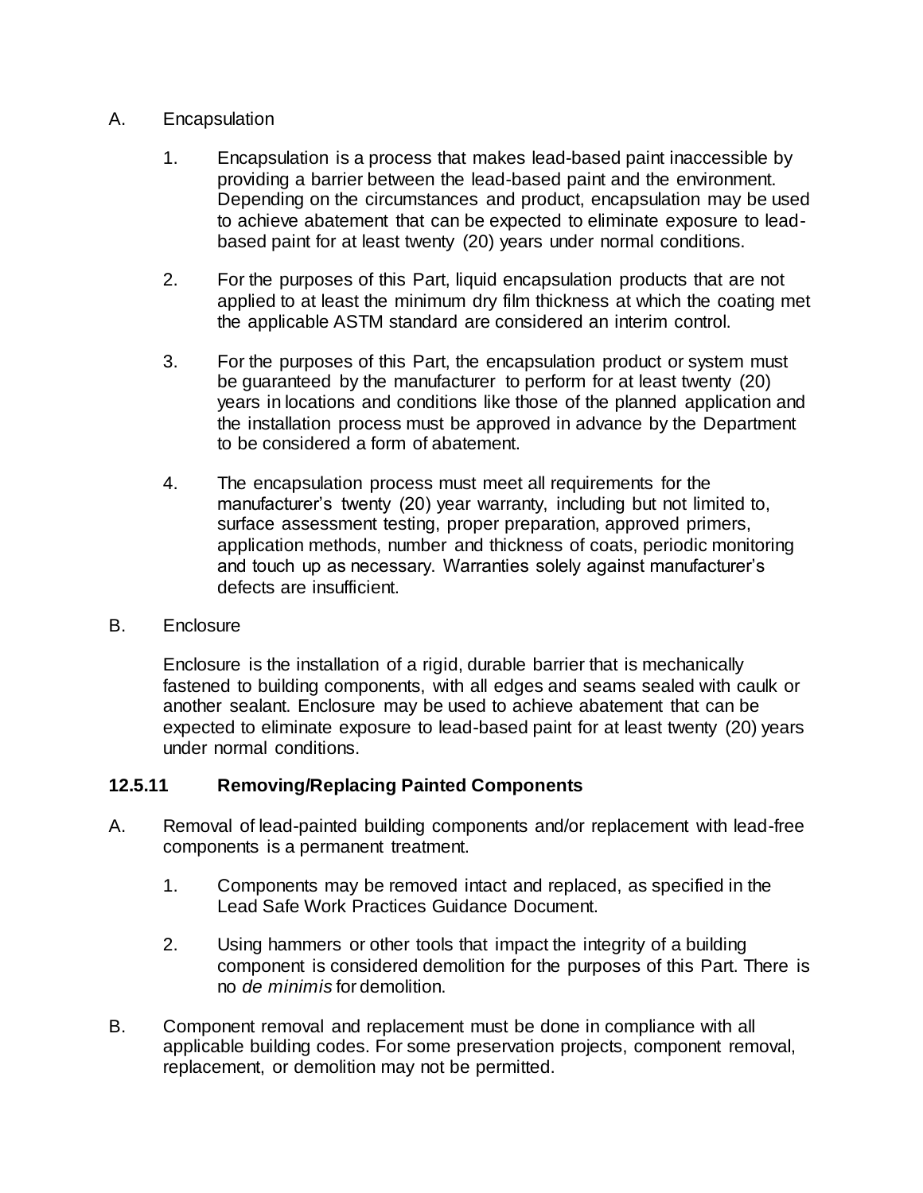A. Encapsulation

1. Encapsulation is a process that makes lead-based paint inaccessible by providing a barrier between the lead-based paint and the environment. Depending on the circumstances and product, encapsulation may be used to achieve abatement that can be expected to eliminate exposure to lead-based paint for at least twenty (20) years under normal conditions.

2. For the purposes of this Part, liquid encapsulation products that are not applied to at least the minimum dry film thickness at which the coating met the applicable ASTM standard are considered an interim control.

3. For the purposes of this Part, the encapsulation product or system must be guaranteed by the manufacturer to perform for at least twenty (20) years in locations and conditions like those of the planned application and the installation process must be approved in advance by the Department to be considered a form of abatement.

4. The encapsulation process must meet all requirements for the manufacturer's twenty (20) year warranty, including but not limited to, surface assessment testing, proper preparation, approved primers, application methods, number and thickness of coats, periodic monitoring and touch up as necessary. Warranties solely against manufacturer's defects are insufficient.

B. Enclosure

Enclosure is the installation of a rigid, durable barrier that is mechanically fastened to building components, with all edges and seams sealed with caulk or another sealant. Enclosure may be used to achieve abatement that can be expected to eliminate exposure to lead-based paint for at least twenty (20) years under normal conditions.

### 12.5.11 Removing/Replacing Painted Components

A. Removal of lead-painted building components and/or replacement with lead-free components is a permanent treatment.

1. Components may be removed intact and replaced, as specified in the Lead Safe Work Practices Guidance Document.

2. Using hammers or other tools that impact the integrity of a building component is considered demolition for the purposes of this Part. There is no *de minimis* for demolition.

B. Component removal and replacement must be done in compliance with all applicable building codes. For some preservation projects, component removal, replacement, or demolition may not be permitted.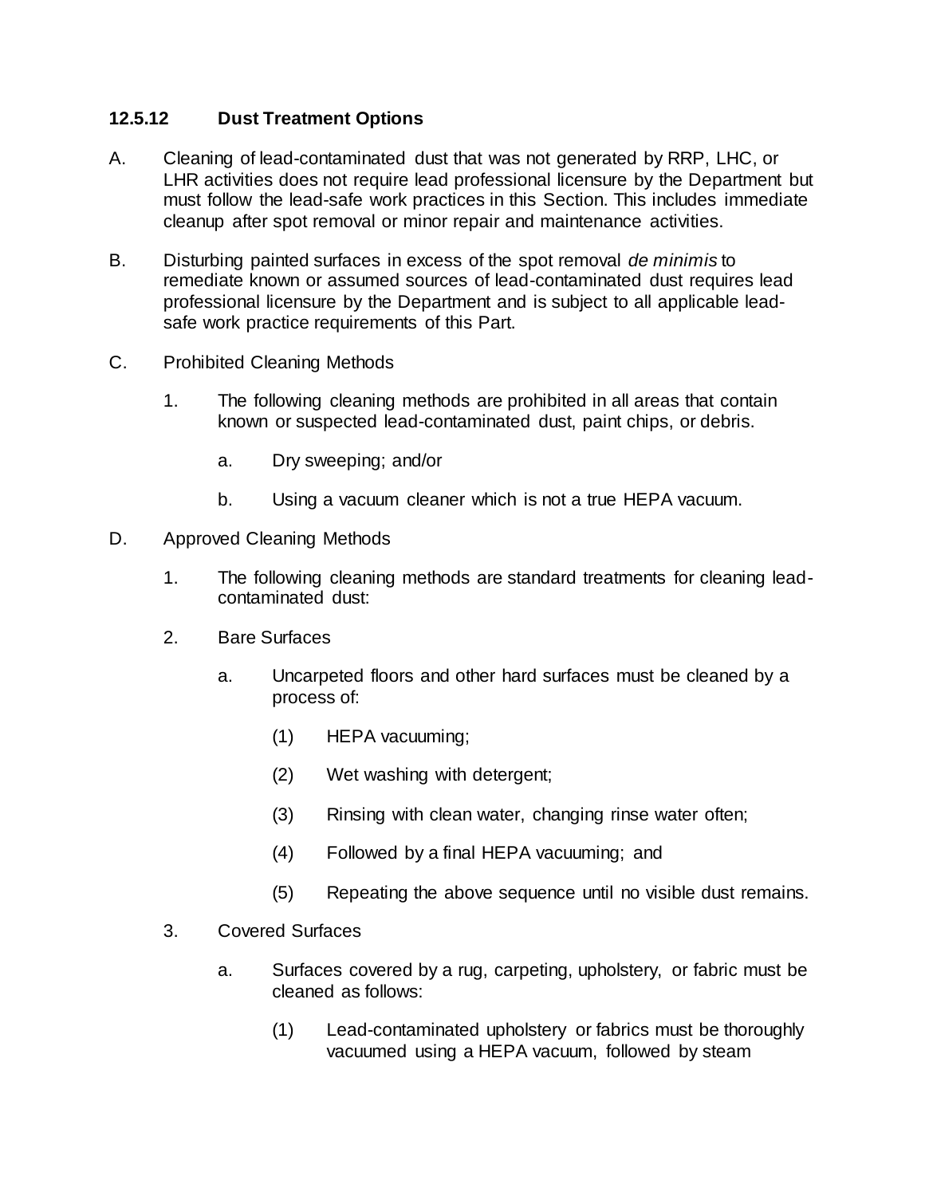### 12.5.12 Dust Treatment Options

A. Cleaning of lead-contaminated dust that was not generated by RRP, LHC, or LHR activities does not require lead professional licensure by the Department but must follow the lead-safe work practices in this Section. This includes immediate cleanup after spot removal or minor repair and maintenance activities.

B. Disturbing painted surfaces in excess of the spot removal *de minimis* to remediate known or assumed sources of lead-contaminated dust requires lead professional licensure by the Department and is subject to all applicable lead-safe work practice requirements of this Part.

C. Prohibited Cleaning Methods

   1. The following cleaning methods are prohibited in all areas that contain known or suspected lead-contaminated dust, paint chips, or debris.

      a. Dry sweeping; and/or

      b. Using a vacuum cleaner which is not a true HEPA vacuum.

D. Approved Cleaning Methods

   1. The following cleaning methods are standard treatments for cleaning lead-contaminated dust:

   2. Bare Surfaces

      a. Uncarpeted floors and other hard surfaces must be cleaned by a process of:

         (1) HEPA vacuuming;

         (2) Wet washing with detergent;

         (3) Rinsing with clean water, changing rinse water often;

         (4) Followed by a final HEPA vacuuming; and

         (5) Repeating the above sequence until no visible dust remains.

   3. Covered Surfaces

      a. Surfaces covered by a rug, carpeting, upholstery, or fabric must be cleaned as follows:

         (1) Lead-contaminated upholstery or fabrics must be thoroughly vacuumed using a HEPA vacuum, followed by steam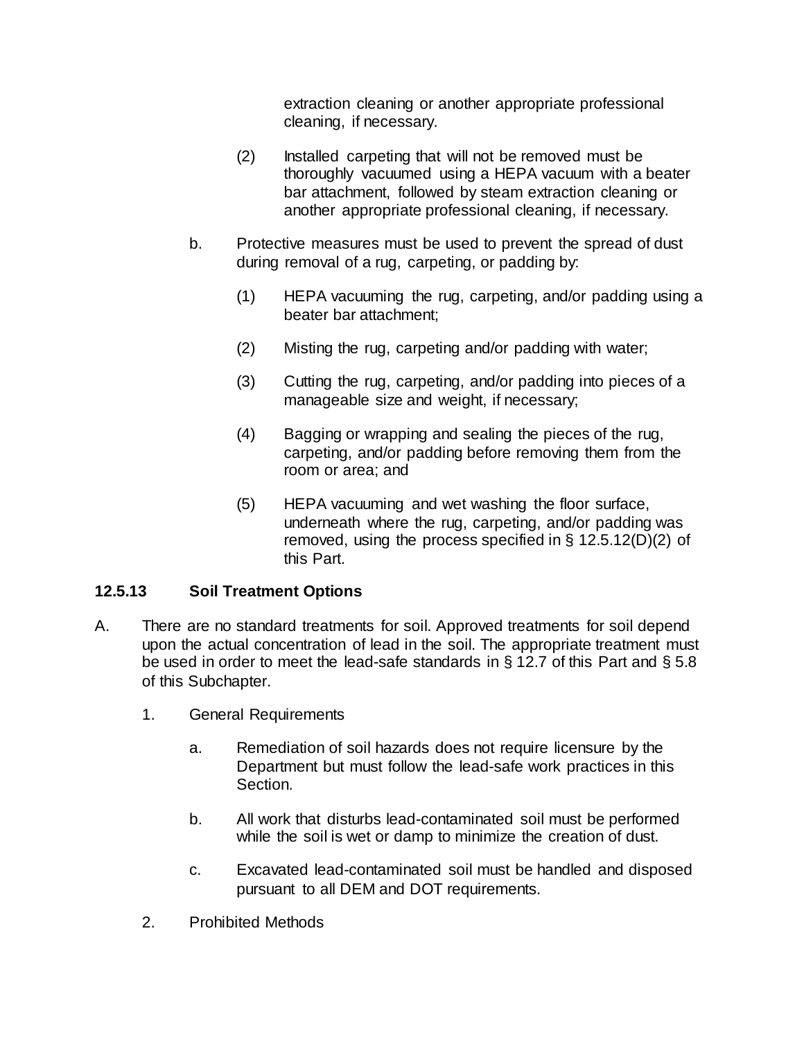extraction cleaning or another appropriate professional cleaning, if necessary.

(2) Installed carpeting that will not be removed must be thoroughly vacuumed using a HEPA vacuum with a beater bar attachment, followed by steam extraction cleaning or another appropriate professional cleaning, if necessary.

b. Protective measures must be used to prevent the spread of dust during removal of a rug, carpeting, or padding by:

(1) HEPA vacuuming the rug, carpeting, and/or padding using a beater bar attachment;

(2) Misting the rug, carpeting and/or padding with water;

(3) Cutting the rug, carpeting, and/or padding into pieces of a manageable size and weight, if necessary;

(4) Bagging or wrapping and sealing the pieces of the rug, carpeting, and/or padding before removing them from the room or area; and

(5) HEPA vacuuming and wet washing the floor surface, underneath where the rug, carpeting, and/or padding was removed, using the process specified in § 12.5.12(D)(2) of this Part.

### 12.5.13 Soil Treatment Options

A. There are no standard treatments for soil. Approved treatments for soil depend upon the actual concentration of lead in the soil. The appropriate treatment must be used in order to meet the lead-safe standards in § 12.7 of this Part and § 5.8 of this Subchapter.

1. General Requirements

   a. Remediation of soil hazards does not require licensure by the Department but must follow the lead-safe work practices in this Section.

   b. All work that disturbs lead-contaminated soil must be performed while the soil is wet or damp to minimize the creation of dust.

   c. Excavated lead-contaminated soil must be handled and disposed pursuant to all DEM and DOT requirements.

2. Prohibited Methods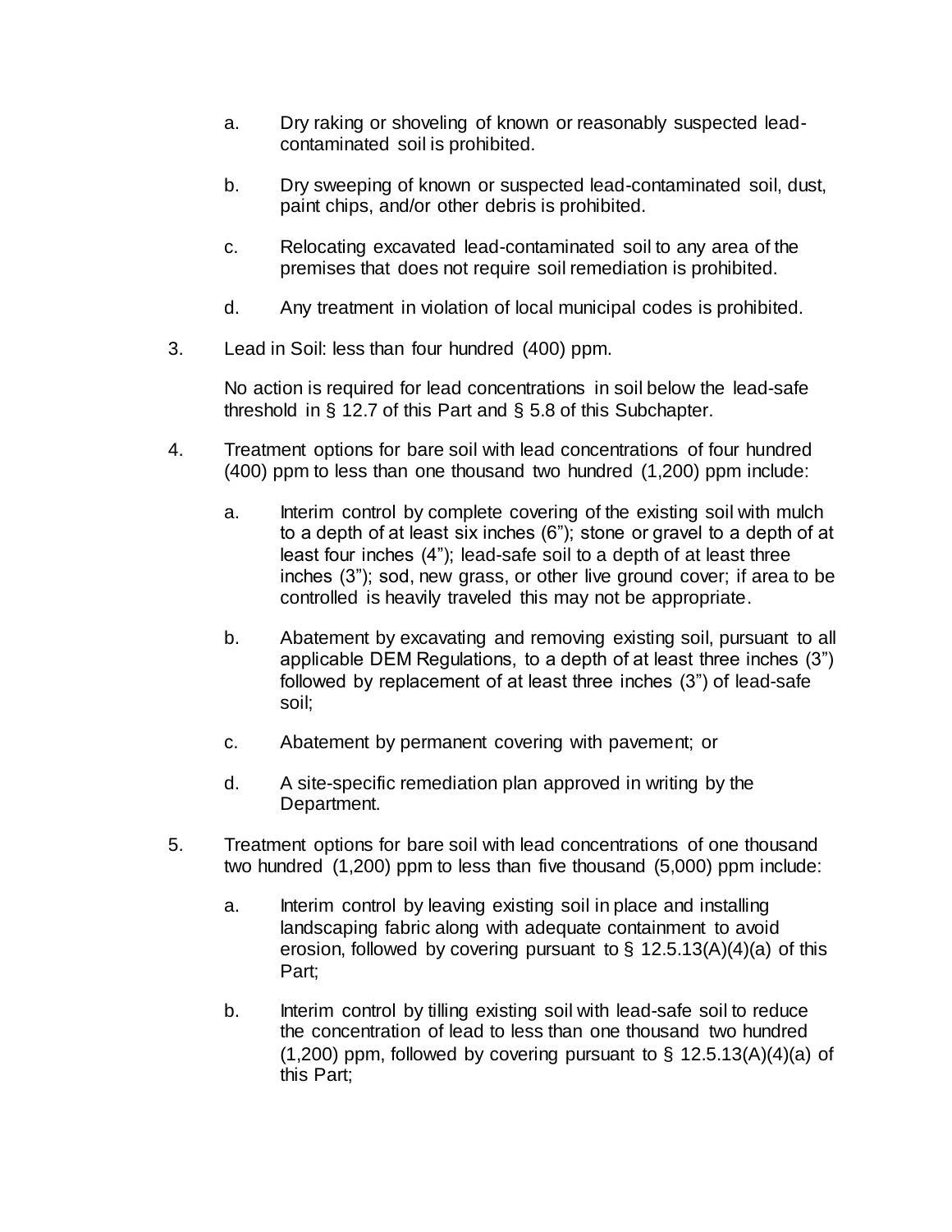a. Dry raking or shoveling of known or reasonably suspected lead-contaminated soil is prohibited.

b. Dry sweeping of known or suspected lead-contaminated soil, dust, paint chips, and/or other debris is prohibited.

c. Relocating excavated lead-contaminated soil to any area of the premises that does not require soil remediation is prohibited.

d. Any treatment in violation of local municipal codes is prohibited.

3. Lead in Soil: less than four hundred (400) ppm.

   No action is required for lead concentrations in soil below the lead-safe threshold in § 12.7 of this Part and § 5.8 of this Subchapter.

4. Treatment options for bare soil with lead concentrations of four hundred (400) ppm to less than one thousand two hundred (1,200) ppm include:

   a. Interim control by complete covering of the existing soil with mulch to a depth of at least six inches (6"); stone or gravel to a depth of at least four inches (4"); lead-safe soil to a depth of at least three inches (3"); sod, new grass, or other live ground cover; if area to be controlled is heavily traveled this may not be appropriate.

   b. Abatement by excavating and removing existing soil, pursuant to all applicable DEM Regulations, to a depth of at least three inches (3") followed by replacement of at least three inches (3") of lead-safe soil;

   c. Abatement by permanent covering with pavement; or

   d. A site-specific remediation plan approved in writing by the Department.

5. Treatment options for bare soil with lead concentrations of one thousand two hundred (1,200) ppm to less than five thousand (5,000) ppm include:

   a. Interim control by leaving existing soil in place and installing landscaping fabric along with adequate containment to avoid erosion, followed by covering pursuant to § 12.5.13(A)(4)(a) of this Part;

   b. Interim control by tilling existing soil with lead-safe soil to reduce the concentration of lead to less than one thousand two hundred (1,200) ppm, followed by covering pursuant to § 12.5.13(A)(4)(a) of this Part;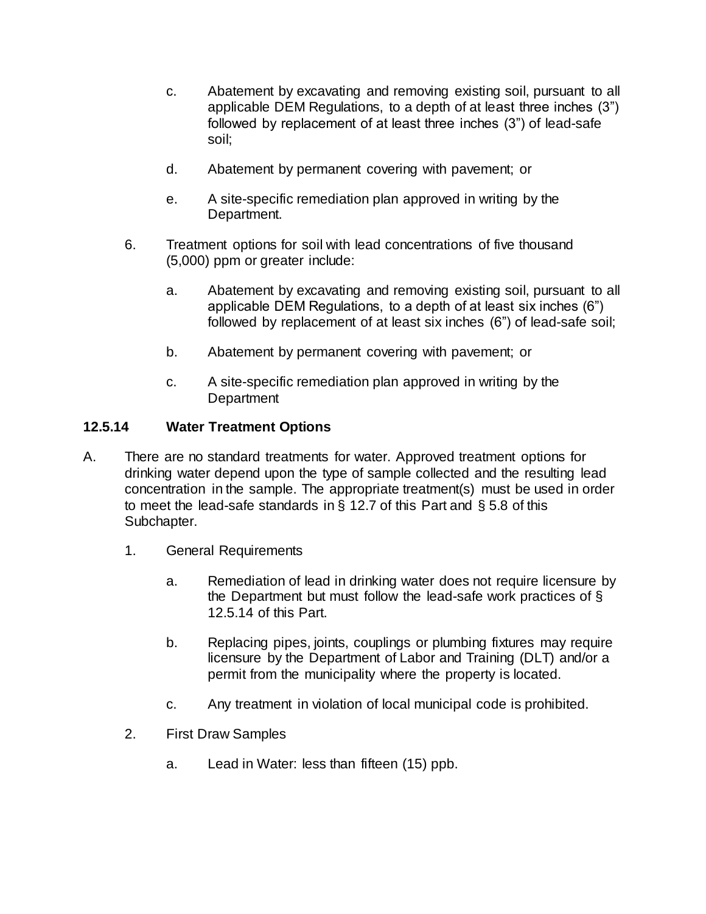c. Abatement by excavating and removing existing soil, pursuant to all applicable DEM Regulations, to a depth of at least three inches (3") followed by replacement of at least three inches (3") of lead-safe soil;

d. Abatement by permanent covering with pavement; or

e. A site-specific remediation plan approved in writing by the Department.

6. Treatment options for soil with lead concentrations of five thousand (5,000) ppm or greater include:

   a. Abatement by excavating and removing existing soil, pursuant to all applicable DEM Regulations, to a depth of at least six inches (6") followed by replacement of at least six inches (6") of lead-safe soil;

   b. Abatement by permanent covering with pavement; or

   c. A site-specific remediation plan approved in writing by the Department

### 12.5.14 Water Treatment Options

A. There are no standard treatments for water. Approved treatment options for drinking water depend upon the type of sample collected and the resulting lead concentration in the sample. The appropriate treatment(s) must be used in order to meet the lead-safe standards in § 12.7 of this Part and § 5.8 of this Subchapter.

1. General Requirements

   a. Remediation of lead in drinking water does not require licensure by the Department but must follow the lead-safe work practices of § 12.5.14 of this Part.

   b. Replacing pipes, joints, couplings or plumbing fixtures may require licensure by the Department of Labor and Training (DLT) and/or a permit from the municipality where the property is located.

   c. Any treatment in violation of local municipal code is prohibited.

2. First Draw Samples

   a. Lead in Water: less than fifteen (15) ppb.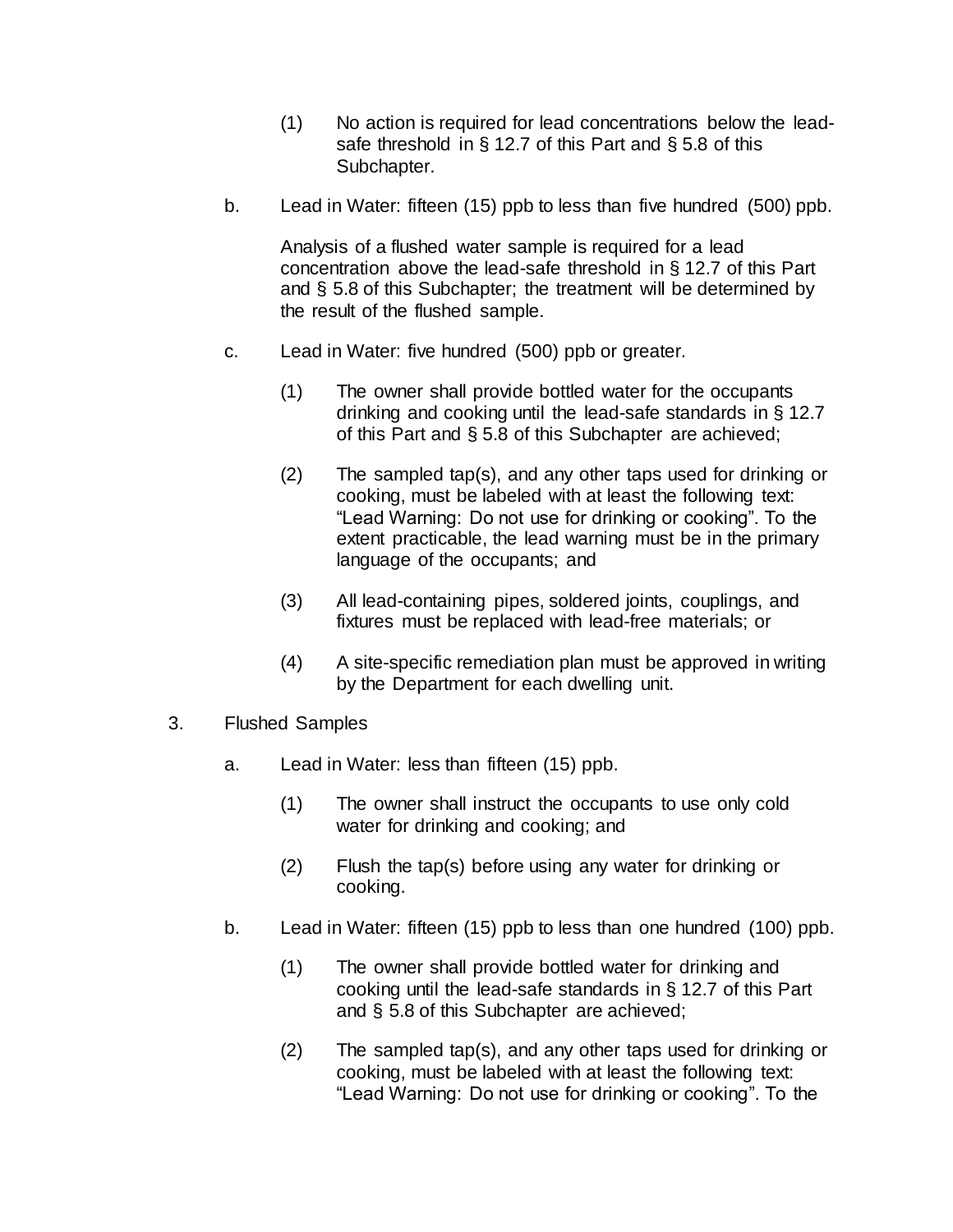(1) No action is required for lead concentrations below the lead-safe threshold in § 12.7 of this Part and § 5.8 of this Subchapter.

b. Lead in Water: fifteen (15) ppb to less than five hundred (500) ppb.

Analysis of a flushed water sample is required for a lead concentration above the lead-safe threshold in § 12.7 of this Part and § 5.8 of this Subchapter; the treatment will be determined by the result of the flushed sample.

c. Lead in Water: five hundred (500) ppb or greater.

(1) The owner shall provide bottled water for the occupants drinking and cooking until the lead-safe standards in § 12.7 of this Part and § 5.8 of this Subchapter are achieved;

(2) The sampled tap(s), and any other taps used for drinking or cooking, must be labeled with at least the following text: "Lead Warning: Do not use for drinking or cooking". To the extent practicable, the lead warning must be in the primary language of the occupants; and

(3) All lead-containing pipes, soldered joints, couplings, and fixtures must be replaced with lead-free materials; or

(4) A site-specific remediation plan must be approved in writing by the Department for each dwelling unit.

3. Flushed Samples

a. Lead in Water: less than fifteen (15) ppb.

(1) The owner shall instruct the occupants to use only cold water for drinking and cooking; and

(2) Flush the tap(s) before using any water for drinking or cooking.

b. Lead in Water: fifteen (15) ppb to less than one hundred (100) ppb.

(1) The owner shall provide bottled water for drinking and cooking until the lead-safe standards in § 12.7 of this Part and § 5.8 of this Subchapter are achieved;

(2) The sampled tap(s), and any other taps used for drinking or cooking, must be labeled with at least the following text: "Lead Warning: Do not use for drinking or cooking". To the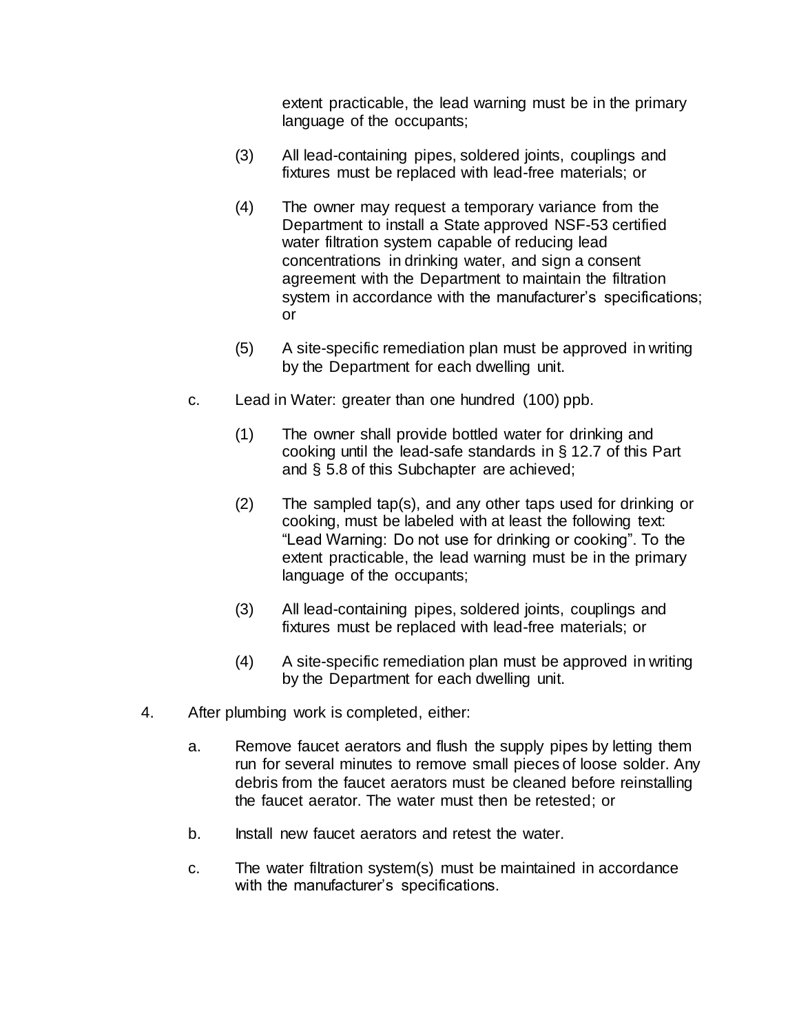extent practicable, the lead warning must be in the primary language of the occupants;

(3) All lead-containing pipes, soldered joints, couplings and fixtures must be replaced with lead-free materials; or

(4) The owner may request a temporary variance from the Department to install a State approved NSF-53 certified water filtration system capable of reducing lead concentrations in drinking water, and sign a consent agreement with the Department to maintain the filtration system in accordance with the manufacturer's specifications; or

(5) A site-specific remediation plan must be approved in writing by the Department for each dwelling unit.

c. Lead in Water: greater than one hundred (100) ppb.

(1) The owner shall provide bottled water for drinking and cooking until the lead-safe standards in § 12.7 of this Part and § 5.8 of this Subchapter are achieved;

(2) The sampled tap(s), and any other taps used for drinking or cooking, must be labeled with at least the following text: "Lead Warning: Do not use for drinking or cooking". To the extent practicable, the lead warning must be in the primary language of the occupants;

(3) All lead-containing pipes, soldered joints, couplings and fixtures must be replaced with lead-free materials; or

(4) A site-specific remediation plan must be approved in writing by the Department for each dwelling unit.

4. After plumbing work is completed, either:

a. Remove faucet aerators and flush the supply pipes by letting them run for several minutes to remove small pieces of loose solder. Any debris from the faucet aerators must be cleaned before reinstalling the faucet aerator. The water must then be retested; or

b. Install new faucet aerators and retest the water.

c. The water filtration system(s) must be maintained in accordance with the manufacturer's specifications.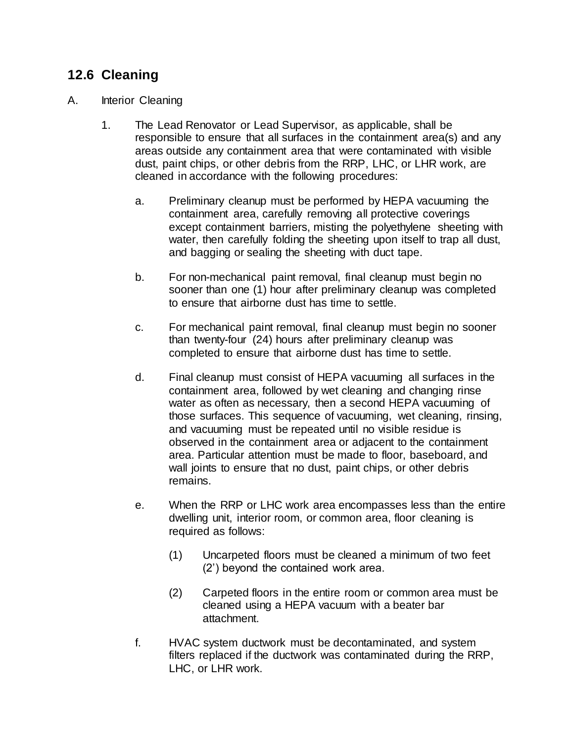## 12.6 Cleaning

A. Interior Cleaning

1. The Lead Renovator or Lead Supervisor, as applicable, shall be responsible to ensure that all surfaces in the containment area(s) and any areas outside any containment area that were contaminated with visible dust, paint chips, or other debris from the RRP, LHC, or LHR work, are cleaned in accordance with the following procedures:

   a. Preliminary cleanup must be performed by HEPA vacuuming the containment area, carefully removing all protective coverings except containment barriers, misting the polyethylene sheeting with water, then carefully folding the sheeting upon itself to trap all dust, and bagging or sealing the sheeting with duct tape.

   b. For non-mechanical paint removal, final cleanup must begin no sooner than one (1) hour after preliminary cleanup was completed to ensure that airborne dust has time to settle.

   c. For mechanical paint removal, final cleanup must begin no sooner than twenty-four (24) hours after preliminary cleanup was completed to ensure that airborne dust has time to settle.

   d. Final cleanup must consist of HEPA vacuuming all surfaces in the containment area, followed by wet cleaning and changing rinse water as often as necessary, then a second HEPA vacuuming of those surfaces. This sequence of vacuuming, wet cleaning, rinsing, and vacuuming must be repeated until no visible residue is observed in the containment area or adjacent to the containment area. Particular attention must be made to floor, baseboard, and wall joints to ensure that no dust, paint chips, or other debris remains.

   e. When the RRP or LHC work area encompasses less than the entire dwelling unit, interior room, or common area, floor cleaning is required as follows:

      (1) Uncarpeted floors must be cleaned a minimum of two feet (2') beyond the contained work area.

      (2) Carpeted floors in the entire room or common area must be cleaned using a HEPA vacuum with a beater bar attachment.

   f. HVAC system ductwork must be decontaminated, and system filters replaced if the ductwork was contaminated during the RRP, LHC, or LHR work.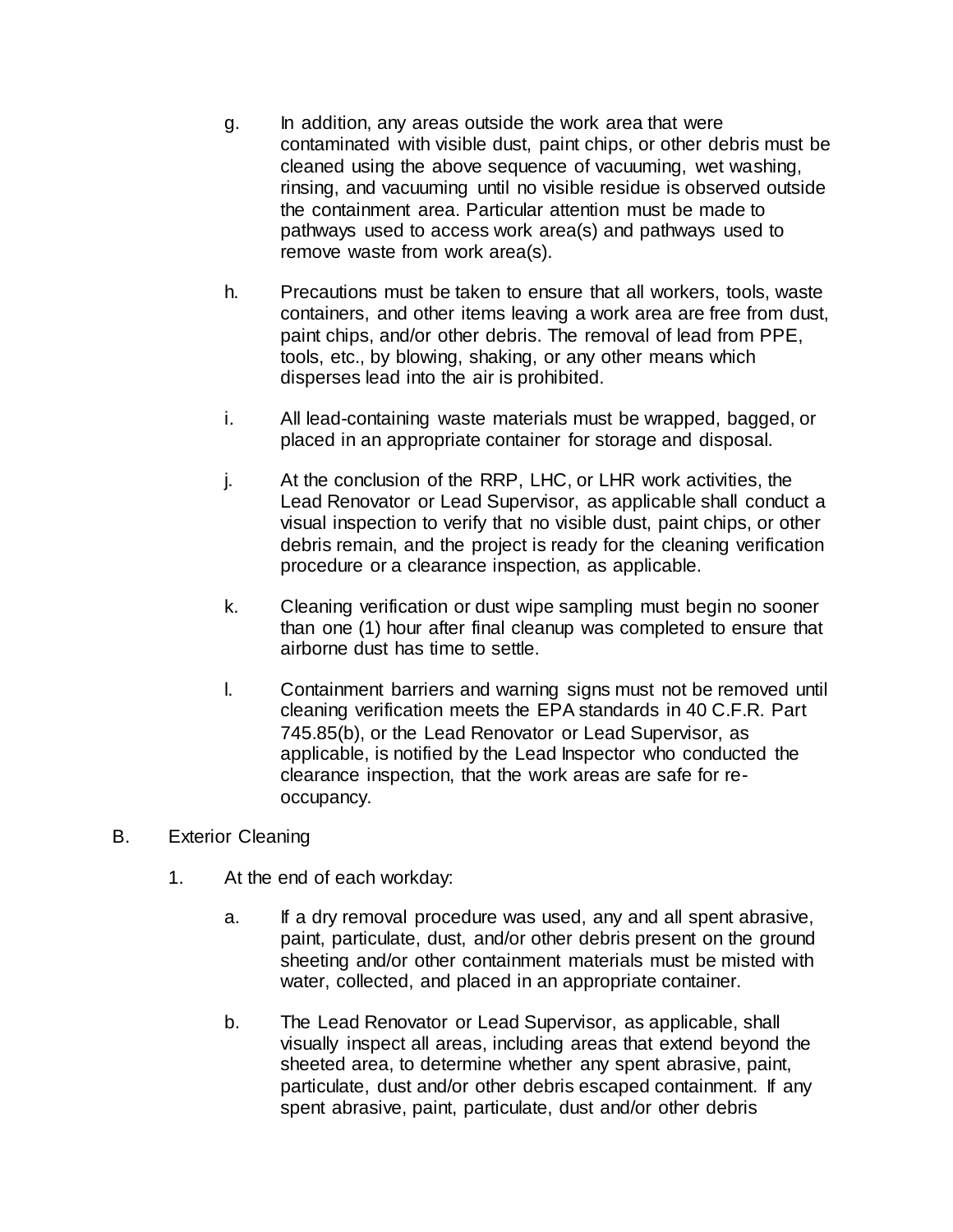g. In addition, any areas outside the work area that were contaminated with visible dust, paint chips, or other debris must be cleaned using the above sequence of vacuuming, wet washing, rinsing, and vacuuming until no visible residue is observed outside the containment area. Particular attention must be made to pathways used to access work area(s) and pathways used to remove waste from work area(s).

h. Precautions must be taken to ensure that all workers, tools, waste containers, and other items leaving a work area are free from dust, paint chips, and/or other debris. The removal of lead from PPE, tools, etc., by blowing, shaking, or any other means which disperses lead into the air is prohibited.

i. All lead-containing waste materials must be wrapped, bagged, or placed in an appropriate container for storage and disposal.

j. At the conclusion of the RRP, LHC, or LHR work activities, the Lead Renovator or Lead Supervisor, as applicable shall conduct a visual inspection to verify that no visible dust, paint chips, or other debris remain, and the project is ready for the cleaning verification procedure or a clearance inspection, as applicable.

k. Cleaning verification or dust wipe sampling must begin no sooner than one (1) hour after final cleanup was completed to ensure that airborne dust has time to settle.

l. Containment barriers and warning signs must not be removed until cleaning verification meets the EPA standards in 40 C.F.R. Part 745.85(b), or the Lead Renovator or Lead Supervisor, as applicable, is notified by the Lead Inspector who conducted the clearance inspection, that the work areas are safe for re-occupancy.

B. Exterior Cleaning

1. At the end of each workday:

a. If a dry removal procedure was used, any and all spent abrasive, paint, particulate, dust, and/or other debris present on the ground sheeting and/or other containment materials must be misted with water, collected, and placed in an appropriate container.

b. The Lead Renovator or Lead Supervisor, as applicable, shall visually inspect all areas, including areas that extend beyond the sheeted area, to determine whether any spent abrasive, paint, particulate, dust and/or other debris escaped containment. If any spent abrasive, paint, particulate, dust and/or other debris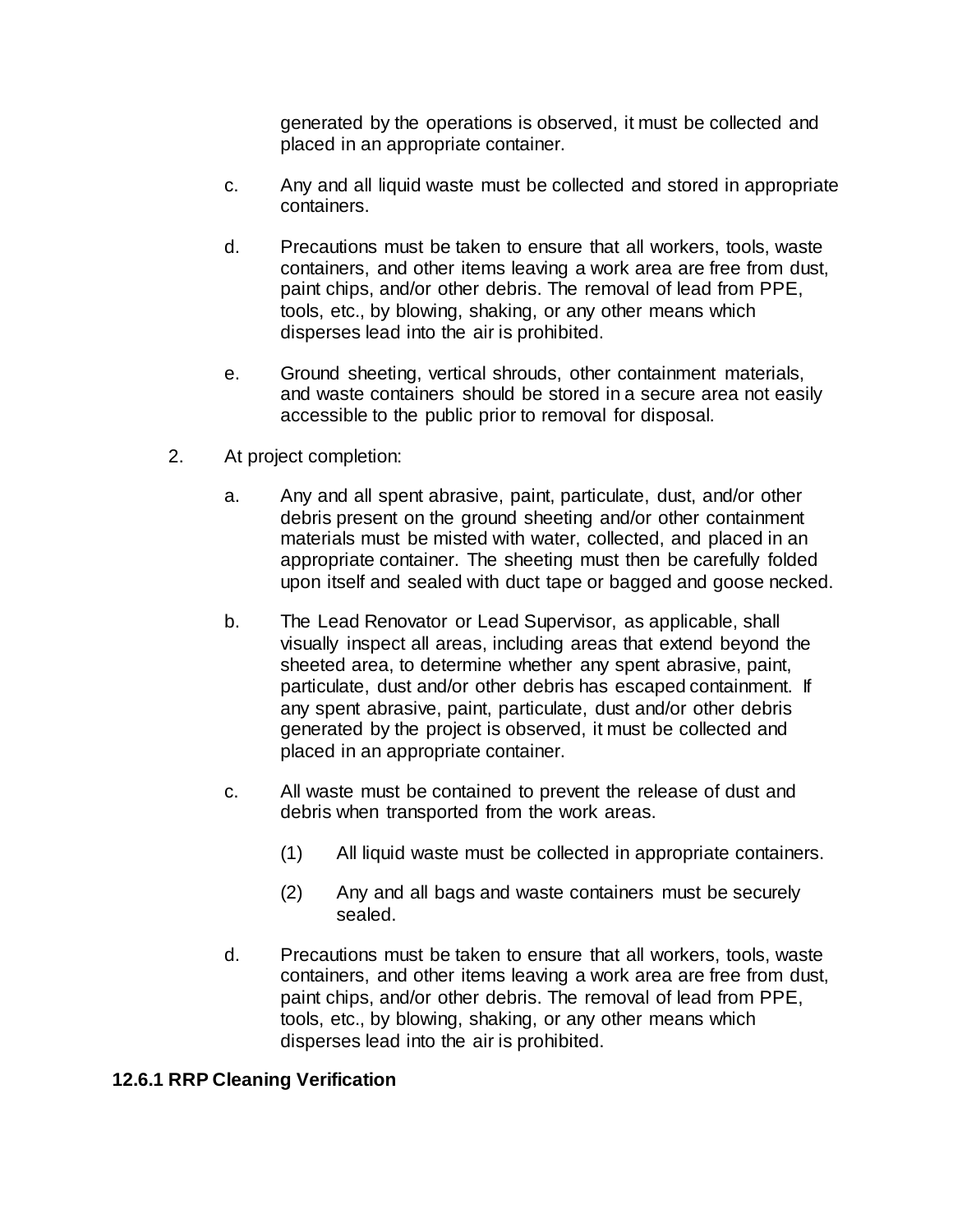generated by the operations is observed, it must be collected and placed in an appropriate container.

c. Any and all liquid waste must be collected and stored in appropriate containers.

d. Precautions must be taken to ensure that all workers, tools, waste containers, and other items leaving a work area are free from dust, paint chips, and/or other debris. The removal of lead from PPE, tools, etc., by blowing, shaking, or any other means which disperses lead into the air is prohibited.

e. Ground sheeting, vertical shrouds, other containment materials, and waste containers should be stored in a secure area not easily accessible to the public prior to removal for disposal.

2. At project completion:

   a. Any and all spent abrasive, paint, particulate, dust, and/or other debris present on the ground sheeting and/or other containment materials must be misted with water, collected, and placed in an appropriate container. The sheeting must then be carefully folded upon itself and sealed with duct tape or bagged and goose necked.

   b. The Lead Renovator or Lead Supervisor, as applicable, shall visually inspect all areas, including areas that extend beyond the sheeted area, to determine whether any spent abrasive, paint, particulate, dust and/or other debris has escaped containment. If any spent abrasive, paint, particulate, dust and/or other debris generated by the project is observed, it must be collected and placed in an appropriate container.

   c. All waste must be contained to prevent the release of dust and debris when transported from the work areas.

      (1) All liquid waste must be collected in appropriate containers.

      (2) Any and all bags and waste containers must be securely sealed.

   d. Precautions must be taken to ensure that all workers, tools, waste containers, and other items leaving a work area are free from dust, paint chips, and/or other debris. The removal of lead from PPE, tools, etc., by blowing, shaking, or any other means which disperses lead into the air is prohibited.

### 12.6.1 RRP Cleaning Verification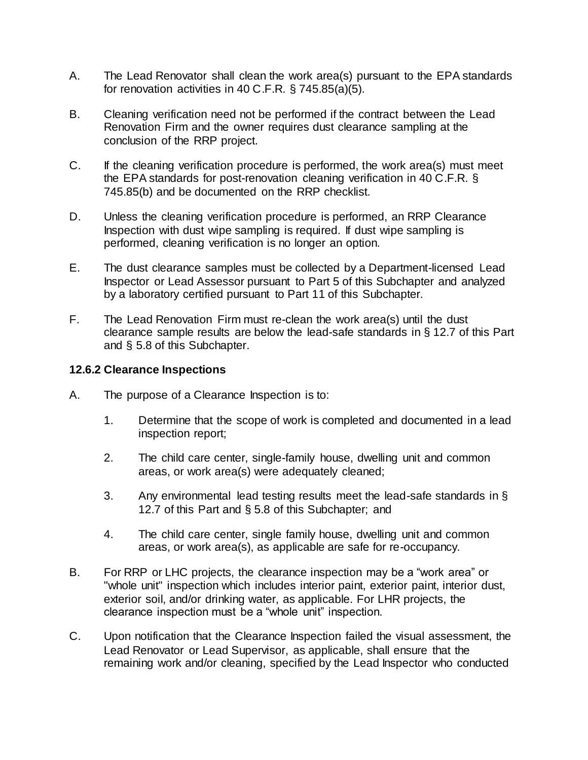A. The Lead Renovator shall clean the work area(s) pursuant to the EPA standards for renovation activities in 40 C.F.R. § 745.85(a)(5).

B. Cleaning verification need not be performed if the contract between the Lead Renovation Firm and the owner requires dust clearance sampling at the conclusion of the RRP project.

C. If the cleaning verification procedure is performed, the work area(s) must meet the EPA standards for post-renovation cleaning verification in 40 C.F.R. § 745.85(b) and be documented on the RRP checklist.

D. Unless the cleaning verification procedure is performed, an RRP Clearance Inspection with dust wipe sampling is required. If dust wipe sampling is performed, cleaning verification is no longer an option.

E. The dust clearance samples must be collected by a Department-licensed Lead Inspector or Lead Assessor pursuant to Part 5 of this Subchapter and analyzed by a laboratory certified pursuant to Part 11 of this Subchapter.

F. The Lead Renovation Firm must re-clean the work area(s) until the dust clearance sample results are below the lead-safe standards in § 12.7 of this Part and § 5.8 of this Subchapter.

**12.6.2 Clearance Inspections**

A. The purpose of a Clearance Inspection is to:

1. Determine that the scope of work is completed and documented in a lead inspection report;

2. The child care center, single-family house, dwelling unit and common areas, or work area(s) were adequately cleaned;

3. Any environmental lead testing results meet the lead-safe standards in § 12.7 of this Part and § 5.8 of this Subchapter; and

4. The child care center, single family house, dwelling unit and common areas, or work area(s), as applicable are safe for re-occupancy.

B. For RRP or LHC projects, the clearance inspection may be a "work area" or "whole unit" inspection which includes interior paint, exterior paint, interior dust, exterior soil, and/or drinking water, as applicable. For LHR projects, the clearance inspection must be a "whole unit" inspection.

C. Upon notification that the Clearance Inspection failed the visual assessment, the Lead Renovator or Lead Supervisor, as applicable, shall ensure that the remaining work and/or cleaning, specified by the Lead Inspector who conducted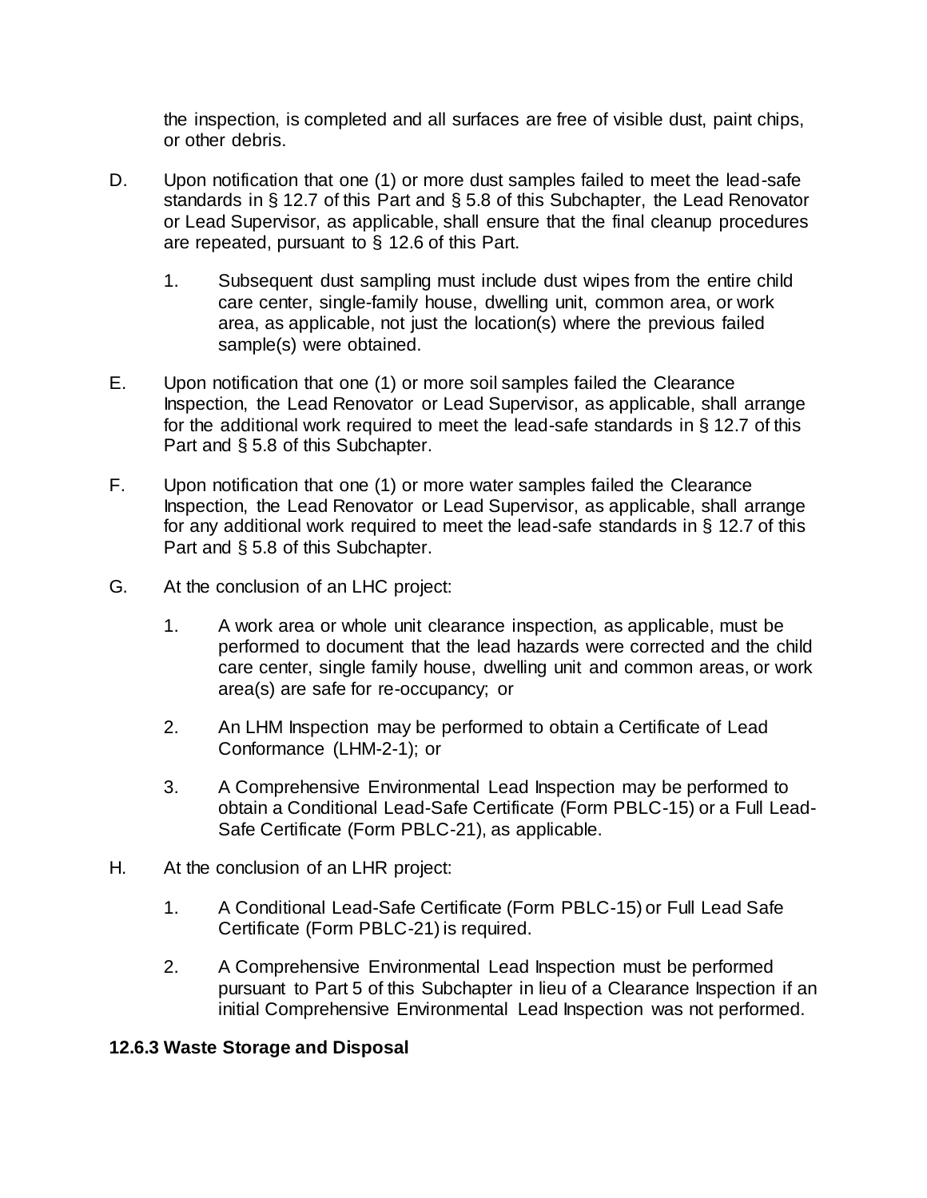the inspection, is completed and all surfaces are free of visible dust, paint chips, or other debris.

D. Upon notification that one (1) or more dust samples failed to meet the lead-safe standards in § 12.7 of this Part and § 5.8 of this Subchapter, the Lead Renovator or Lead Supervisor, as applicable, shall ensure that the final cleanup procedures are repeated, pursuant to § 12.6 of this Part.

   1. Subsequent dust sampling must include dust wipes from the entire child care center, single-family house, dwelling unit, common area, or work area, as applicable, not just the location(s) where the previous failed sample(s) were obtained.

E. Upon notification that one (1) or more soil samples failed the Clearance Inspection, the Lead Renovator or Lead Supervisor, as applicable, shall arrange for the additional work required to meet the lead-safe standards in § 12.7 of this Part and § 5.8 of this Subchapter.

F. Upon notification that one (1) or more water samples failed the Clearance Inspection, the Lead Renovator or Lead Supervisor, as applicable, shall arrange for any additional work required to meet the lead-safe standards in § 12.7 of this Part and § 5.8 of this Subchapter.

G. At the conclusion of an LHC project:

   1. A work area or whole unit clearance inspection, as applicable, must be performed to document that the lead hazards were corrected and the child care center, single family house, dwelling unit and common areas, or work area(s) are safe for re-occupancy; or

   2. An LHM Inspection may be performed to obtain a Certificate of Lead Conformance (LHM-2-1); or

   3. A Comprehensive Environmental Lead Inspection may be performed to obtain a Conditional Lead-Safe Certificate (Form PBLC-15) or a Full Lead-Safe Certificate (Form PBLC-21), as applicable.

H. At the conclusion of an LHR project:

   1. A Conditional Lead-Safe Certificate (Form PBLC-15) or Full Lead Safe Certificate (Form PBLC-21) is required.

   2. A Comprehensive Environmental Lead Inspection must be performed pursuant to Part 5 of this Subchapter in lieu of a Clearance Inspection if an initial Comprehensive Environmental Lead Inspection was not performed.

**12.6.3 Waste Storage and Disposal**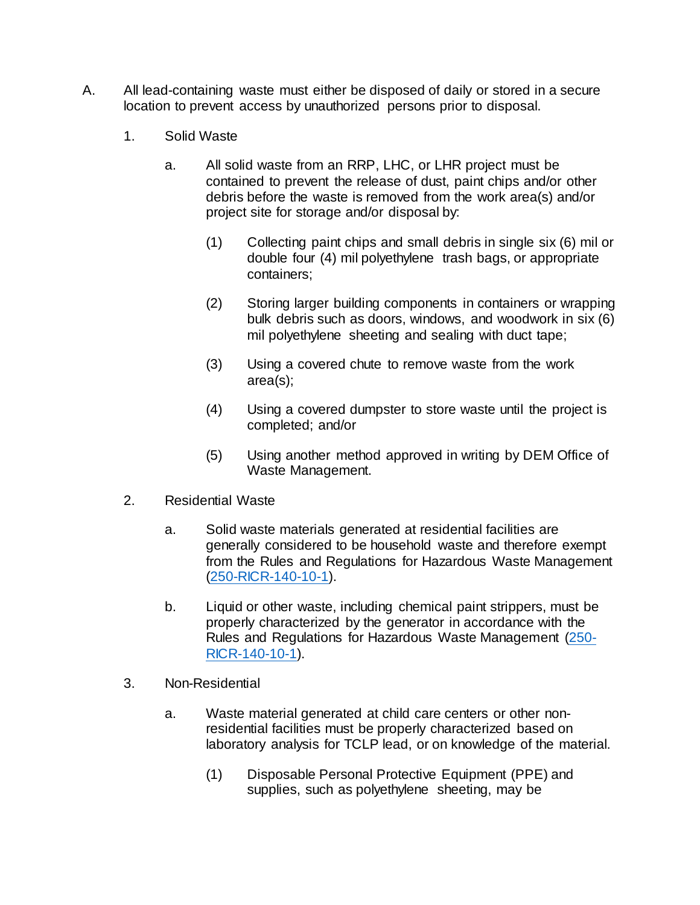A. All lead-containing waste must either be disposed of daily or stored in a secure location to prevent access by unauthorized persons prior to disposal.

1. Solid Waste

   a. All solid waste from an RRP, LHC, or LHR project must be contained to prevent the release of dust, paint chips and/or other debris before the waste is removed from the work area(s) and/or project site for storage and/or disposal by:

      (1) Collecting paint chips and small debris in single six (6) mil or double four (4) mil polyethylene trash bags, or appropriate containers;

      (2) Storing larger building components in containers or wrapping bulk debris such as doors, windows, and woodwork in six (6) mil polyethylene sheeting and sealing with duct tape;

      (3) Using a covered chute to remove waste from the work area(s);

      (4) Using a covered dumpster to store waste until the project is completed; and/or

      (5) Using another method approved in writing by DEM Office of Waste Management.

2. Residential Waste

   a. Solid waste materials generated at residential facilities are generally considered to be household waste and therefore exempt from the Rules and Regulations for Hazardous Waste Management (250-RICR-140-10-1).

   b. Liquid or other waste, including chemical paint strippers, must be properly characterized by the generator in accordance with the Rules and Regulations for Hazardous Waste Management (250-RICR-140-10-1).

3. Non-Residential

   a. Waste material generated at child care centers or other non-residential facilities must be properly characterized based on laboratory analysis for TCLP lead, or on knowledge of the material.

      (1) Disposable Personal Protective Equipment (PPE) and supplies, such as polyethylene sheeting, may be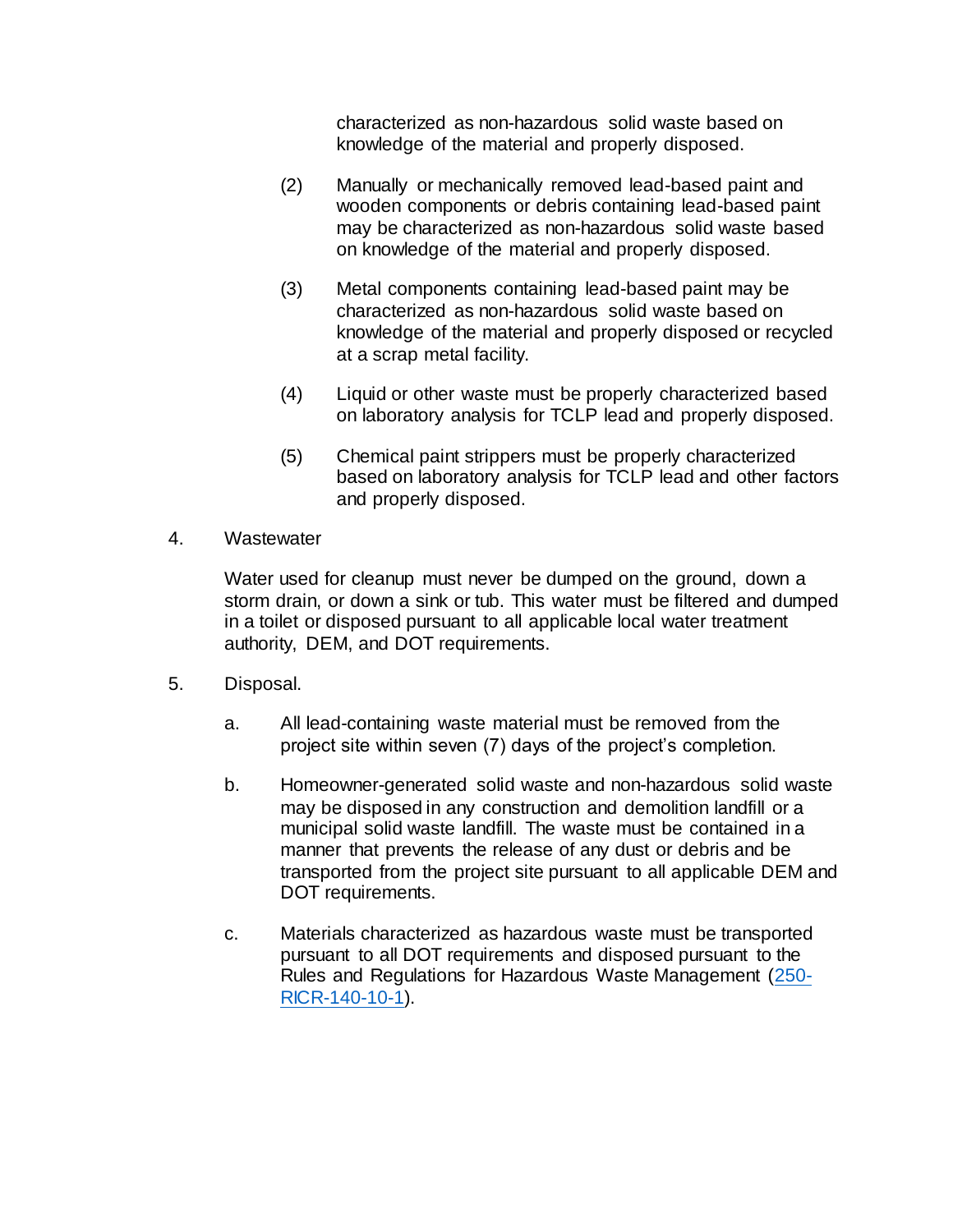characterized as non-hazardous solid waste based on knowledge of the material and properly disposed.

(2) Manually or mechanically removed lead-based paint and wooden components or debris containing lead-based paint may be characterized as non-hazardous solid waste based on knowledge of the material and properly disposed.

(3) Metal components containing lead-based paint may be characterized as non-hazardous solid waste based on knowledge of the material and properly disposed or recycled at a scrap metal facility.

(4) Liquid or other waste must be properly characterized based on laboratory analysis for TCLP lead and properly disposed.

(5) Chemical paint strippers must be properly characterized based on laboratory analysis for TCLP lead and other factors and properly disposed.

4. Wastewater

Water used for cleanup must never be dumped on the ground, down a storm drain, or down a sink or tub. This water must be filtered and dumped in a toilet or disposed pursuant to all applicable local water treatment authority, DEM, and DOT requirements.

5. Disposal.

a. All lead-containing waste material must be removed from the project site within seven (7) days of the project's completion.

b. Homeowner-generated solid waste and non-hazardous solid waste may be disposed in any construction and demolition landfill or a municipal solid waste landfill. The waste must be contained in a manner that prevents the release of any dust or debris and be transported from the project site pursuant to all applicable DEM and DOT requirements.

c. Materials characterized as hazardous waste must be transported pursuant to all DOT requirements and disposed pursuant to the Rules and Regulations for Hazardous Waste Management (250-RICR-140-10-1).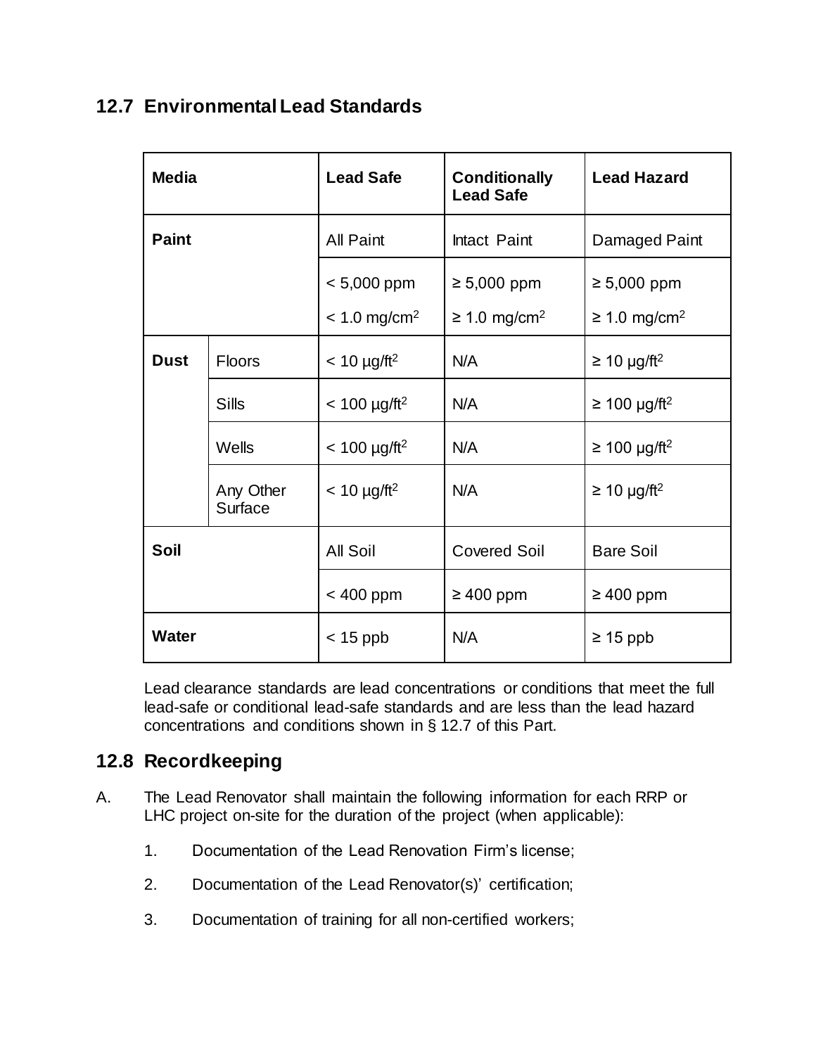## 12.7 Environmental Lead Standards

| Media | | Lead Safe | Conditionally Lead Safe | Lead Hazard |
|---|---|---|---|---|
| **Paint** | | All Paint | Intact Paint | Damaged Paint |
| | | < 5,000 ppm<br>< 1.0 $mg/cm^2$ | ≥ 5,000 ppm<br>≥ 1.0 $mg/cm^2$ | ≥ 5,000 ppm<br>≥ 1.0 $mg/cm^2$ |
| **Dust** | Floors | < 10 $\mu g/ft^2$ | N/A | ≥ 10 $\mu g/ft^2$ |
| | Sills | < 100 $\mu g/ft^2$ | N/A | ≥ 100 $\mu g/ft^2$ |
| | Wells | < 100 $\mu g/ft^2$ | N/A | ≥ 100 $\mu g/ft^2$ |
| | Any Other Surface | < 10 $\mu g/ft^2$ | N/A | ≥ 10 $\mu g/ft^2$ |
| **Soil** | | All Soil | Covered Soil | Bare Soil |
| | | < 400 ppm | ≥ 400 ppm | ≥ 400 ppm |
| **Water** | | < 15 ppb | N/A | ≥ 15 ppb |

Lead clearance standards are lead concentrations or conditions that meet the full lead-safe or conditional lead-safe standards and are less than the lead hazard concentrations and conditions shown in § 12.7 of this Part.

## 12.8 Recordkeeping

A. The Lead Renovator shall maintain the following information for each RRP or LHC project on-site for the duration of the project (when applicable):

1. Documentation of the Lead Renovation Firm's license;

2. Documentation of the Lead Renovator(s)' certification;

3. Documentation of training for all non-certified workers;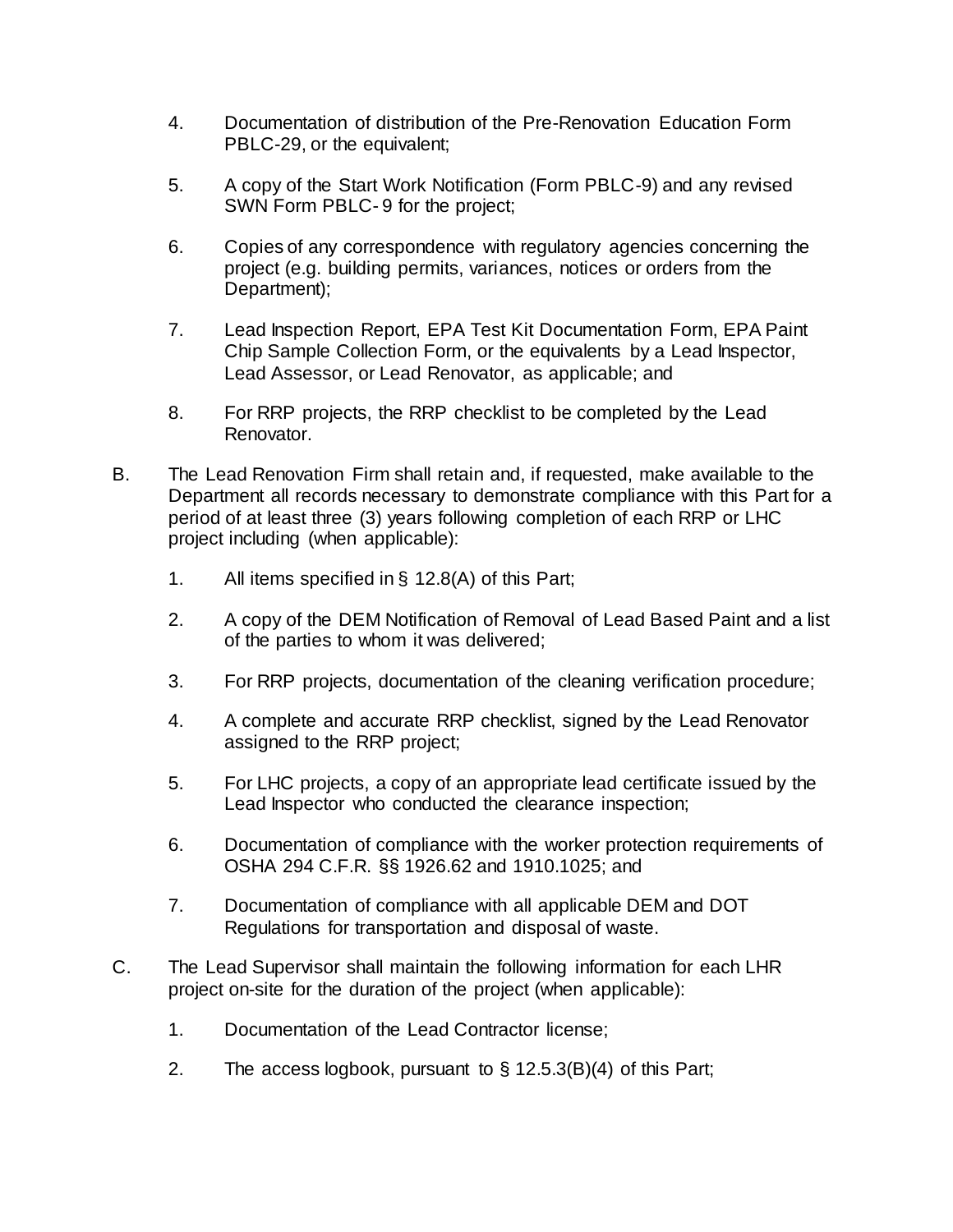4. Documentation of distribution of the Pre-Renovation Education Form PBLC-29, or the equivalent;

5. A copy of the Start Work Notification (Form PBLC-9) and any revised SWN Form PBLC- 9 for the project;

6. Copies of any correspondence with regulatory agencies concerning the project (e.g. building permits, variances, notices or orders from the Department);

7. Lead Inspection Report, EPA Test Kit Documentation Form, EPA Paint Chip Sample Collection Form, or the equivalents by a Lead Inspector, Lead Assessor, or Lead Renovator, as applicable; and

8. For RRP projects, the RRP checklist to be completed by the Lead Renovator.

B. The Lead Renovation Firm shall retain and, if requested, make available to the Department all records necessary to demonstrate compliance with this Part for a period of at least three (3) years following completion of each RRP or LHC project including (when applicable):

   1. All items specified in § 12.8(A) of this Part;

   2. A copy of the DEM Notification of Removal of Lead Based Paint and a list of the parties to whom it was delivered;

   3. For RRP projects, documentation of the cleaning verification procedure;

   4. A complete and accurate RRP checklist, signed by the Lead Renovator assigned to the RRP project;

   5. For LHC projects, a copy of an appropriate lead certificate issued by the Lead Inspector who conducted the clearance inspection;

   6. Documentation of compliance with the worker protection requirements of OSHA 294 C.F.R. §§ 1926.62 and 1910.1025; and

   7. Documentation of compliance with all applicable DEM and DOT Regulations for transportation and disposal of waste.

C. The Lead Supervisor shall maintain the following information for each LHR project on-site for the duration of the project (when applicable):

   1. Documentation of the Lead Contractor license;

   2. The access logbook, pursuant to § 12.5.3(B)(4) of this Part;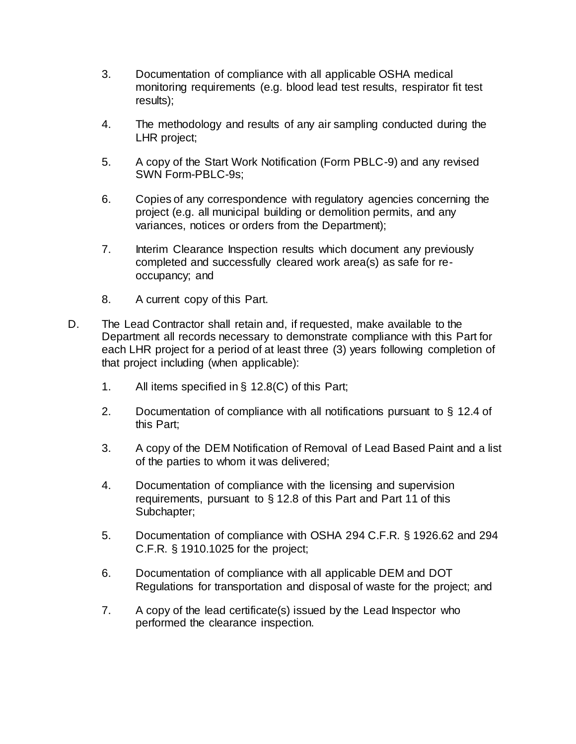3. Documentation of compliance with all applicable OSHA medical monitoring requirements (e.g. blood lead test results, respirator fit test results);

4. The methodology and results of any air sampling conducted during the LHR project;

5. A copy of the Start Work Notification (Form PBLC-9) and any revised SWN Form-PBLC-9s;

6. Copies of any correspondence with regulatory agencies concerning the project (e.g. all municipal building or demolition permits, and any variances, notices or orders from the Department);

7. Interim Clearance Inspection results which document any previously completed and successfully cleared work area(s) as safe for re-occupancy; and

8. A current copy of this Part.

D. The Lead Contractor shall retain and, if requested, make available to the Department all records necessary to demonstrate compliance with this Part for each LHR project for a period of at least three (3) years following completion of that project including (when applicable):

1. All items specified in § 12.8(C) of this Part;

2. Documentation of compliance with all notifications pursuant to § 12.4 of this Part;

3. A copy of the DEM Notification of Removal of Lead Based Paint and a list of the parties to whom it was delivered;

4. Documentation of compliance with the licensing and supervision requirements, pursuant to § 12.8 of this Part and Part 11 of this Subchapter;

5. Documentation of compliance with OSHA 294 C.F.R. § 1926.62 and 294 C.F.R. § 1910.1025 for the project;

6. Documentation of compliance with all applicable DEM and DOT Regulations for transportation and disposal of waste for the project; and

7. A copy of the lead certificate(s) issued by the Lead Inspector who performed the clearance inspection.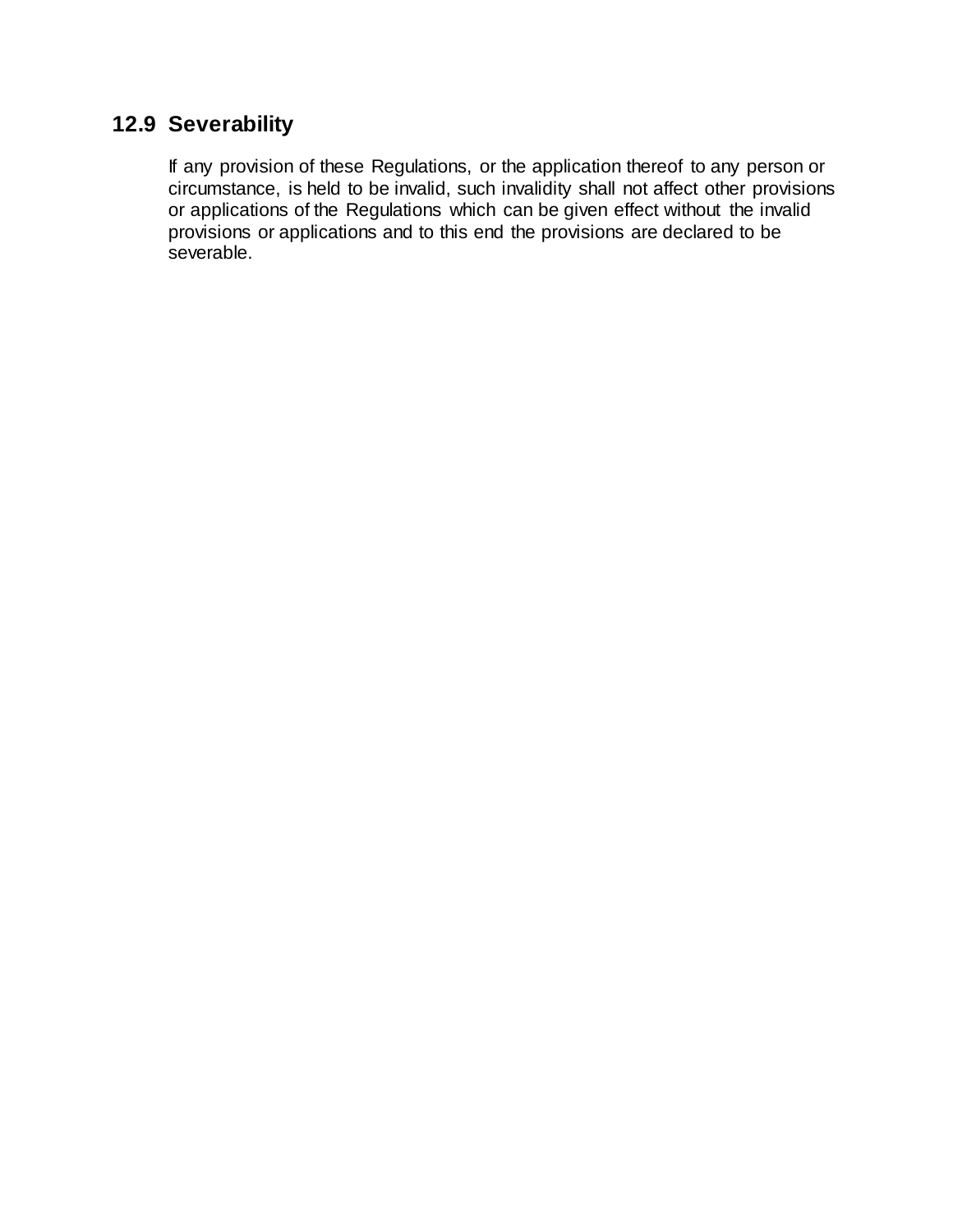## 12.9 Severability

If any provision of these Regulations, or the application thereof to any person or circumstance, is held to be invalid, such invalidity shall not affect other provisions or applications of the Regulations which can be given effect without the invalid provisions or applications and to this end the provisions are declared to be severable.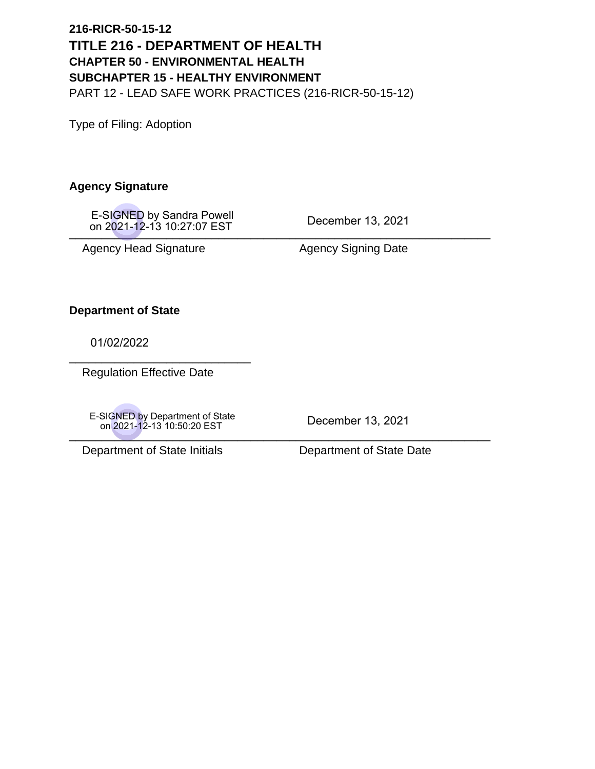**216-RICR-50-15-12**

# TITLE 216 - DEPARTMENT OF HEALTH

**CHAPTER 50 - ENVIRONMENTAL HEALTH**

**SUBCHAPTER 15 - HEALTHY ENVIRONMENT**

PART 12 - LEAD SAFE WORK PRACTICES (216-RICR-50-15-12)

Type of Filing: Adoption

**Agency Signature**

E-SIGNED by Sandra Powell on 2021-12-13 10:27:07 EST

December 13, 2021

Agency Head Signature | Agency Signing Date

**Department of State**

01/02/2022

Regulation Effective Date

E-SIGNED by Department of State on 2021-12-13 10:50:20 EST

December 13, 2021

Department of State Initials | Department of State Date